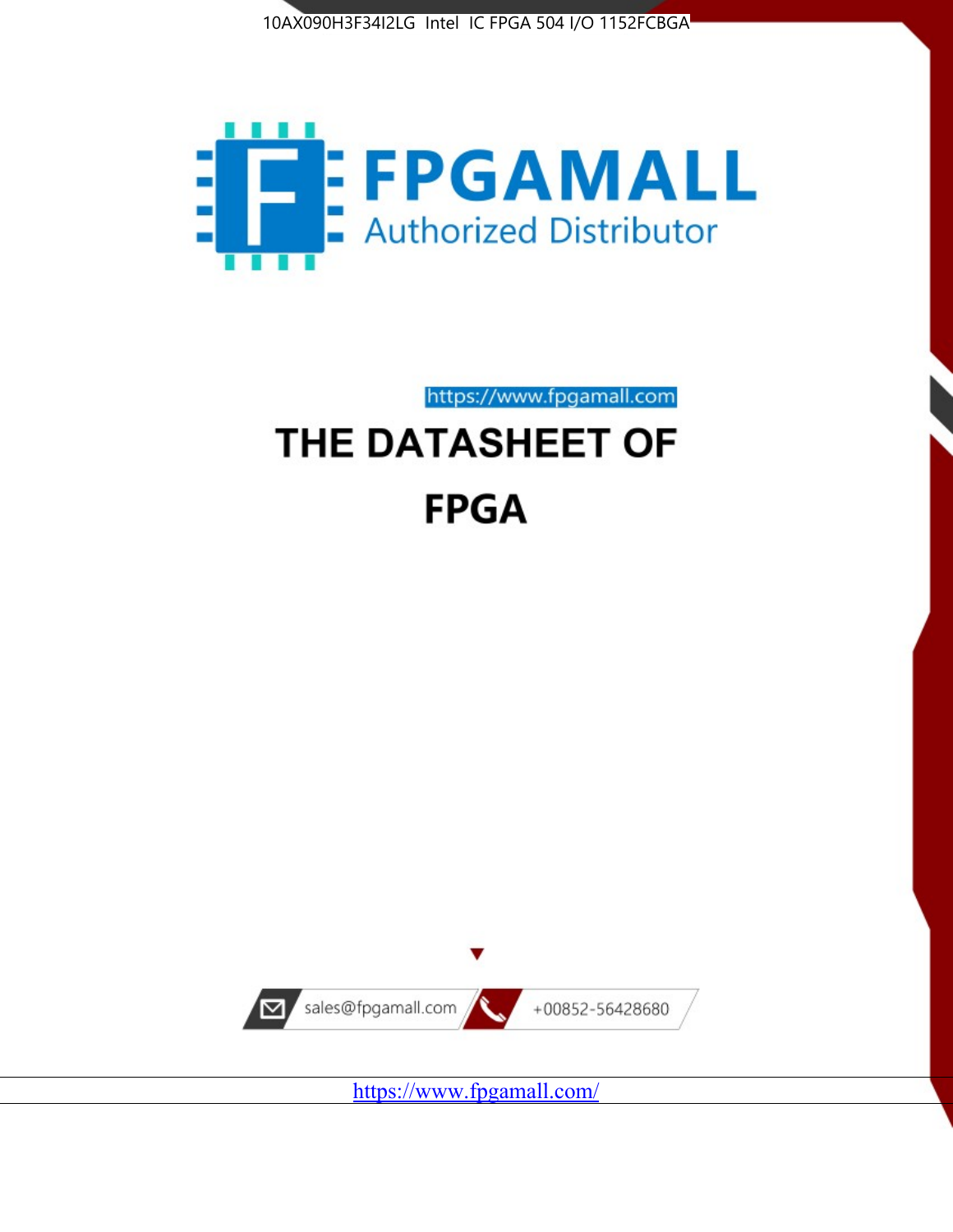10AX090H3F34I2LG Intel IC FPGA 504 I/O 1152FCBGA

FPGAMALL

Authorized Distributor

https://www.fpgamall.com

# THE DATASHEET OF

# FPGA

sales@fpgamall.com +00852-56428680

https://www.fpgamall.com/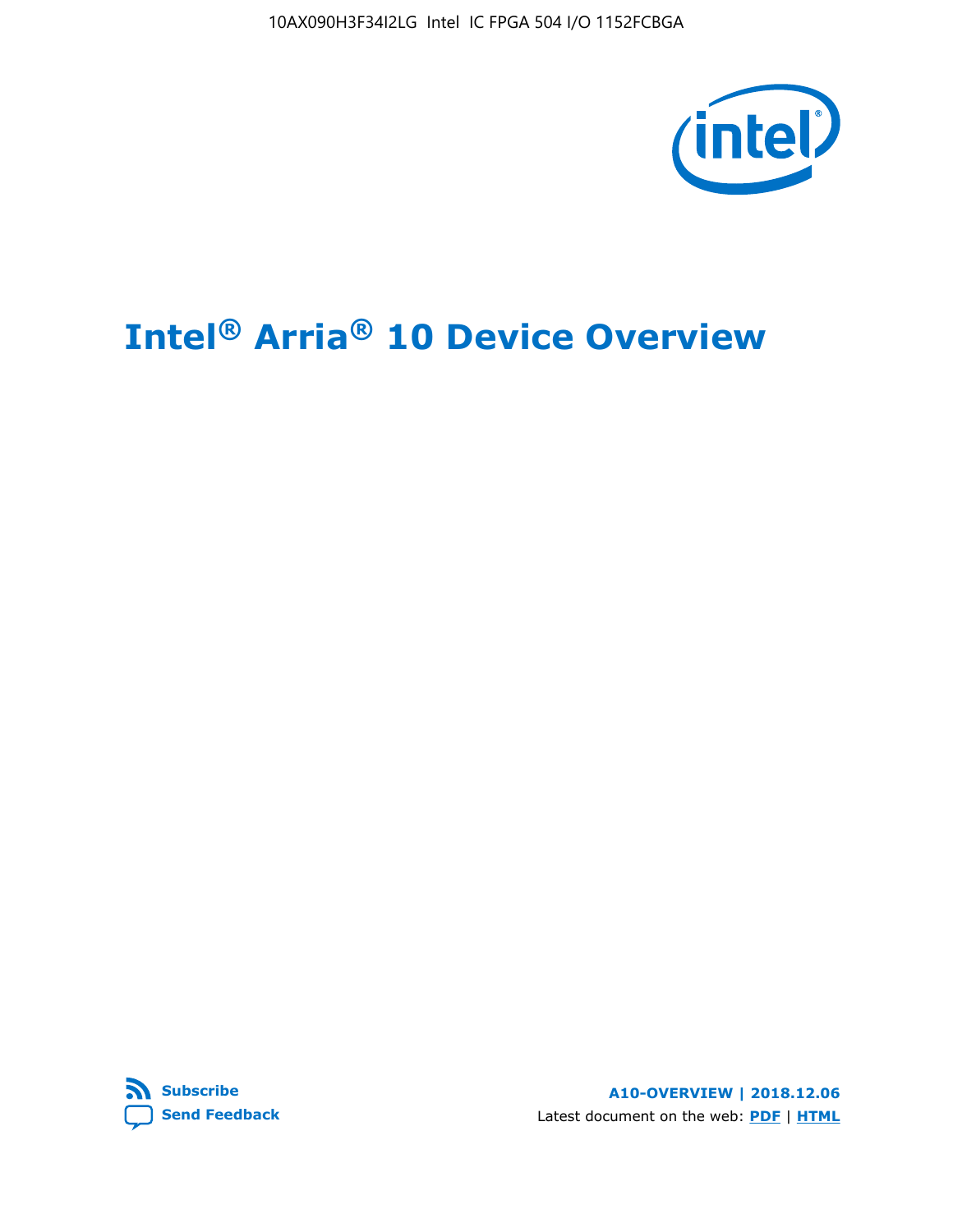# Intel® Arria® 10 Device Overview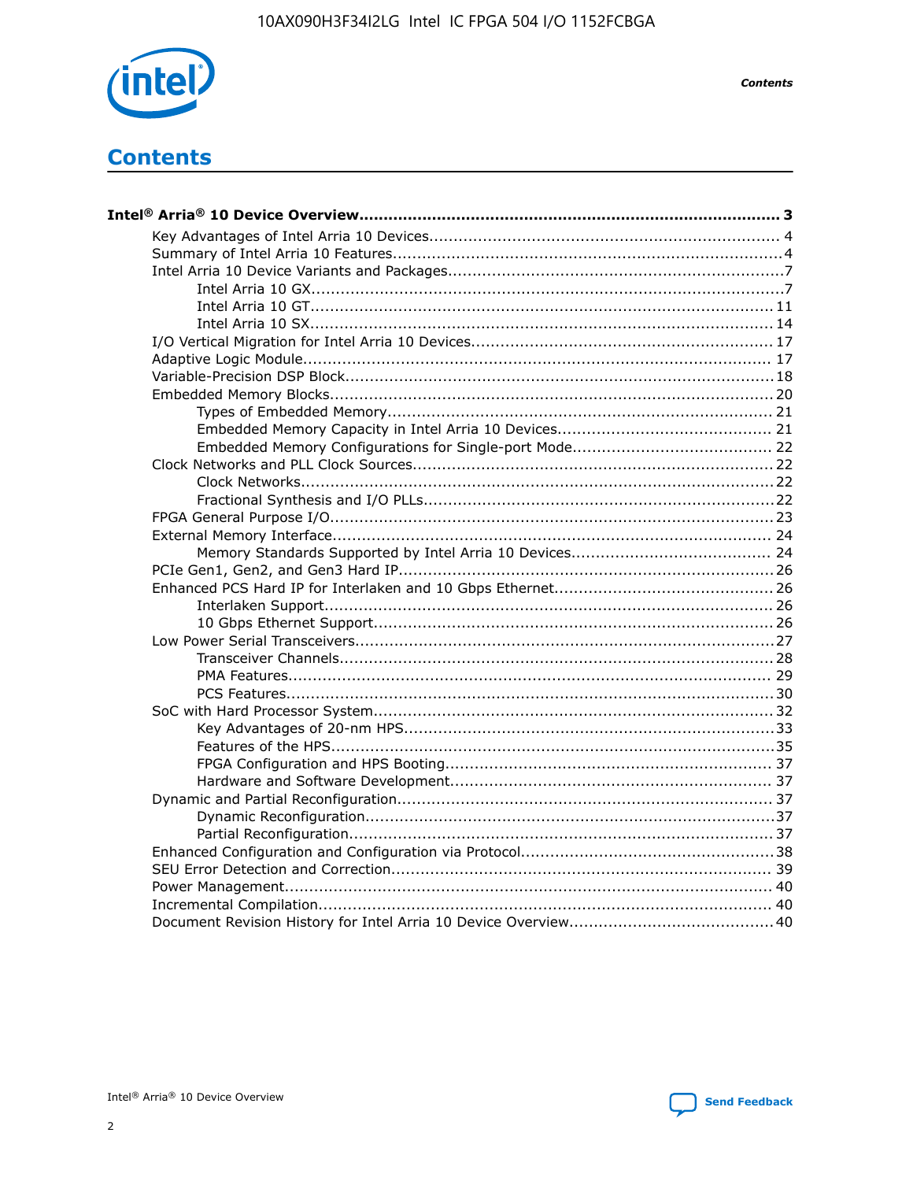# Contents

**Intel® Arria® 10 Device Overview...................................................................................... 3**

- Key Advantages of Intel Arria 10 Devices....................................................................... 4
- Summary of Intel Arria 10 Features................................................................................4
- Intel Arria 10 Device Variants and Packages....................................................................7
  - Intel Arria 10 GX..................................................................................................7
  - Intel Arria 10 GT................................................................................................ 11
  - Intel Arria 10 SX................................................................................................ 14
- I/O Vertical Migration for Intel Arria 10 Devices.............................................................. 17
- Adaptive Logic Module................................................................................................ 17
- Variable-Precision DSP Block.........................................................................................18
- Embedded Memory Blocks........................................................................................... 20
  - Types of Embedded Memory............................................................................... 21
  - Embedded Memory Capacity in Intel Arria 10 Devices............................................ 21
  - Embedded Memory Configurations for Single-port Mode......................................... 22
- Clock Networks and PLL Clock Sources......................................................................... 22
  - Clock Networks..................................................................................................22
  - Fractional Synthesis and I/O PLLs........................................................................22
- FPGA General Purpose I/O.......................................................................................... 23
- External Memory Interface.......................................................................................... 24
  - Memory Standards Supported by Intel Arria 10 Devices......................................... 24
- PCIe Gen1, Gen2, and Gen3 Hard IP............................................................................ 26
- Enhanced PCS Hard IP for Interlaken and 10 Gbps Ethernet............................................ 26
  - Interlaken Support............................................................................................ 26
  - 10 Gbps Ethernet Support.................................................................................. 26
- Low Power Serial Transceivers..................................................................................... 27
  - Transceiver Channels......................................................................................... 28
  - PMA Features.................................................................................................... 29
  - PCS Features.................................................................................................... 30
- SoC with Hard Processor System.................................................................................. 32
  - Key Advantages of 20-nm HPS............................................................................ 33
  - Features of the HPS........................................................................................... 35
  - FPGA Configuration and HPS Booting................................................................... 37
  - Hardware and Software Development.................................................................. 37
- Dynamic and Partial Reconfiguration............................................................................ 37
  - Dynamic Reconfiguration.................................................................................... 37
  - Partial Reconfiguration....................................................................................... 37
- Enhanced Configuration and Configuration via Protocol.................................................... 38
- SEU Error Detection and Correction.............................................................................. 39
- Power Management.................................................................................................... 40
- Incremental Compilation............................................................................................. 40
- Document Revision History for Intel Arria 10 Device Overview.......................................... 40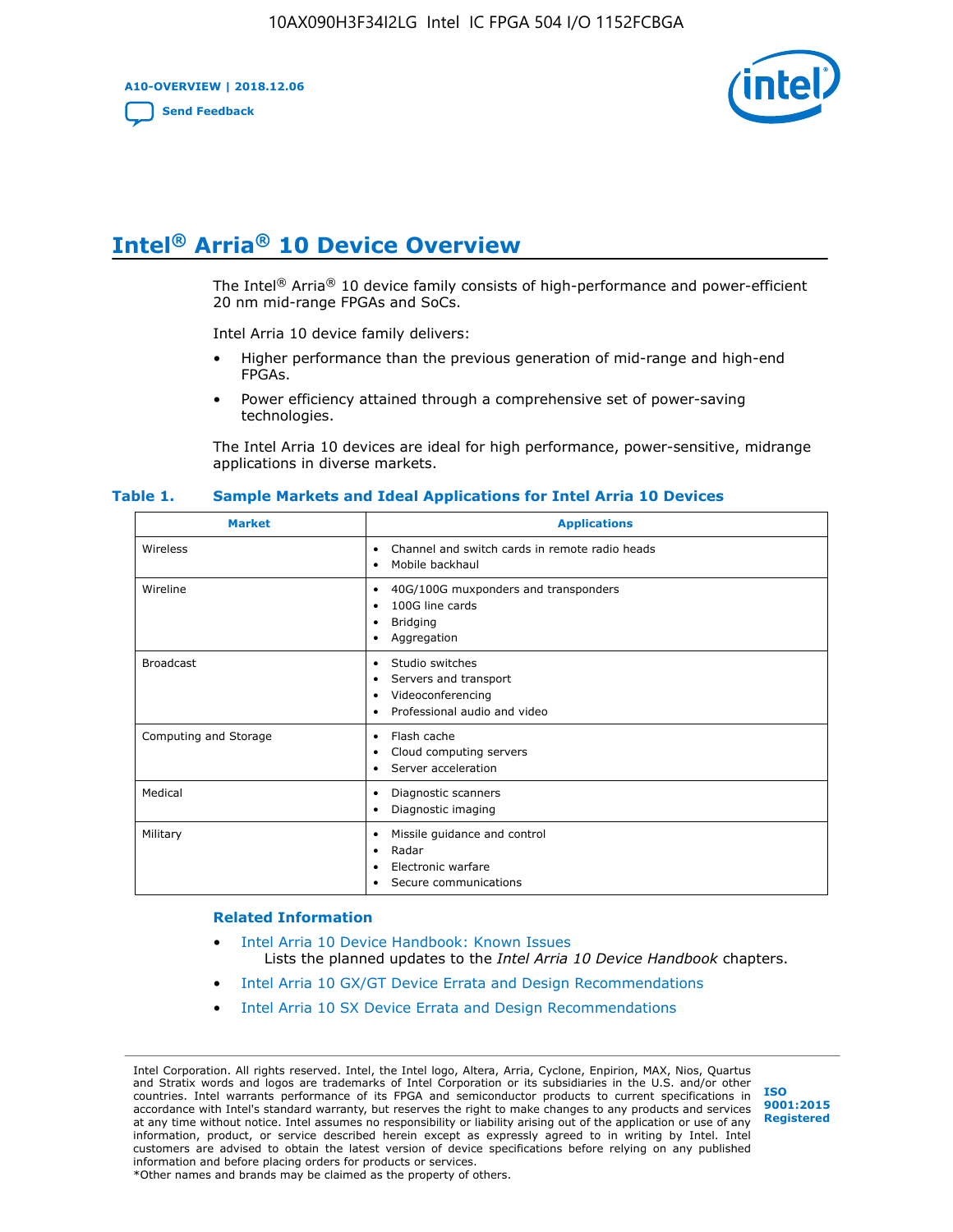# Intel® Arria® 10 Device Overview

The Intel® Arria® 10 device family consists of high-performance and power-efficient 20 nm mid-range FPGAs and SoCs.

Intel Arria 10 device family delivers:

- Higher performance than the previous generation of mid-range and high-end FPGAs.
- Power efficiency attained through a comprehensive set of power-saving technologies.

The Intel Arria 10 devices are ideal for high performance, power-sensitive, midrange applications in diverse markets.

**Table 1. Sample Markets and Ideal Applications for Intel Arria 10 Devices**

| Market | Applications |
| --- | --- |
| Wireless | • Channel and switch cards in remote radio heads<br>• Mobile backhaul |
| Wireline | • 40G/100G muxponders and transponders<br>• 100G line cards<br>• Bridging<br>• Aggregation |
| Broadcast | • Studio switches<br>• Servers and transport<br>• Videoconferencing<br>• Professional audio and video |
| Computing and Storage | • Flash cache<br>• Cloud computing servers<br>• Server acceleration |
| Medical | • Diagnostic scanners<br>• Diagnostic imaging |
| Military | • Missile guidance and control<br>• Radar<br>• Electronic warfare<br>• Secure communications |

### Related Information

- Intel Arria 10 Device Handbook: Known Issues
  Lists the planned updates to the *Intel Arria 10 Device Handbook* chapters.
- Intel Arria 10 GX/GT Device Errata and Design Recommendations
- Intel Arria 10 SX Device Errata and Design Recommendations

Intel Corporation. All rights reserved. Intel, the Intel logo, Altera, Arria, Cyclone, Enpirion, MAX, Nios, Quartus and Stratix words and logos are trademarks of Intel Corporation or its subsidiaries in the U.S. and/or other countries. Intel warrants performance of its FPGA and semiconductor products to current specifications in accordance with Intel's standard warranty, but reserves the right to make changes to any products and services at any time without notice. Intel assumes no responsibility or liability arising out of the application or use of any information, product, or service described herein except as expressly agreed to in writing by Intel. Intel customers are advised to obtain the latest version of device specifications before relying on any published information and before placing orders for products or services.
*Other names and brands may be claimed as the property of others.

ISO 9001:2015 Registered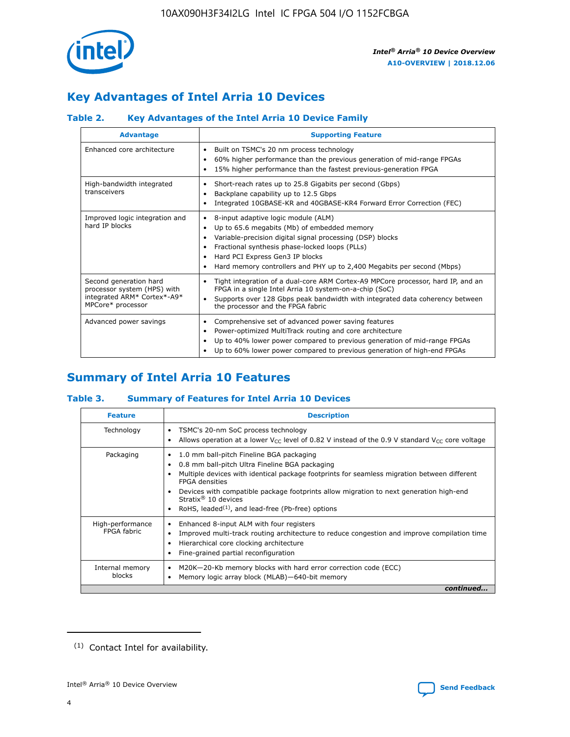## Key Advantages of Intel Arria 10 Devices

### Table 2. Key Advantages of the Intel Arria 10 Device Family

| Advantage | Supporting Feature |
|---|---|
| Enhanced core architecture | • Built on TSMC's 20 nm process technology<br>• 60% higher performance than the previous generation of mid-range FPGAs<br>• 15% higher performance than the fastest previous-generation FPGA |
| High-bandwidth integrated transceivers | • Short-reach rates up to 25.8 Gigabits per second (Gbps)<br>• Backplane capability up to 12.5 Gbps<br>• Integrated 10GBASE-KR and 40GBASE-KR4 Forward Error Correction (FEC) |
| Improved logic integration and hard IP blocks | • 8-input adaptive logic module (ALM)<br>• Up to 65.6 megabits (Mb) of embedded memory<br>• Variable-precision digital signal processing (DSP) blocks<br>• Fractional synthesis phase-locked loops (PLLs)<br>• Hard PCI Express Gen3 IP blocks<br>• Hard memory controllers and PHY up to 2,400 Megabits per second (Mbps) |
| Second generation hard processor system (HPS) with integrated ARM* Cortex*-A9* MPCore* processor | • Tight integration of a dual-core ARM Cortex-A9 MPCore processor, hard IP, and an FPGA in a single Intel Arria 10 system-on-a-chip (SoC)<br>• Supports over 128 Gbps peak bandwidth with integrated data coherency between the processor and the FPGA fabric |
| Advanced power savings | • Comprehensive set of advanced power saving features<br>• Power-optimized MultiTrack routing and core architecture<br>• Up to 40% lower power compared to previous generation of mid-range FPGAs<br>• Up to 60% lower power compared to previous generation of high-end FPGAs |

## Summary of Intel Arria 10 Features

### Table 3. Summary of Features for Intel Arria 10 Devices

| Feature | Description |
|---|---|
| Technology | • TSMC's 20-nm SoC process technology<br>• Allows operation at a lower $V_{CC}$ level of 0.82 V instead of the 0.9 V standard $V_{CC}$ core voltage |
| Packaging | • 1.0 mm ball-pitch Fineline BGA packaging<br>• 0.8 mm ball-pitch Ultra Fineline BGA packaging<br>• Multiple devices with identical package footprints for seamless migration between different FPGA densities<br>• Devices with compatible package footprints allow migration to next generation high-end Stratix® 10 devices<br>• RoHS, leaded[1], and lead-free (Pb-free) options |
| High-performance FPGA fabric | • Enhanced 8-input ALM with four registers<br>• Improved multi-track routing architecture to reduce congestion and improve compilation time<br>• Hierarchical core clocking architecture<br>• Fine-grained partial reconfiguration |
| Internal memory blocks | • M20K—20-Kb memory blocks with hard error correction code (ECC)<br>• Memory logic array block (MLAB)—640-bit memory |

*continued...*

(1) Contact Intel for availability.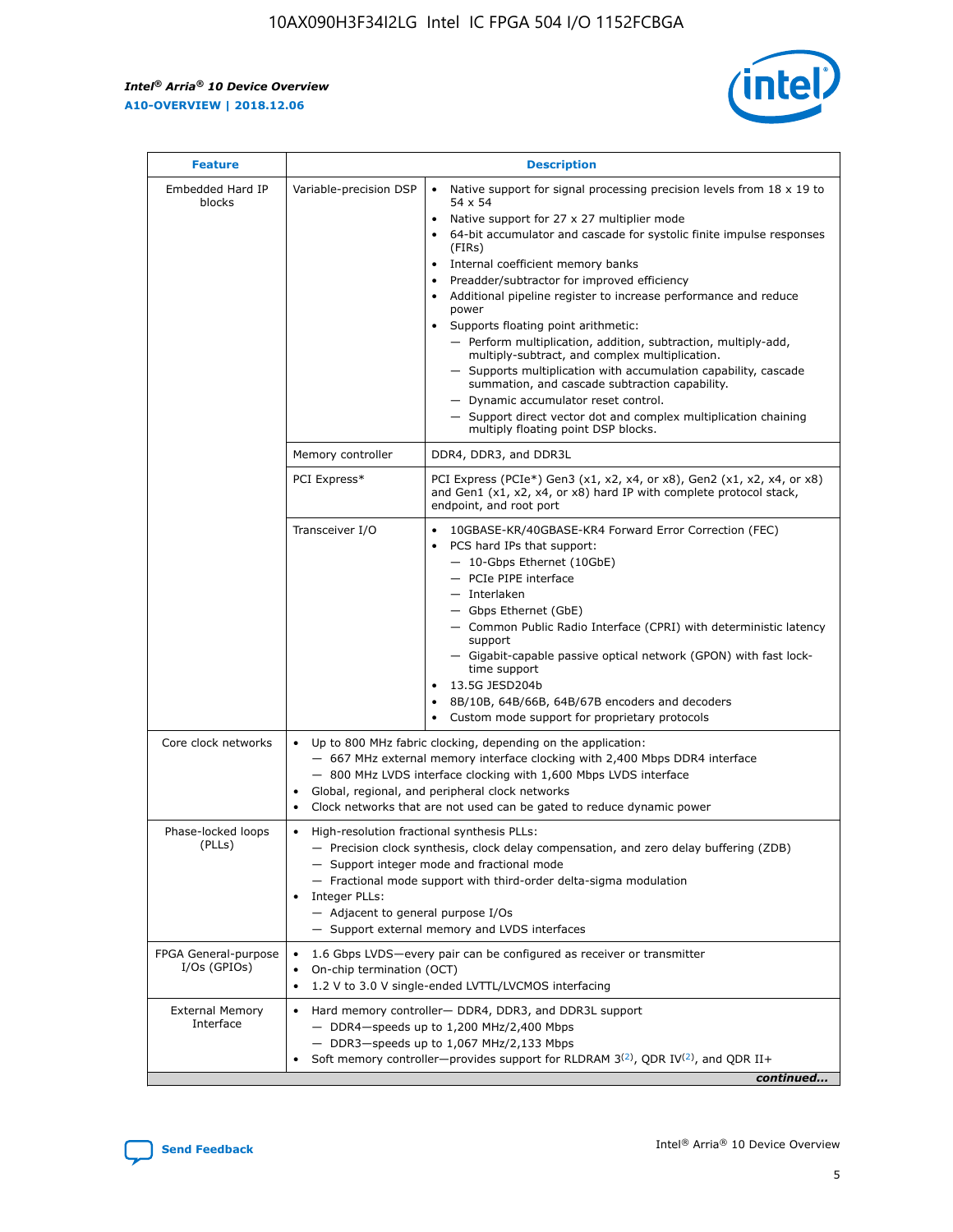| Feature | Description | |
|---|---|---|
| Embedded Hard IP blocks | Variable-precision DSP | • Native support for signal processing precision levels from 18 x 19 to 54 x 54<br>• Native support for 27 x 27 multiplier mode<br>• 64-bit accumulator and cascade for systolic finite impulse responses (FIRs)<br>• Internal coefficient memory banks<br>• Preadder/subtractor for improved efficiency<br>• Additional pipeline register to increase performance and reduce power<br>• Supports floating point arithmetic:<br>— Perform multiplication, addition, subtraction, multiply-add, multiply-subtract, and complex multiplication.<br>— Supports multiplication with accumulation capability, cascade summation, and cascade subtraction capability.<br>— Dynamic accumulator reset control.<br>— Support direct vector dot and complex multiplication chaining multiply floating point DSP blocks. |
| | Memory controller | DDR4, DDR3, and DDR3L |
| | PCI Express* | PCI Express (PCIe*) Gen3 (x1, x2, x4, or x8), Gen2 (x1, x2, x4, or x8) and Gen1 (x1, x2, x4, or x8) hard IP with complete protocol stack, endpoint, and root port |
| | Transceiver I/O | • 10GBASE-KR/40GBASE-KR4 Forward Error Correction (FEC)<br>• PCS hard IPs that support:<br>— 10-Gbps Ethernet (10GbE)<br>— PCIe PIPE interface<br>— Interlaken<br>— Gbps Ethernet (GbE)<br>— Common Public Radio Interface (CPRI) with deterministic latency support<br>— Gigabit-capable passive optical network (GPON) with fast lock-time support<br>• 13.5G JESD204b<br>• 8B/10B, 64B/66B, 64B/67B encoders and decoders<br>• Custom mode support for proprietary protocols |
| Core clock networks | • Up to 800 MHz fabric clocking, depending on the application:<br>— 667 MHz external memory interface clocking with 2,400 Mbps DDR4 interface<br>— 800 MHz LVDS interface clocking with 1,600 Mbps LVDS interface<br>• Global, regional, and peripheral clock networks<br>• Clock networks that are not used can be gated to reduce dynamic power | |
| Phase-locked loops (PLLs) | • High-resolution fractional synthesis PLLs:<br>— Precision clock synthesis, clock delay compensation, and zero delay buffering (ZDB)<br>— Support integer mode and fractional mode<br>— Fractional mode support with third-order delta-sigma modulation<br>• Integer PLLs:<br>— Adjacent to general purpose I/Os<br>— Support external memory and LVDS interfaces | |
| FPGA General-purpose I/Os (GPIOs) | • 1.6 Gbps LVDS—every pair can be configured as receiver or transmitter<br>• On-chip termination (OCT)<br>• 1.2 V to 3.0 V single-ended LVTTL/LVCMOS interfacing | |
| External Memory Interface | • Hard memory controller— DDR4, DDR3, and DDR3L support<br>— DDR4—speeds up to 1,200 MHz/2,400 Mbps<br>— DDR3—speeds up to 1,067 MHz/2,133 Mbps<br>• Soft memory controller—provides support for RLDRAM 3[(2)], QDR IV[(2)], and QDR II+ | |

*continued...*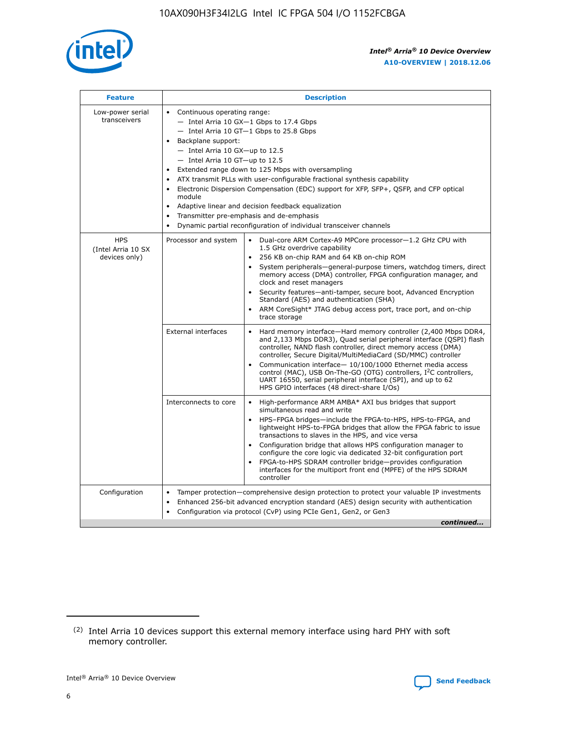| Feature | Description | |
|---|---|---|
| Low-power serial transceivers | • Continuous operating range:<br>— Intel Arria 10 GX—1 Gbps to 17.4 Gbps<br>— Intel Arria 10 GT—1 Gbps to 25.8 Gbps<br>• Backplane support:<br>— Intel Arria 10 GX—up to 12.5<br>— Intel Arria 10 GT—up to 12.5<br>• Extended range down to 125 Mbps with oversampling<br>• ATX transmit PLLs with user-configurable fractional synthesis capability<br>• Electronic Dispersion Compensation (EDC) support for XFP, SFP+, QSFP, and CFP optical module<br>• Adaptive linear and decision feedback equalization<br>• Transmitter pre-emphasis and de-emphasis<br>• Dynamic partial reconfiguration of individual transceiver channels | |
| HPS (Intel Arria 10 SX devices only) | Processor and system | • Dual-core ARM Cortex-A9 MPCore processor—1.2 GHz CPU with 1.5 GHz overdrive capability<br>• 256 KB on-chip RAM and 64 KB on-chip ROM<br>• System peripherals—general-purpose timers, watchdog timers, direct memory access (DMA) controller, FPGA configuration manager, and clock and reset managers<br>• Security features—anti-tamper, secure boot, Advanced Encryption Standard (AES) and authentication (SHA)<br>• ARM CoreSight* JTAG debug access port, trace port, and on-chip trace storage |
| | External interfaces | • Hard memory interface—Hard memory controller (2,400 Mbps DDR4, and 2,133 Mbps DDR3), Quad serial peripheral interface (QSPI) flash controller, NAND flash controller, direct memory access (DMA) controller, Secure Digital/MultiMediaCard (SD/MMC) controller<br>• Communication interface— 10/100/1000 Ethernet media access control (MAC), USB On-The-GO (OTG) controllers, I$^2$C controllers, UART 16550, serial peripheral interface (SPI), and up to 62 HPS GPIO interfaces (48 direct-share I/Os) |
| | Interconnects to core | • High-performance ARM AMBA* AXI bus bridges that support simultaneous read and write<br>• HPS–FPGA bridges—include the FPGA-to-HPS, HPS-to-FPGA, and lightweight HPS-to-FPGA bridges that allow the FPGA fabric to issue transactions to slaves in the HPS, and vice versa<br>• Configuration bridge that allows HPS configuration manager to configure the core logic via dedicated 32-bit configuration port<br>• FPGA-to-HPS SDRAM controller bridge—provides configuration interfaces for the multiport front end (MPFE) of the HPS SDRAM controller |
| Configuration | • Tamper protection—comprehensive design protection to protect your valuable IP investments<br>• Enhanced 256-bit advanced encryption standard (AES) design security with authentication<br>• Configuration via protocol (CvP) using PCIe Gen1, Gen2, or Gen3 | |

*continued...*

(2) Intel Arria 10 devices support this external memory interface using hard PHY with soft memory controller.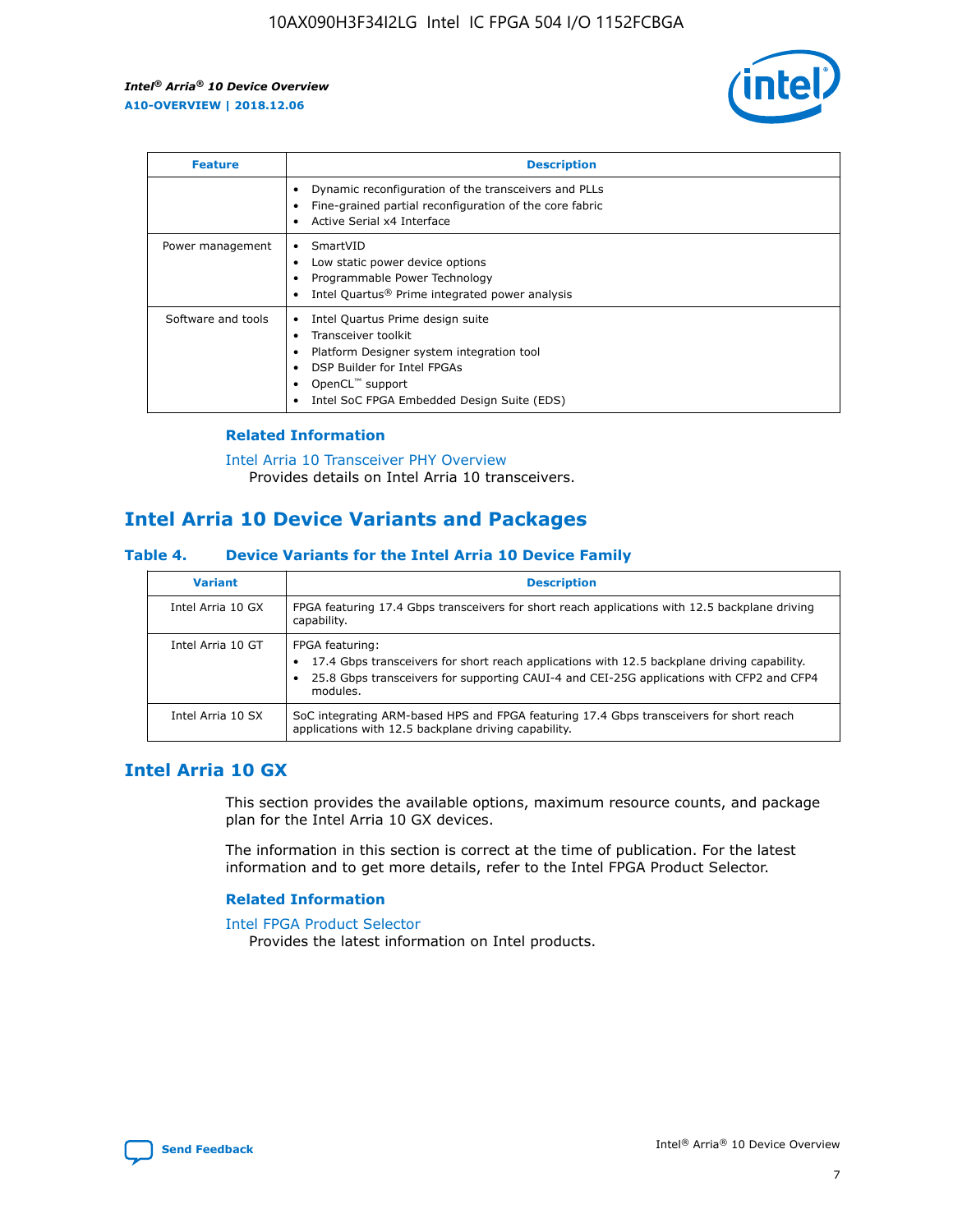| Feature | Description |
| --- | --- |
|  | • Dynamic reconfiguration of the transceivers and PLLs<br>• Fine-grained partial reconfiguration of the core fabric<br>• Active Serial x4 Interface |
| Power management | • SmartVID<br>• Low static power device options<br>• Programmable Power Technology<br>• Intel Quartus® Prime integrated power analysis |
| Software and tools | • Intel Quartus Prime design suite<br>• Transceiver toolkit<br>• Platform Designer system integration tool<br>• DSP Builder for Intel FPGAs<br>• OpenCL™ support<br>• Intel SoC FPGA Embedded Design Suite (EDS) |

### Related Information

Intel Arria 10 Transceiver PHY Overview
Provides details on Intel Arria 10 transceivers.

## Intel Arria 10 Device Variants and Packages

#### Table 4. Device Variants for the Intel Arria 10 Device Family

| Variant | Description |
| --- | --- |
| Intel Arria 10 GX | FPGA featuring 17.4 Gbps transceivers for short reach applications with 12.5 backplane driving capability. |
| Intel Arria 10 GT | FPGA featuring:<br>• 17.4 Gbps transceivers for short reach applications with 12.5 backplane driving capability.<br>• 25.8 Gbps transceivers for supporting CAUI-4 and CEI-25G applications with CFP2 and CFP4 modules. |
| Intel Arria 10 SX | SoC integrating ARM-based HPS and FPGA featuring 17.4 Gbps transceivers for short reach applications with 12.5 backplane driving capability. |

## Intel Arria 10 GX

This section provides the available options, maximum resource counts, and package plan for the Intel Arria 10 GX devices.

The information in this section is correct at the time of publication. For the latest information and to get more details, refer to the Intel FPGA Product Selector.

### Related Information

Intel FPGA Product Selector
Provides the latest information on Intel products.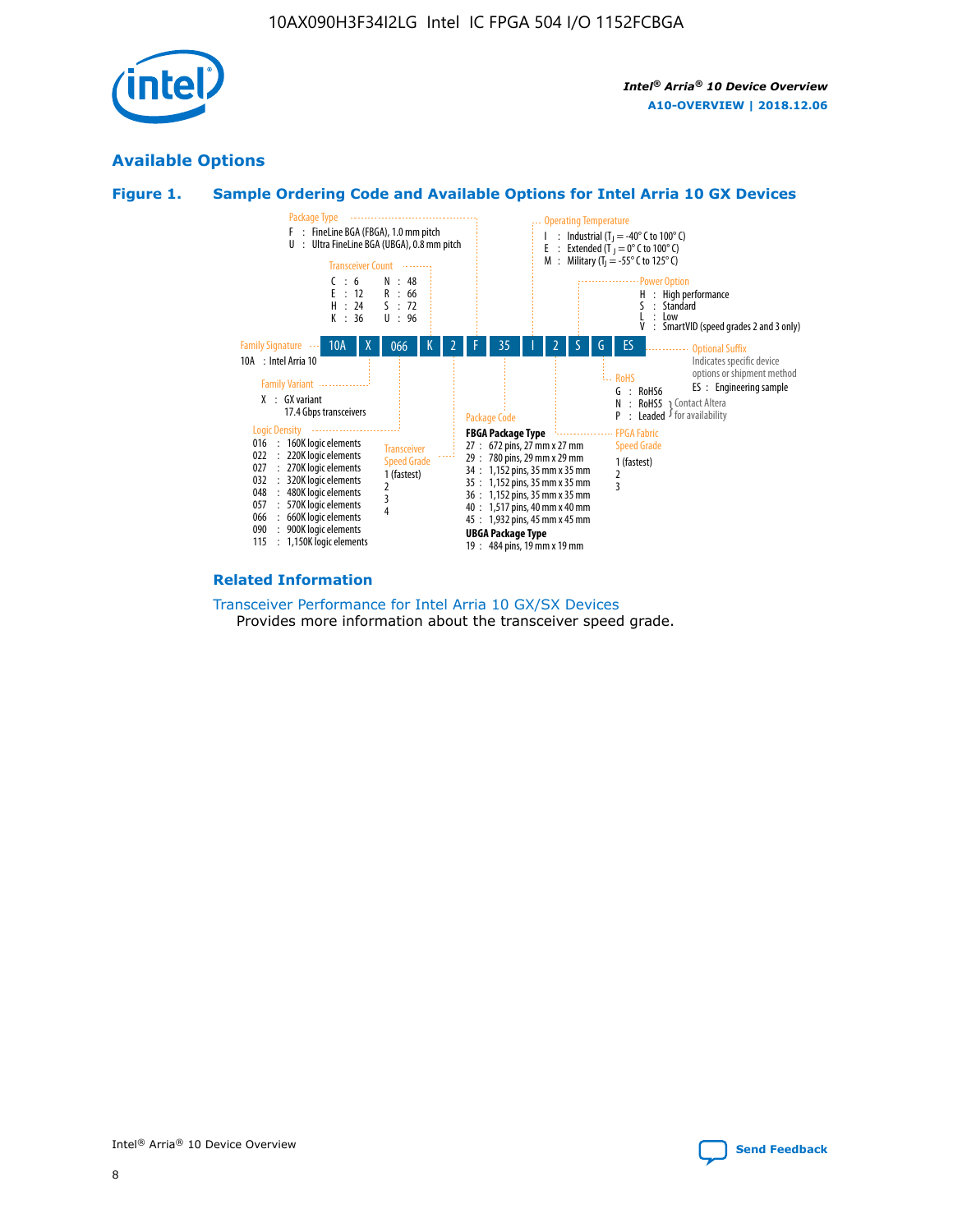## Available Options

### Figure 1. Sample Ordering Code and Available Options for Intel Arria 10 GX Devices

| 10A | X | 066 | K | 2 | F | 35 | I | 2 | S | G | ES |
|---|---|---|---|---|---|---|---|---|---|---|---|

**Family Signature**
10A : Intel Arria 10

**Family Variant**
X : GX variant
17.4 Gbps transceivers

**Logic Density**
016 : 160K logic elements
022 : 220K logic elements
027 : 270K logic elements
032 : 320K logic elements
048 : 480K logic elements
057 : 570K logic elements
066 : 660K logic elements
090 : 900K logic elements
115 : 1,150K logic elements

**Transceiver Count**
C : 6
E : 12
H : 24
K : 36
N : 48
R : 66
S : 72
U : 96

**Transceiver Speed Grade**
1 (fastest)
2
3
4

**Package Type**
F : FineLine BGA (FBGA), 1.0 mm pitch
U : Ultra FineLine BGA (UBGA), 0.8 mm pitch

**Package Code**

**FBGA Package Type**
27 : 672 pins, 27 mm x 27 mm
29 : 780 pins, 29 mm x 29 mm
34 : 1,152 pins, 35 mm x 35 mm
35 : 1,152 pins, 35 mm x 35 mm
36 : 1,152 pins, 35 mm x 35 mm
40 : 1,517 pins, 40 mm x 40 mm
45 : 1,932 pins, 45 mm x 45 mm

**UBGA Package Type**
19 : 484 pins, 19 mm x 19 mm

**Operating Temperature**
I : Industrial ($T_J$ = -40° C to 100° C)
E : Extended ($T_J$ = 0° C to 100° C)
M : Military ($T_J$ = -55° C to 125° C)

**FPGA Fabric Speed Grade**
1 (fastest)
2
3

**Power Option**
H : High performance
S : Standard
L : Low
V : SmartVID (speed grades 2 and 3 only)

**RoHS**
G : RoHS6
N : RoHS5 } Contact Altera for availability
P : Leaded } Contact Altera for availability

**Optional Suffix**
Indicates specific device options or shipment method
ES : Engineering sample

### Related Information

Transceiver Performance for Intel Arria 10 GX/SX Devices
Provides more information about the transceiver speed grade.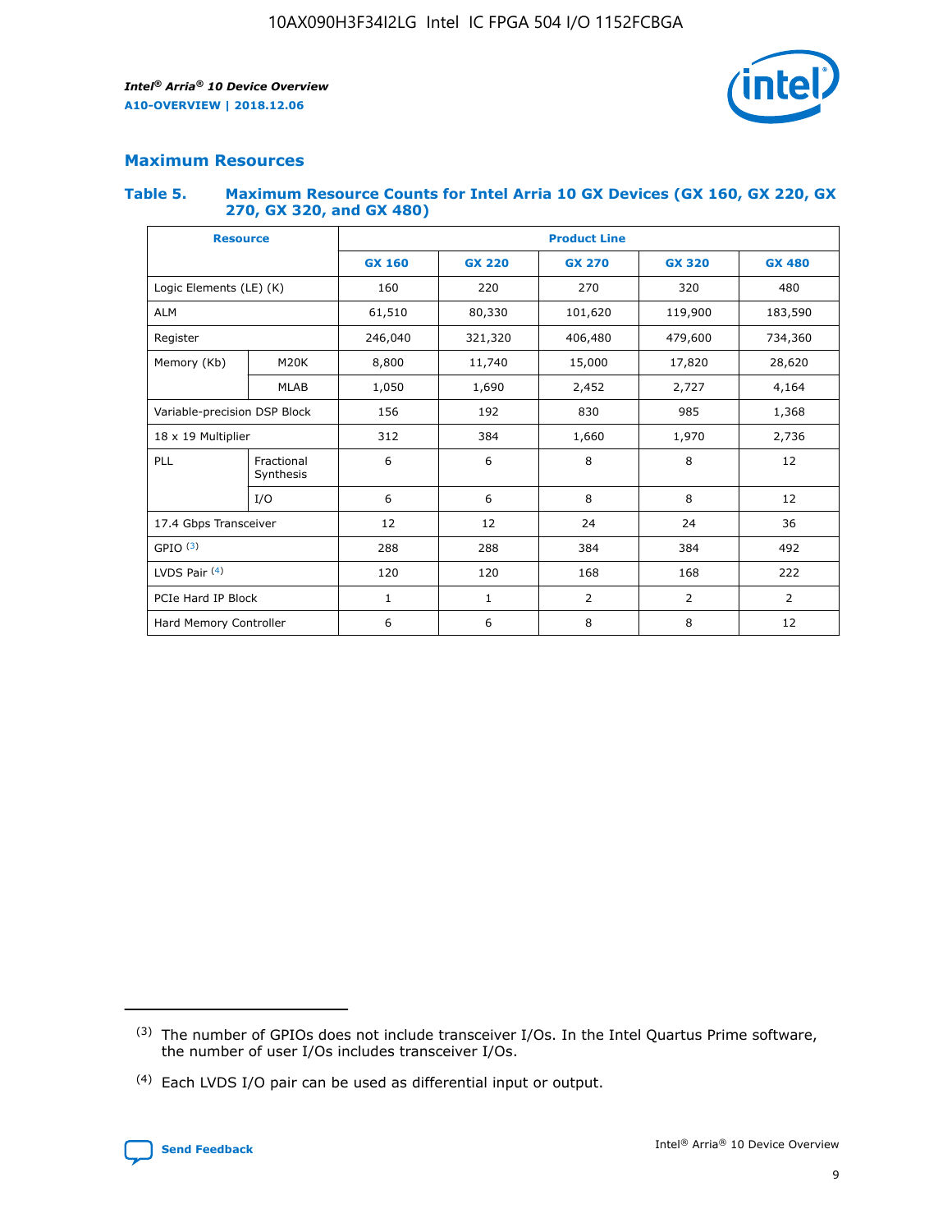## Maximum Resources

### Table 5. Maximum Resource Counts for Intel Arria 10 GX Devices (GX 160, GX 220, GX 270, GX 320, and GX 480)

| Resource | | Product Line | | | | |
|---|---|---|---|---|---|---|
| | | GX 160 | GX 220 | GX 270 | GX 320 | GX 480 |
| Logic Elements (LE) (K) | | 160 | 220 | 270 | 320 | 480 |
| ALM | | 61,510 | 80,330 | 101,620 | 119,900 | 183,590 |
| Register | | 246,040 | 321,320 | 406,480 | 479,600 | 734,360 |
| Memory (Kb) | M20K | 8,800 | 11,740 | 15,000 | 17,820 | 28,620 |
| | MLAB | 1,050 | 1,690 | 2,452 | 2,727 | 4,164 |
| Variable-precision DSP Block | | 156 | 192 | 830 | 985 | 1,368 |
| 18 x 19 Multiplier | | 312 | 384 | 1,660 | 1,970 | 2,736 |
| PLL | Fractional Synthesis | 6 | 6 | 8 | 8 | 12 |
| | I/O | 6 | 6 | 8 | 8 | 12 |
| 17.4 Gbps Transceiver | | 12 | 12 | 24 | 24 | 36 |
| GPIO [(3)] | | 288 | 288 | 384 | 384 | 492 |
| LVDS Pair [(4)] | | 120 | 120 | 168 | 168 | 222 |
| PCIe Hard IP Block | | 1 | 1 | 2 | 2 | 2 |
| Hard Memory Controller | | 6 | 6 | 8 | 8 | 12 |

(3) The number of GPIOs does not include transceiver I/Os. In the Intel Quartus Prime software, the number of user I/Os includes transceiver I/Os.

(4) Each LVDS I/O pair can be used as differential input or output.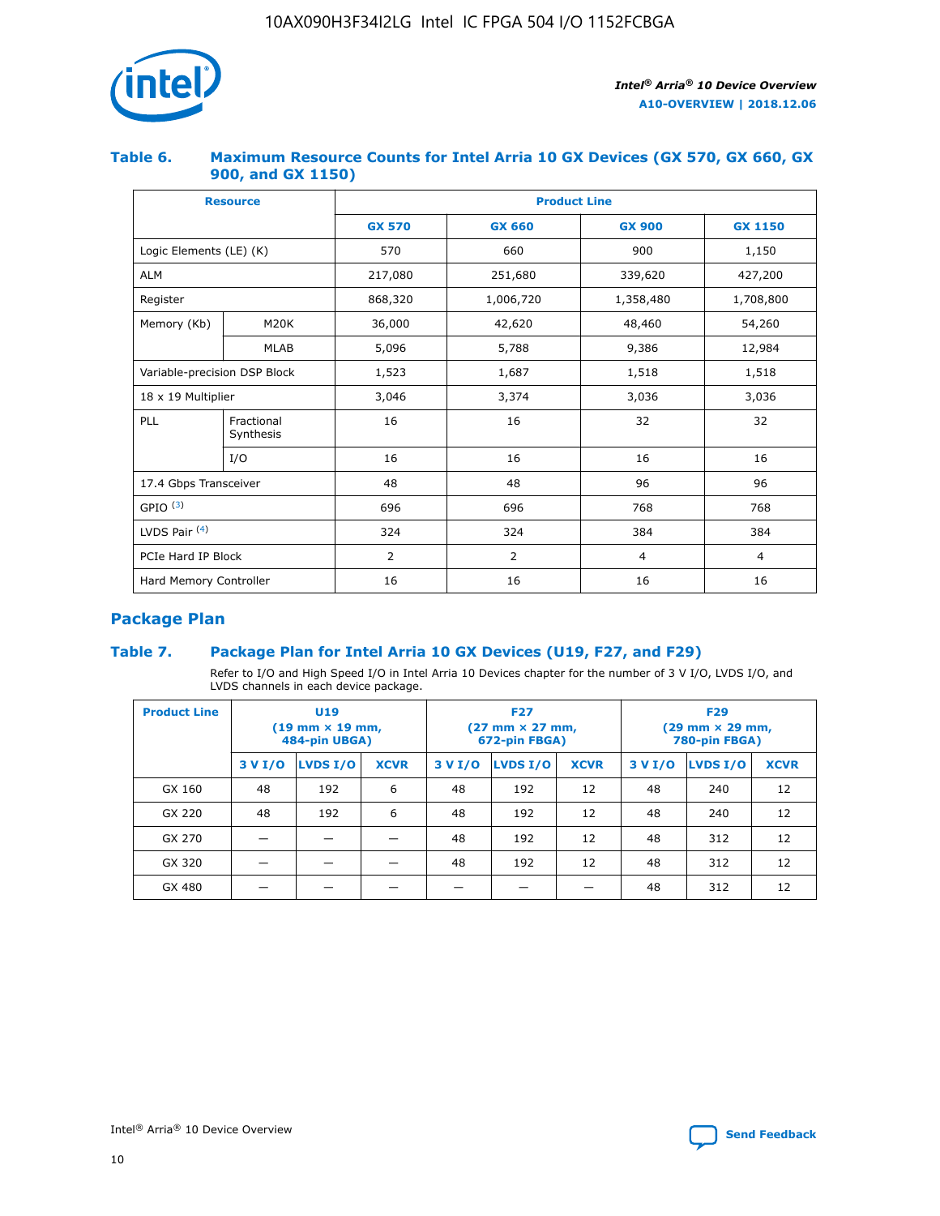### Table 6. Maximum Resource Counts for Intel Arria 10 GX Devices (GX 570, GX 660, GX 900, and GX 1150)

| Resource | | Product Line | | | |
|---|---|---|---|---|---|
| | | GX 570 | GX 660 | GX 900 | GX 1150 |
| Logic Elements (LE) (K) | | 570 | 660 | 900 | 1,150 |
| ALM | | 217,080 | 251,680 | 339,620 | 427,200 |
| Register | | 868,320 | 1,006,720 | 1,358,480 | 1,708,800 |
| Memory (Kb) | M20K | 36,000 | 42,620 | 48,460 | 54,260 |
| | MLAB | 5,096 | 5,788 | 9,386 | 12,984 |
| Variable-precision DSP Block | | 1,523 | 1,687 | 1,518 | 1,518 |
| 18 x 19 Multiplier | | 3,046 | 3,374 | 3,036 | 3,036 |
| PLL | Fractional Synthesis | 16 | 16 | 32 | 32 |
| | I/O | 16 | 16 | 16 | 16 |
| 17.4 Gbps Transceiver | | 48 | 48 | 96 | 96 |
| GPIO [(3)] | | 696 | 696 | 768 | 768 |
| LVDS Pair [(4)] | | 324 | 324 | 384 | 384 |
| PCIe Hard IP Block | | 2 | 2 | 4 | 4 |
| Hard Memory Controller | | 16 | 16 | 16 | 16 |

## Package Plan

### Table 7. Package Plan for Intel Arria 10 GX Devices (U19, F27, and F29)

Refer to I/O and High Speed I/O in Intel Arria 10 Devices chapter for the number of 3 V I/O, LVDS I/O, and LVDS channels in each device package.

| Product Line | U19 (19 mm × 19 mm, 484-pin UBGA) | | | F27 (27 mm × 27 mm, 672-pin FBGA) | | | F29 (29 mm × 29 mm, 780-pin FBGA) | | |
|---|---|---|---|---|---|---|---|---|---|
| | 3 V I/O | LVDS I/O | XCVR | 3 V I/O | LVDS I/O | XCVR | 3 V I/O | LVDS I/O | XCVR |
| GX 160 | 48 | 192 | 6 | 48 | 192 | 12 | 48 | 240 | 12 |
| GX 220 | 48 | 192 | 6 | 48 | 192 | 12 | 48 | 240 | 12 |
| GX 270 | — | — | — | 48 | 192 | 12 | 48 | 312 | 12 |
| GX 320 | — | — | — | 48 | 192 | 12 | 48 | 312 | 12 |
| GX 480 | — | — | — | — | — | — | 48 | 312 | 12 |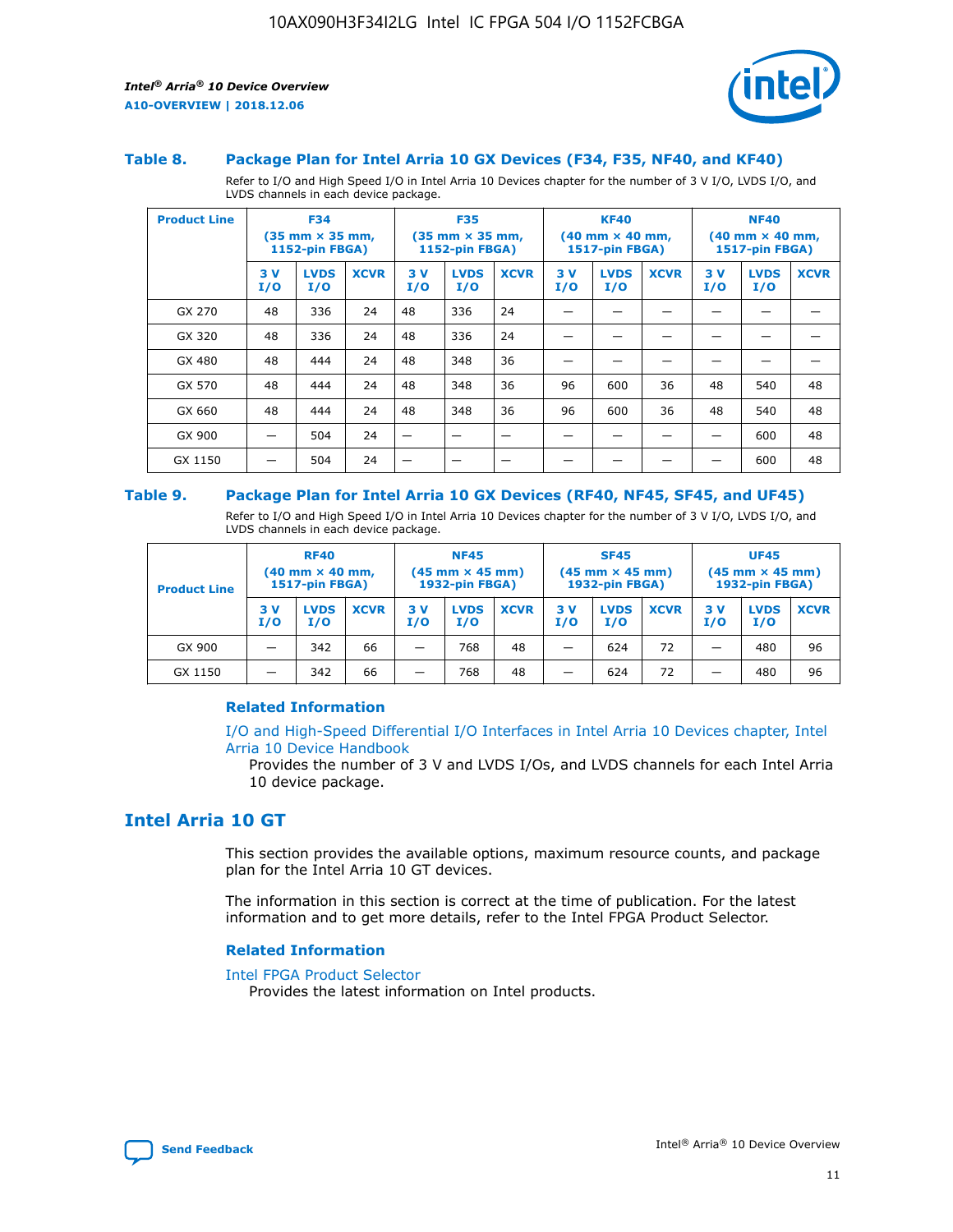### Table 8. Package Plan for Intel Arria 10 GX Devices (F34, F35, NF40, and KF40)

Refer to I/O and High Speed I/O in Intel Arria 10 Devices chapter for the number of 3 V I/O, LVDS I/O, and LVDS channels in each device package.

| Product Line | F34 (35 mm × 35 mm, 1152-pin FBGA) | | | F35 (35 mm × 35 mm, 1152-pin FBGA) | | | KF40 (40 mm × 40 mm, 1517-pin FBGA) | | | NF40 (40 mm × 40 mm, 1517-pin FBGA) | | |
|---|---|---|---|---|---|---|---|---|---|---|---|---|
| | 3 V I/O | LVDS I/O | XCVR | 3 V I/O | LVDS I/O | XCVR | 3 V I/O | LVDS I/O | XCVR | 3 V I/O | LVDS I/O | XCVR |
| GX 270 | 48 | 336 | 24 | 48 | 336 | 24 | — | — | — | — | — | — |
| GX 320 | 48 | 336 | 24 | 48 | 336 | 24 | — | — | — | — | — | — |
| GX 480 | 48 | 444 | 24 | 48 | 348 | 36 | — | — | — | — | — | — |
| GX 570 | 48 | 444 | 24 | 48 | 348 | 36 | 96 | 600 | 36 | 48 | 540 | 48 |
| GX 660 | 48 | 444 | 24 | 48 | 348 | 36 | 96 | 600 | 36 | 48 | 540 | 48 |
| GX 900 | — | 504 | 24 | — | — | — | — | — | — | — | 600 | 48 |
| GX 1150 | — | 504 | 24 | — | — | — | — | — | — | — | 600 | 48 |

### Table 9. Package Plan for Intel Arria 10 GX Devices (RF40, NF45, SF45, and UF45)

Refer to I/O and High Speed I/O in Intel Arria 10 Devices chapter for the number of 3 V I/O, LVDS I/O, and LVDS channels in each device package.

| Product Line | RF40 (40 mm × 40 mm, 1517-pin FBGA) | | | NF45 (45 mm × 45 mm) 1932-pin FBGA) | | | SF45 (45 mm × 45 mm) 1932-pin FBGA) | | | UF45 (45 mm × 45 mm) 1932-pin FBGA) | | |
|---|---|---|---|---|---|---|---|---|---|---|---|---|
| | 3 V I/O | LVDS I/O | XCVR | 3 V I/O | LVDS I/O | XCVR | 3 V I/O | LVDS I/O | XCVR | 3 V I/O | LVDS I/O | XCVR |
| GX 900 | — | 342 | 66 | — | 768 | 48 | — | 624 | 72 | — | 480 | 96 |
| GX 1150 | — | 342 | 66 | — | 768 | 48 | — | 624 | 72 | — | 480 | 96 |

#### Related Information

I/O and High-Speed Differential I/O Interfaces in Intel Arria 10 Devices chapter, Intel Arria 10 Device Handbook

Provides the number of 3 V and LVDS I/Os, and LVDS channels for each Intel Arria 10 device package.

## Intel Arria 10 GT

This section provides the available options, maximum resource counts, and package plan for the Intel Arria 10 GT devices.

The information in this section is correct at the time of publication. For the latest information and to get more details, refer to the Intel FPGA Product Selector.

#### Related Information

Intel FPGA Product Selector

Provides the latest information on Intel products.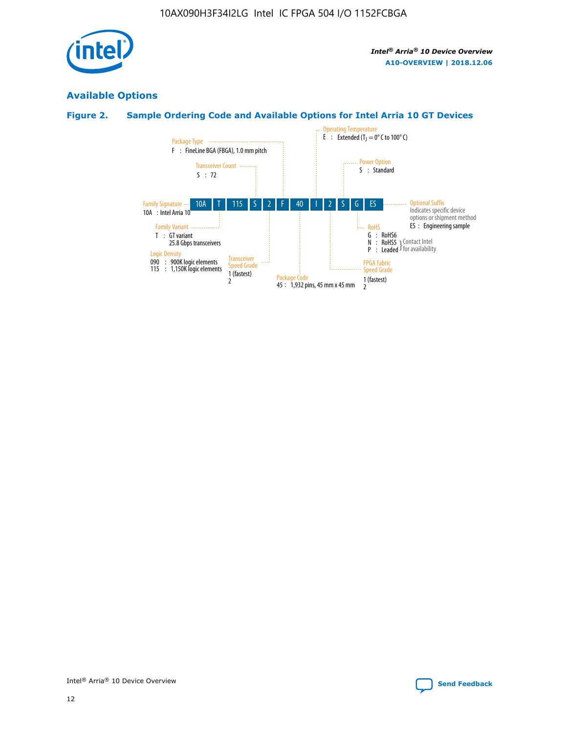## Available Options

### Figure 2. Sample Ordering Code and Available Options for Intel Arria 10 GT Devices

| Field | Code | Options |
| --- | --- | --- |
| Family Signature | 10A | 10A : Intel Arria 10 |
| Family Variant | T | T : GT variant, 25.8 Gbps transceivers |
| Logic Density | 115 | 090 : 900K logic elements; 115 : 1,150K logic elements |
| Transceiver Count | S | S : 72 |
| Transceiver Speed Grade | 2 | 1 (fastest); 2 |
| Package Type | F | F : FineLine BGA (FBGA), 1.0 mm pitch |
| Package Code | 40 | 45 : 1,932 pins, 45 mm x 45 mm |
| Operating Temperature | I | E : Extended ($T_J$ = 0° C to 100° C) |
| FPGA Fabric Speed Grade | 2 | 1 (fastest); 2 |
| Power Option | S | S : Standard |
| RoHS | G | G : RoHS6; N : RoHS5 (Contact Intel for availability); P : Leaded (Contact Intel for availability) |
| Optional Suffix | ES | Indicates specific device options or shipment method. ES : Engineering sample |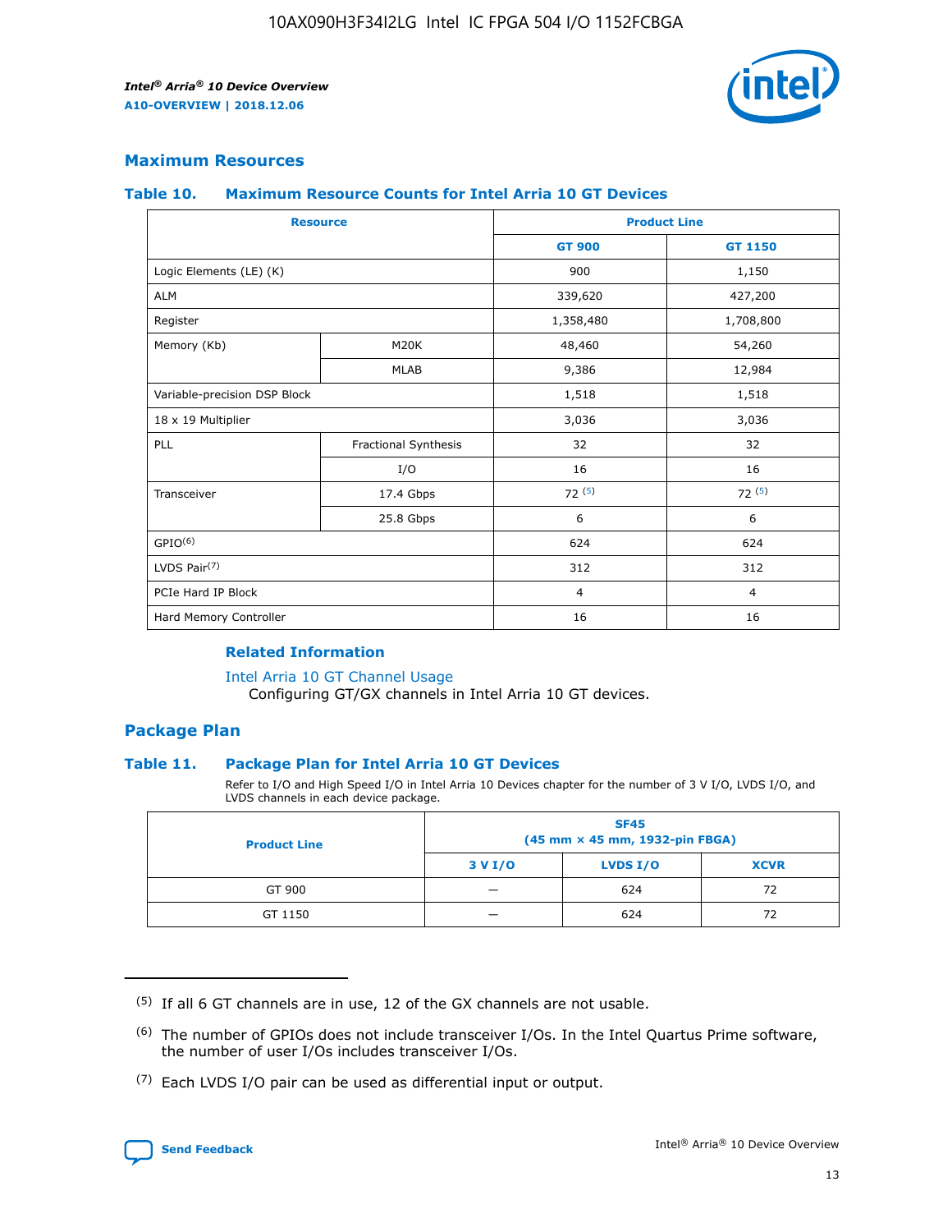## Maximum Resources

### Table 10. Maximum Resource Counts for Intel Arria 10 GT Devices

| Resource | | Product Line | |
|---|---|---|---|
| | | GT 900 | GT 1150 |
| Logic Elements (LE) (K) | | 900 | 1,150 |
| ALM | | 339,620 | 427,200 |
| Register | | 1,358,480 | 1,708,800 |
| Memory (Kb) | M20K | 48,460 | 54,260 |
| | MLAB | 9,386 | 12,984 |
| Variable-precision DSP Block | | 1,518 | 1,518 |
| 18 x 19 Multiplier | | 3,036 | 3,036 |
| PLL | Fractional Synthesis | 32 | 32 |
| | I/O | 16 | 16 |
| Transceiver | 17.4 Gbps | 72 (5) | 72 (5) |
| | 25.8 Gbps | 6 | 6 |
| GPIO(6) | | 624 | 624 |
| LVDS Pair(7) | | 312 | 312 |
| PCIe Hard IP Block | | 4 | 4 |
| Hard Memory Controller | | 16 | 16 |

#### Related Information

Intel Arria 10 GT Channel Usage
Configuring GT/GX channels in Intel Arria 10 GT devices.

## Package Plan

### Table 11. Package Plan for Intel Arria 10 GT Devices

Refer to I/O and High Speed I/O in Intel Arria 10 Devices chapter for the number of 3 V I/O, LVDS I/O, and LVDS channels in each device package.

| Product Line | SF45 (45 mm × 45 mm, 1932-pin FBGA) | | |
|---|---|---|---|
| | 3 V I/O | LVDS I/O | XCVR |
| GT 900 | — | 624 | 72 |
| GT 1150 | — | 624 | 72 |

(5) If all 6 GT channels are in use, 12 of the GX channels are not usable.

(6) The number of GPIOs does not include transceiver I/Os. In the Intel Quartus Prime software, the number of user I/Os includes transceiver I/Os.

(7) Each LVDS I/O pair can be used as differential input or output.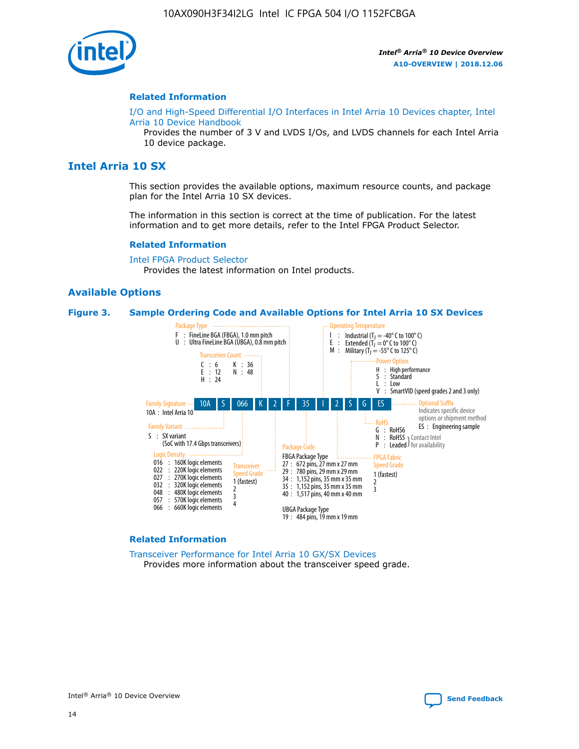#### Related Information

I/O and High-Speed Differential I/O Interfaces in Intel Arria 10 Devices chapter, Intel Arria 10 Device Handbook

Provides the number of 3 V and LVDS I/Os, and LVDS channels for each Intel Arria 10 device package.

## Intel Arria 10 SX

This section provides the available options, maximum resource counts, and package plan for the Intel Arria 10 SX devices.

The information in this section is correct at the time of publication. For the latest information and to get more details, refer to the Intel FPGA Product Selector.

#### Related Information

Intel FPGA Product Selector

Provides the latest information on Intel products.

### Available Options

**Figure 3. Sample Ordering Code and Available Options for Intel Arria 10 SX Devices**

Sample ordering code: 10A S 066 K 2 F 35 I 2 S G ES

- **Family Signature**
  - 10A : Intel Arria 10
- **Family Variant**
  - S : SX variant (SoC with 17.4 Gbps transceivers)
- **Logic Density**
  - 016 : 160K logic elements
  - 022 : 220K logic elements
  - 027 : 270K logic elements
  - 032 : 320K logic elements
  - 048 : 480K logic elements
  - 057 : 570K logic elements
  - 066 : 660K logic elements
- **Transceiver Count**
  - C : 6
  - E : 12
  - H : 24
  - K : 36
  - N : 48
- **Transceiver Speed Grade**
  - 1 (fastest)
  - 2
  - 3
  - 4
- **Package Type**
  - F : FineLine BGA (FBGA), 1.0 mm pitch
  - U : Ultra FineLine BGA (UBGA), 0.8 mm pitch
- **Package Code**
  - FBGA Package Type
    - 27 : 672 pins, 27 mm x 27 mm
    - 29 : 780 pins, 29 mm x 29 mm
    - 34 : 1,152 pins, 35 mm x 35 mm
    - 35 : 1,152 pins, 35 mm x 35 mm
    - 40 : 1,517 pins, 40 mm x 40 mm
  - UBGA Package Type
    - 19 : 484 pins, 19 mm x 19 mm
- **Operating Temperature**
  - I : Industrial ($T_J$ = -40° C to 100° C)
  - E : Extended ($T_J$ = 0° C to 100° C)
  - M : Military ($T_J$ = -55° C to 125° C)
- **FPGA Fabric Speed Grade**
  - 1 (fastest)
  - 2
  - 3
- **Power Option**
  - H : High performance
  - S : Standard
  - L : Low
  - V : SmartVID (speed grades 2 and 3 only)
- **RoHS**
  - G : RoHS6
  - N : RoHS5 (Contact Intel for availability)
  - P : Leaded (Contact Intel for availability)
- **Optional Suffix**
  - Indicates specific device options or shipment method
  - ES : Engineering sample

#### Related Information

Transceiver Performance for Intel Arria 10 GX/SX Devices

Provides more information about the transceiver speed grade.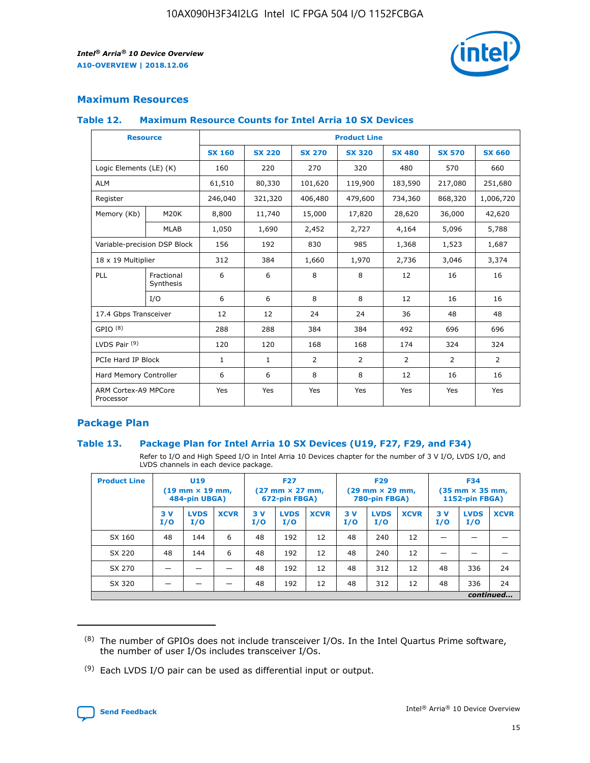## Maximum Resources

### Table 12. Maximum Resource Counts for Intel Arria 10 SX Devices

| Resource | | Product Line | | | | | | |
|---|---|---|---|---|---|---|---|---|
| | | SX 160 | SX 220 | SX 270 | SX 320 | SX 480 | SX 570 | SX 660 |
| Logic Elements (LE) (K) | | 160 | 220 | 270 | 320 | 480 | 570 | 660 |
| ALM | | 61,510 | 80,330 | 101,620 | 119,900 | 183,590 | 217,080 | 251,680 |
| Register | | 246,040 | 321,320 | 406,480 | 479,600 | 734,360 | 868,320 | 1,006,720 |
| Memory (Kb) | M20K | 8,800 | 11,740 | 15,000 | 17,820 | 28,620 | 36,000 | 42,620 |
| | MLAB | 1,050 | 1,690 | 2,452 | 2,727 | 4,164 | 5,096 | 5,788 |
| Variable-precision DSP Block | | 156 | 192 | 830 | 985 | 1,368 | 1,523 | 1,687 |
| 18 x 19 Multiplier | | 312 | 384 | 1,660 | 1,970 | 2,736 | 3,046 | 3,374 |
| PLL | Fractional Synthesis | 6 | 6 | 8 | 8 | 12 | 16 | 16 |
| | I/O | 6 | 6 | 8 | 8 | 12 | 16 | 16 |
| 17.4 Gbps Transceiver | | 12 | 12 | 24 | 24 | 36 | 48 | 48 |
| GPIO [(8)] | | 288 | 288 | 384 | 384 | 492 | 696 | 696 |
| LVDS Pair [(9)] | | 120 | 120 | 168 | 168 | 174 | 324 | 324 |
| PCIe Hard IP Block | | 1 | 1 | 2 | 2 | 2 | 2 | 2 |
| Hard Memory Controller | | 6 | 6 | 8 | 8 | 12 | 16 | 16 |
| ARM Cortex-A9 MPCore Processor | | Yes | Yes | Yes | Yes | Yes | Yes | Yes |

## Package Plan

### Table 13. Package Plan for Intel Arria 10 SX Devices (U19, F27, F29, and F34)

Refer to I/O and High Speed I/O in Intel Arria 10 Devices chapter for the number of 3 V I/O, LVDS I/O, and LVDS channels in each device package.

| Product Line | U19 (19 mm × 19 mm, 484-pin UBGA) | | | F27 (27 mm × 27 mm, 672-pin FBGA) | | | F29 (29 mm × 29 mm, 780-pin FBGA) | | | F34 (35 mm × 35 mm, 1152-pin FBGA) | | |
|---|---|---|---|---|---|---|---|---|---|---|---|---|
| | 3 V I/O | LVDS I/O | XCVR | 3 V I/O | LVDS I/O | XCVR | 3 V I/O | LVDS I/O | XCVR | 3 V I/O | LVDS I/O | XCVR |
| SX 160 | 48 | 144 | 6 | 48 | 192 | 12 | 48 | 240 | 12 | — | — | — |
| SX 220 | 48 | 144 | 6 | 48 | 192 | 12 | 48 | 240 | 12 | — | — | — |
| SX 270 | — | — | — | 48 | 192 | 12 | 48 | 312 | 12 | 48 | 336 | 24 |
| SX 320 | — | — | — | 48 | 192 | 12 | 48 | 312 | 12 | 48 | 336 | 24 |

*continued...*

(8) The number of GPIOs does not include transceiver I/Os. In the Intel Quartus Prime software, the number of user I/Os includes transceiver I/Os.

(9) Each LVDS I/O pair can be used as differential input or output.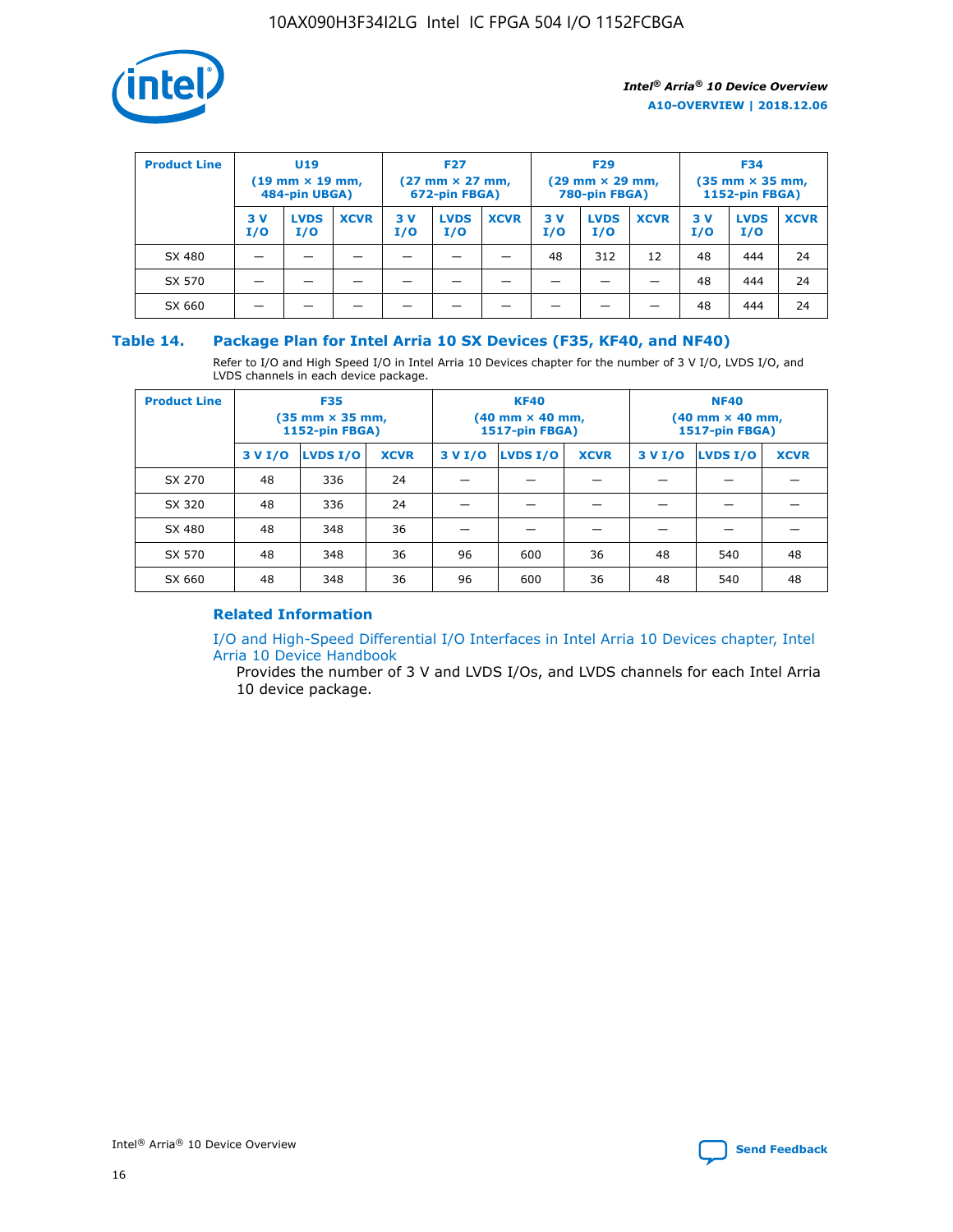| Product Line | U19 (19 mm × 19 mm, 484-pin UBGA) | | | F27 (27 mm × 27 mm, 672-pin FBGA) | | | F29 (29 mm × 29 mm, 780-pin FBGA) | | | F34 (35 mm × 35 mm, 1152-pin FBGA) | | |
|---|---|---|---|---|---|---|---|---|---|---|---|---|
| | 3 V I/O | LVDS I/O | XCVR | 3 V I/O | LVDS I/O | XCVR | 3 V I/O | LVDS I/O | XCVR | 3 V I/O | LVDS I/O | XCVR |
| SX 480 | — | — | — | — | — | — | 48 | 312 | 12 | 48 | 444 | 24 |
| SX 570 | — | — | — | — | — | — | — | — | — | 48 | 444 | 24 |
| SX 660 | — | — | — | — | — | — | — | — | — | 48 | 444 | 24 |

## Table 14. Package Plan for Intel Arria 10 SX Devices (F35, KF40, and NF40)

Refer to I/O and High Speed I/O in Intel Arria 10 Devices chapter for the number of 3 V I/O, LVDS I/O, and LVDS channels in each device package.

| Product Line | F35 (35 mm × 35 mm, 1152-pin FBGA) | | | KF40 (40 mm × 40 mm, 1517-pin FBGA) | | | NF40 (40 mm × 40 mm, 1517-pin FBGA) | | |
|---|---|---|---|---|---|---|---|---|---|
| | 3 V I/O | LVDS I/O | XCVR | 3 V I/O | LVDS I/O | XCVR | 3 V I/O | LVDS I/O | XCVR |
| SX 270 | 48 | 336 | 24 | — | — | — | — | — | — |
| SX 320 | 48 | 336 | 24 | — | — | — | — | — | — |
| SX 480 | 48 | 348 | 36 | — | — | — | — | — | — |
| SX 570 | 48 | 348 | 36 | 96 | 600 | 36 | 48 | 540 | 48 |
| SX 660 | 48 | 348 | 36 | 96 | 600 | 36 | 48 | 540 | 48 |

### Related Information

I/O and High-Speed Differential I/O Interfaces in Intel Arria 10 Devices chapter, Intel Arria 10 Device Handbook

Provides the number of 3 V and LVDS I/Os, and LVDS channels for each Intel Arria 10 device package.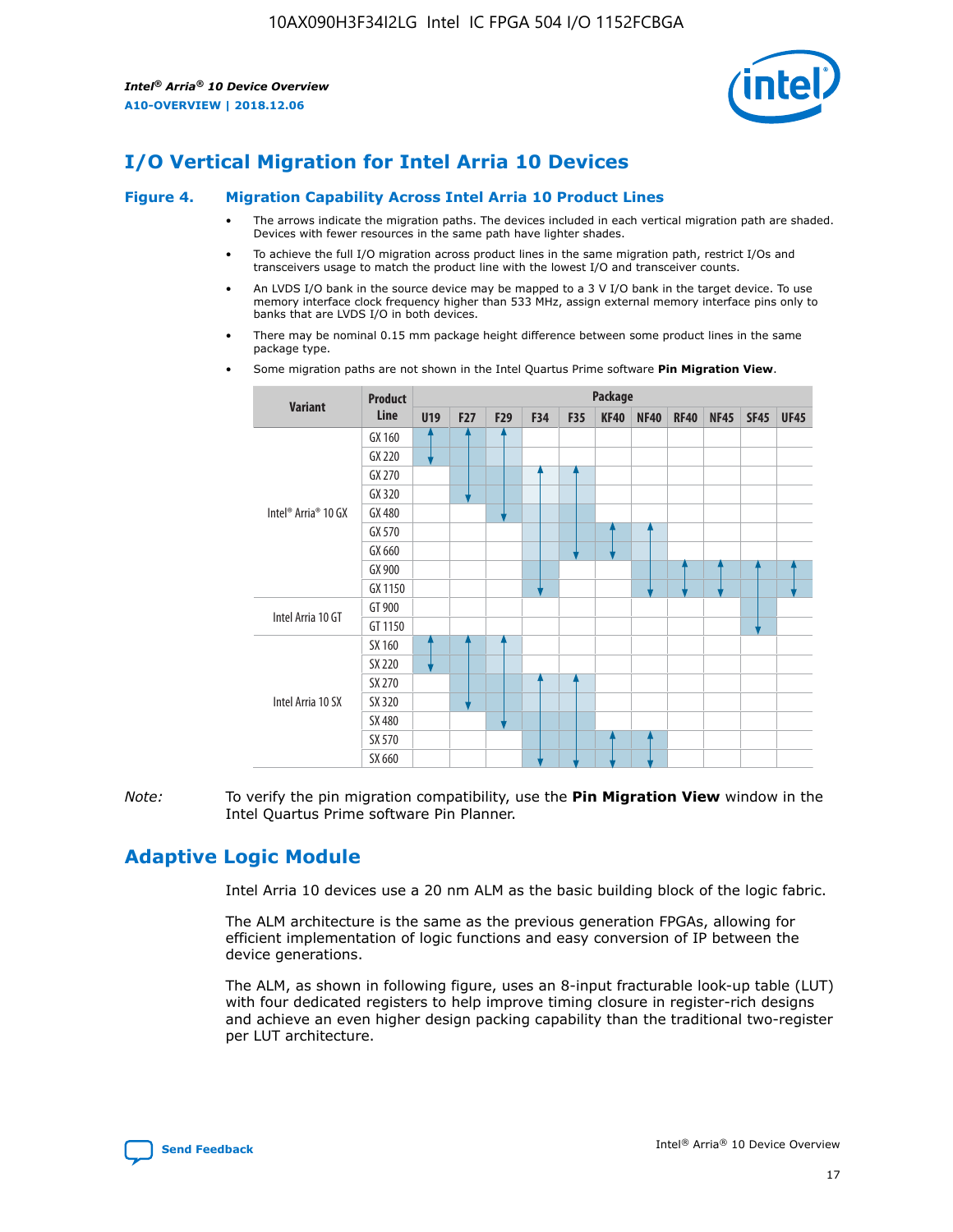# I/O Vertical Migration for Intel Arria 10 Devices

## Figure 4. Migration Capability Across Intel Arria 10 Product Lines

- The arrows indicate the migration paths. The devices included in each vertical migration path are shaded. Devices with fewer resources in the same path have lighter shades.
- To achieve the full I/O migration across product lines in the same migration path, restrict I/Os and transceivers usage to match the product line with the lowest I/O and transceiver counts.
- An LVDS I/O bank in the source device may be mapped to a 3 V I/O bank in the target device. To use memory interface clock frequency higher than 533 MHz, assign external memory interface pins only to banks that are LVDS I/O in both devices.
- There may be nominal 0.15 mm package height difference between some product lines in the same package type.
- Some migration paths are not shown in the Intel Quartus Prime software **Pin Migration View**.

| Variant | Product Line | Package | | | | | | | | | | |
|---|---|---|---|---|---|---|---|---|---|---|---|---|
| | | U19 | F27 | F29 | F34 | F35 | KF40 | NF40 | RF40 | NF45 | SF45 | UF45 |
| Intel® Arria® 10 GX | GX 160 | | | | | | | | | | | |
| | GX 220 | | | | | | | | | | | |
| | GX 270 | | | | | | | | | | | |
| | GX 320 | | | | | | | | | | | |
| | GX 480 | | | | | | | | | | | |
| | GX 570 | | | | | | | | | | | |
| | GX 660 | | | | | | | | | | | |
| | GX 900 | | | | | | | | | | | |
| | GX 1150 | | | | | | | | | | | |
| Intel Arria 10 GT | GT 900 | | | | | | | | | | | |
| | GT 1150 | | | | | | | | | | | |
| Intel Arria 10 SX | SX 160 | | | | | | | | | | | |
| | SX 220 | | | | | | | | | | | |
| | SX 270 | | | | | | | | | | | |
| | SX 320 | | | | | | | | | | | |
| | SX 480 | | | | | | | | | | | |
| | SX 570 | | | | | | | | | | | |
| | SX 660 | | | | | | | | | | | |

*Note:* To verify the pin migration compatibility, use the **Pin Migration View** window in the Intel Quartus Prime software Pin Planner.

# Adaptive Logic Module

Intel Arria 10 devices use a 20 nm ALM as the basic building block of the logic fabric.

The ALM architecture is the same as the previous generation FPGAs, allowing for efficient implementation of logic functions and easy conversion of IP between the device generations.

The ALM, as shown in following figure, uses an 8-input fracturable look-up table (LUT) with four dedicated registers to help improve timing closure in register-rich designs and achieve an even higher design packing capability than the traditional two-register per LUT architecture.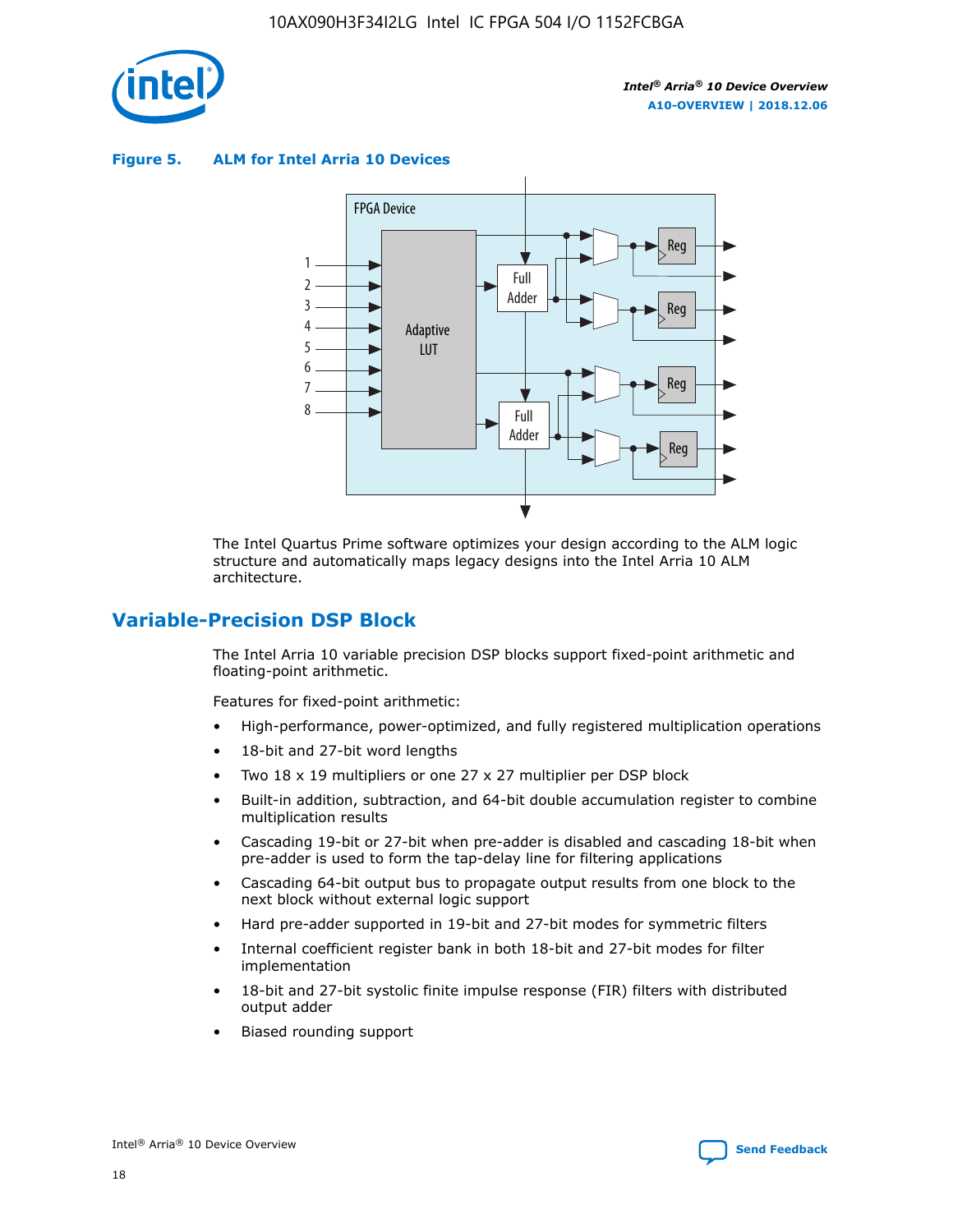**Figure 5. ALM for Intel Arria 10 Devices**

FPGA Device

1
2
3
4
5
6
7
8

Adaptive LUT

Full Adder

Full Adder

Reg

Reg

Reg

Reg

The Intel Quartus Prime software optimizes your design according to the ALM logic structure and automatically maps legacy designs into the Intel Arria 10 ALM architecture.

## Variable-Precision DSP Block

The Intel Arria 10 variable precision DSP blocks support fixed-point arithmetic and floating-point arithmetic.

Features for fixed-point arithmetic:

- High-performance, power-optimized, and fully registered multiplication operations
- 18-bit and 27-bit word lengths
- Two 18 x 19 multipliers or one 27 x 27 multiplier per DSP block
- Built-in addition, subtraction, and 64-bit double accumulation register to combine multiplication results
- Cascading 19-bit or 27-bit when pre-adder is disabled and cascading 18-bit when pre-adder is used to form the tap-delay line for filtering applications
- Cascading 64-bit output bus to propagate output results from one block to the next block without external logic support
- Hard pre-adder supported in 19-bit and 27-bit modes for symmetric filters
- Internal coefficient register bank in both 18-bit and 27-bit modes for filter implementation
- 18-bit and 27-bit systolic finite impulse response (FIR) filters with distributed output adder
- Biased rounding support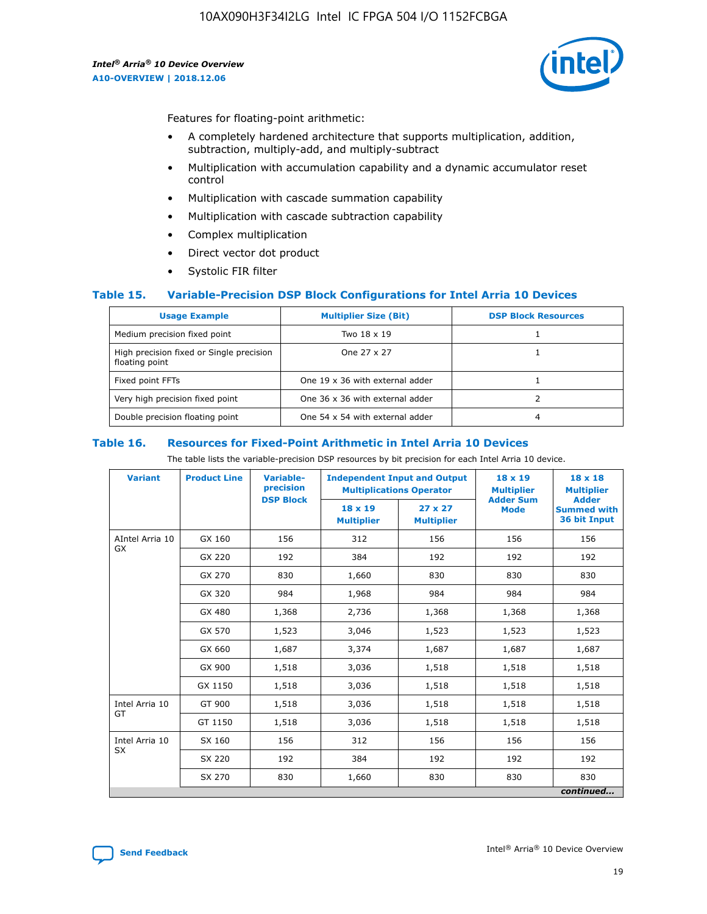Features for floating-point arithmetic:

- A completely hardened architecture that supports multiplication, addition, subtraction, multiply-add, and multiply-subtract
- Multiplication with accumulation capability and a dynamic accumulator reset control
- Multiplication with cascade summation capability
- Multiplication with cascade subtraction capability
- Complex multiplication
- Direct vector dot product
- Systolic FIR filter

### Table 15. Variable-Precision DSP Block Configurations for Intel Arria 10 Devices

| Usage Example | Multiplier Size (Bit) | DSP Block Resources |
|---|---|---|
| Medium precision fixed point | Two 18 x 19 | 1 |
| High precision fixed or Single precision floating point | One 27 x 27 | 1 |
| Fixed point FFTs | One 19 x 36 with external adder | 1 |
| Very high precision fixed point | One 36 x 36 with external adder | 2 |
| Double precision floating point | One 54 x 54 with external adder | 4 |

### Table 16. Resources for Fixed-Point Arithmetic in Intel Arria 10 Devices

The table lists the variable-precision DSP resources by bit precision for each Intel Arria 10 device.

| Variant | Product Line | Variable-precision DSP Block | Independent Input and Output Multiplications Operator | | 18 x 19 Multiplier Adder Sum Mode | 18 x 18 Multiplier Adder Summed with 36 bit Input |
|---|---|---|---|---|---|---|
| | | | 18 x 19 Multiplier | 27 x 27 Multiplier | | |
| AIntel Arria 10 GX | GX 160 | 156 | 312 | 156 | 156 | 156 |
| | GX 220 | 192 | 384 | 192 | 192 | 192 |
| | GX 270 | 830 | 1,660 | 830 | 830 | 830 |
| | GX 320 | 984 | 1,968 | 984 | 984 | 984 |
| | GX 480 | 1,368 | 2,736 | 1,368 | 1,368 | 1,368 |
| | GX 570 | 1,523 | 3,046 | 1,523 | 1,523 | 1,523 |
| | GX 660 | 1,687 | 3,374 | 1,687 | 1,687 | 1,687 |
| | GX 900 | 1,518 | 3,036 | 1,518 | 1,518 | 1,518 |
| | GX 1150 | 1,518 | 3,036 | 1,518 | 1,518 | 1,518 |
| Intel Arria 10 GT | GT 900 | 1,518 | 3,036 | 1,518 | 1,518 | 1,518 |
| | GT 1150 | 1,518 | 3,036 | 1,518 | 1,518 | 1,518 |
| Intel Arria 10 SX | SX 160 | 156 | 312 | 156 | 156 | 156 |
| | SX 220 | 192 | 384 | 192 | 192 | 192 |
| | SX 270 | 830 | 1,660 | 830 | 830 | 830 |

*continued...*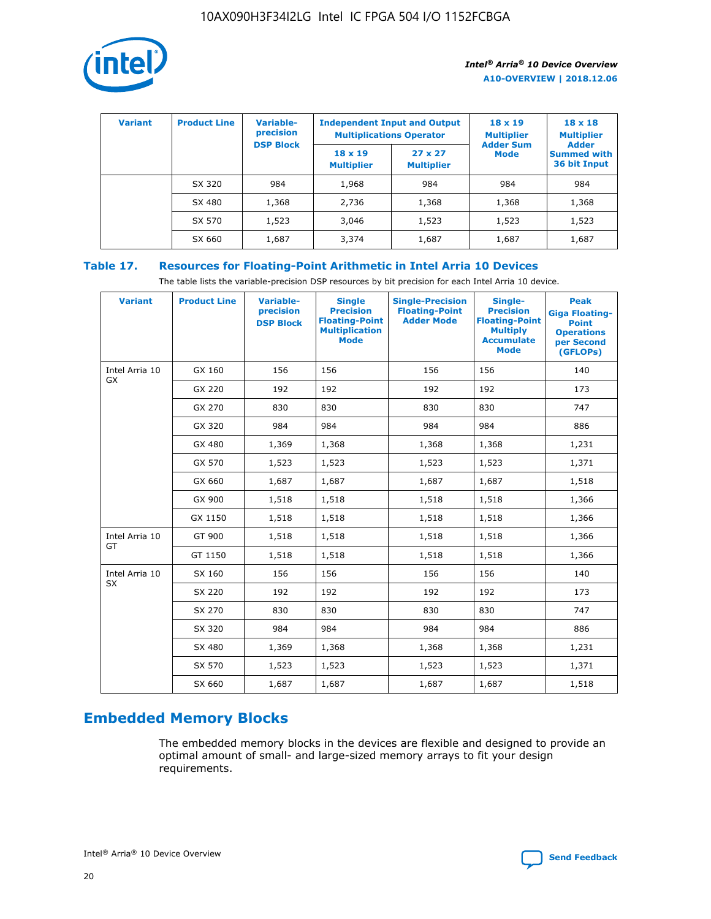| Variant | Product Line | Variable-precision DSP Block | Independent Input and Output Multiplications Operator | | 18 x 19 Multiplier Adder Sum Mode | 18 x 18 Multiplier Adder Summed with 36 bit Input |
|---|---|---|---|---|---|---|
| | | | 18 x 19 Multiplier | 27 x 27 Multiplier | | |
| | SX 320 | 984 | 1,968 | 984 | 984 | 984 |
| | SX 480 | 1,368 | 2,736 | 1,368 | 1,368 | 1,368 |
| | SX 570 | 1,523 | 3,046 | 1,523 | 1,523 | 1,523 |
| | SX 660 | 1,687 | 3,374 | 1,687 | 1,687 | 1,687 |

**Table 17. Resources for Floating-Point Arithmetic in Intel Arria 10 Devices**

The table lists the variable-precision DSP resources by bit precision for each Intel Arria 10 device.

| Variant | Product Line | Variable-precision DSP Block | Single Precision Floating-Point Multiplication Mode | Single-Precision Floating-Point Adder Mode | Single-Precision Floating-Point Multiply Accumulate Mode | Peak Giga Floating-Point Operations per Second (GFLOPs) |
|---|---|---|---|---|---|---|
| Intel Arria 10 GX | GX 160 | 156 | 156 | 156 | 156 | 140 |
| | GX 220 | 192 | 192 | 192 | 192 | 173 |
| | GX 270 | 830 | 830 | 830 | 830 | 747 |
| | GX 320 | 984 | 984 | 984 | 984 | 886 |
| | GX 480 | 1,369 | 1,368 | 1,368 | 1,368 | 1,231 |
| | GX 570 | 1,523 | 1,523 | 1,523 | 1,523 | 1,371 |
| | GX 660 | 1,687 | 1,687 | 1,687 | 1,687 | 1,518 |
| | GX 900 | 1,518 | 1,518 | 1,518 | 1,518 | 1,366 |
| | GX 1150 | 1,518 | 1,518 | 1,518 | 1,518 | 1,366 |
| Intel Arria 10 GT | GT 900 | 1,518 | 1,518 | 1,518 | 1,518 | 1,366 |
| | GT 1150 | 1,518 | 1,518 | 1,518 | 1,518 | 1,366 |
| Intel Arria 10 SX | SX 160 | 156 | 156 | 156 | 156 | 140 |
| | SX 220 | 192 | 192 | 192 | 192 | 173 |
| | SX 270 | 830 | 830 | 830 | 830 | 747 |
| | SX 320 | 984 | 984 | 984 | 984 | 886 |
| | SX 480 | 1,369 | 1,368 | 1,368 | 1,368 | 1,231 |
| | SX 570 | 1,523 | 1,523 | 1,523 | 1,523 | 1,371 |
| | SX 660 | 1,687 | 1,687 | 1,687 | 1,687 | 1,518 |

## Embedded Memory Blocks

The embedded memory blocks in the devices are flexible and designed to provide an optimal amount of small- and large-sized memory arrays to fit your design requirements.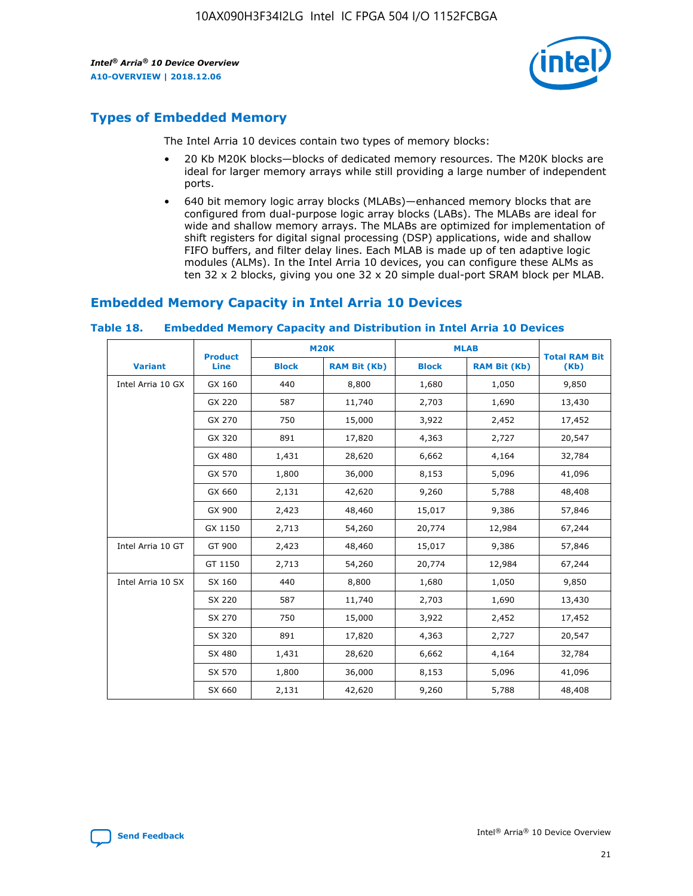## Types of Embedded Memory

The Intel Arria 10 devices contain two types of memory blocks:

- 20 Kb M20K blocks—blocks of dedicated memory resources. The M20K blocks are ideal for larger memory arrays while still providing a large number of independent ports.
- 640 bit memory logic array blocks (MLABs)—enhanced memory blocks that are configured from dual-purpose logic array blocks (LABs). The MLABs are ideal for wide and shallow memory arrays. The MLABs are optimized for implementation of shift registers for digital signal processing (DSP) applications, wide and shallow FIFO buffers, and filter delay lines. Each MLAB is made up of ten adaptive logic modules (ALMs). In the Intel Arria 10 devices, you can configure these ALMs as ten 32 x 2 blocks, giving you one 32 x 20 simple dual-port SRAM block per MLAB.

## Embedded Memory Capacity in Intel Arria 10 Devices

**Table 18. Embedded Memory Capacity and Distribution in Intel Arria 10 Devices**

| Variant | Product Line | M20K | | MLAB | | Total RAM Bit (Kb) |
|---|---|---|---|---|---|---|
| | | Block | RAM Bit (Kb) | Block | RAM Bit (Kb) | |
| Intel Arria 10 GX | GX 160 | 440 | 8,800 | 1,680 | 1,050 | 9,850 |
| | GX 220 | 587 | 11,740 | 2,703 | 1,690 | 13,430 |
| | GX 270 | 750 | 15,000 | 3,922 | 2,452 | 17,452 |
| | GX 320 | 891 | 17,820 | 4,363 | 2,727 | 20,547 |
| | GX 480 | 1,431 | 28,620 | 6,662 | 4,164 | 32,784 |
| | GX 570 | 1,800 | 36,000 | 8,153 | 5,096 | 41,096 |
| | GX 660 | 2,131 | 42,620 | 9,260 | 5,788 | 48,408 |
| | GX 900 | 2,423 | 48,460 | 15,017 | 9,386 | 57,846 |
| | GX 1150 | 2,713 | 54,260 | 20,774 | 12,984 | 67,244 |
| Intel Arria 10 GT | GT 900 | 2,423 | 48,460 | 15,017 | 9,386 | 57,846 |
| | GT 1150 | 2,713 | 54,260 | 20,774 | 12,984 | 67,244 |
| Intel Arria 10 SX | SX 160 | 440 | 8,800 | 1,680 | 1,050 | 9,850 |
| | SX 220 | 587 | 11,740 | 2,703 | 1,690 | 13,430 |
| | SX 270 | 750 | 15,000 | 3,922 | 2,452 | 17,452 |
| | SX 320 | 891 | 17,820 | 4,363 | 2,727 | 20,547 |
| | SX 480 | 1,431 | 28,620 | 6,662 | 4,164 | 32,784 |
| | SX 570 | 1,800 | 36,000 | 8,153 | 5,096 | 41,096 |
| | SX 660 | 2,131 | 42,620 | 9,260 | 5,788 | 48,408 |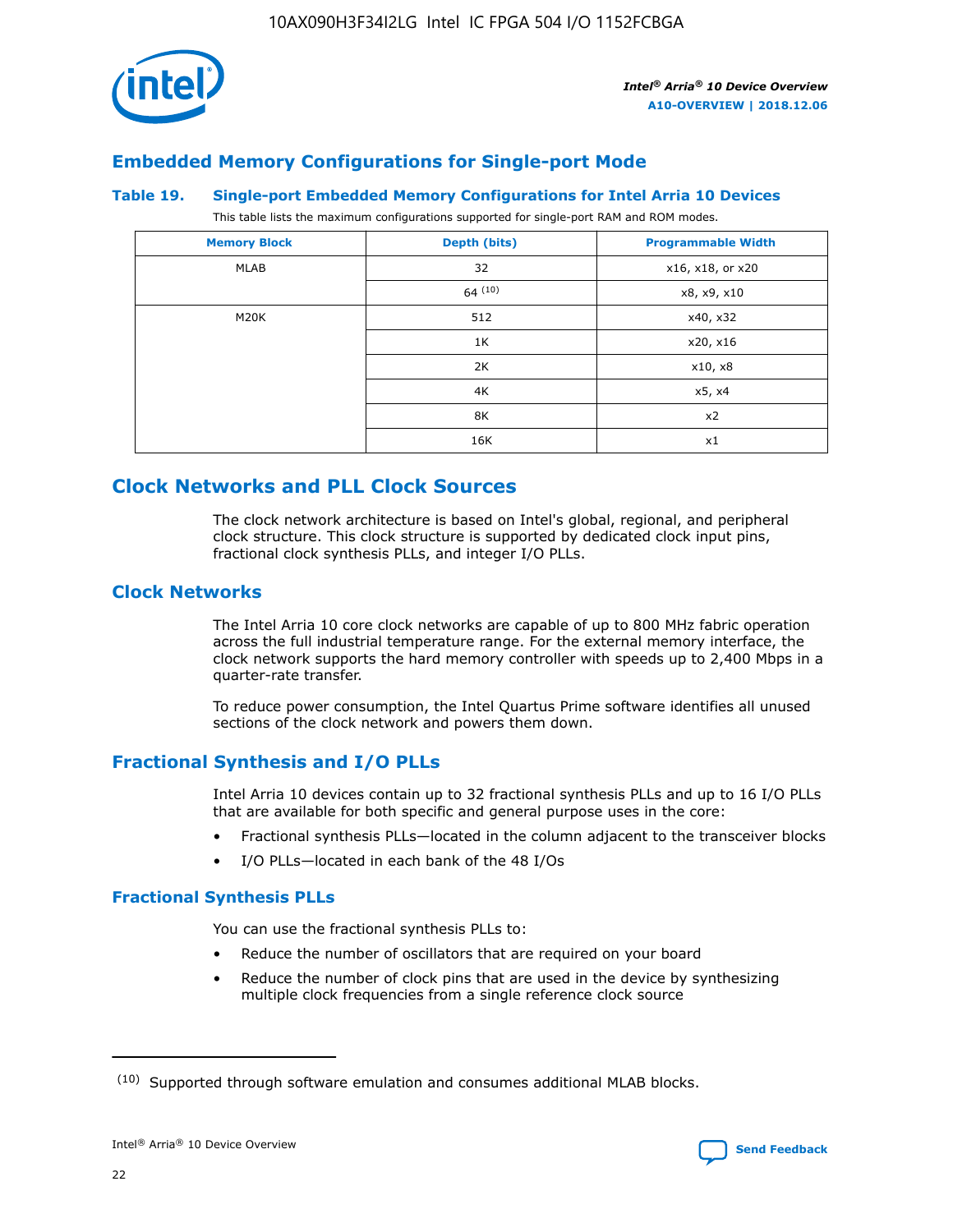## Embedded Memory Configurations for Single-port Mode

### Table 19. Single-port Embedded Memory Configurations for Intel Arria 10 Devices

This table lists the maximum configurations supported for single-port RAM and ROM modes.

| Memory Block | Depth (bits) | Programmable Width |
|---|---|---|
| MLAB | 32 | x16, x18, or x20 |
| | 64 [(10)] | x8, x9, x10 |
| M20K | 512 | x40, x32 |
| | 1K | x20, x16 |
| | 2K | x10, x8 |
| | 4K | x5, x4 |
| | 8K | x2 |
| | 16K | x1 |

## Clock Networks and PLL Clock Sources

The clock network architecture is based on Intel's global, regional, and peripheral clock structure. This clock structure is supported by dedicated clock input pins, fractional clock synthesis PLLs, and integer I/O PLLs.

## Clock Networks

The Intel Arria 10 core clock networks are capable of up to 800 MHz fabric operation across the full industrial temperature range. For the external memory interface, the clock network supports the hard memory controller with speeds up to 2,400 Mbps in a quarter-rate transfer.

To reduce power consumption, the Intel Quartus Prime software identifies all unused sections of the clock network and powers them down.

## Fractional Synthesis and I/O PLLs

Intel Arria 10 devices contain up to 32 fractional synthesis PLLs and up to 16 I/O PLLs that are available for both specific and general purpose uses in the core:

- Fractional synthesis PLLs—located in the column adjacent to the transceiver blocks
- I/O PLLs—located in each bank of the 48 I/Os

### Fractional Synthesis PLLs

You can use the fractional synthesis PLLs to:

- Reduce the number of oscillators that are required on your board
- Reduce the number of clock pins that are used in the device by synthesizing multiple clock frequencies from a single reference clock source

(10) Supported through software emulation and consumes additional MLAB blocks.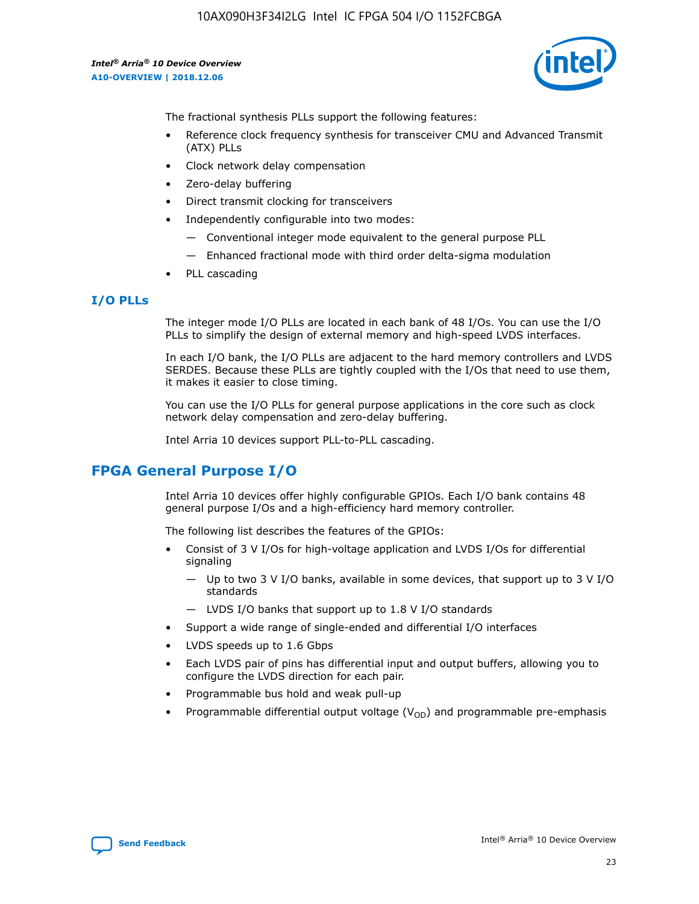The fractional synthesis PLLs support the following features:

- Reference clock frequency synthesis for transceiver CMU and Advanced Transmit (ATX) PLLs
- Clock network delay compensation
- Zero-delay buffering
- Direct transmit clocking for transceivers
- Independently configurable into two modes:
  - — Conventional integer mode equivalent to the general purpose PLL
  - — Enhanced fractional mode with third order delta-sigma modulation
- PLL cascading

### I/O PLLs

The integer mode I/O PLLs are located in each bank of 48 I/Os. You can use the I/O PLLs to simplify the design of external memory and high-speed LVDS interfaces.

In each I/O bank, the I/O PLLs are adjacent to the hard memory controllers and LVDS SERDES. Because these PLLs are tightly coupled with the I/Os that need to use them, it makes it easier to close timing.

You can use the I/O PLLs for general purpose applications in the core such as clock network delay compensation and zero-delay buffering.

Intel Arria 10 devices support PLL-to-PLL cascading.

## FPGA General Purpose I/O

Intel Arria 10 devices offer highly configurable GPIOs. Each I/O bank contains 48 general purpose I/Os and a high-efficiency hard memory controller.

The following list describes the features of the GPIOs:

- Consist of 3 V I/Os for high-voltage application and LVDS I/Os for differential signaling
  - — Up to two 3 V I/O banks, available in some devices, that support up to 3 V I/O standards
  - — LVDS I/O banks that support up to 1.8 V I/O standards
- Support a wide range of single-ended and differential I/O interfaces
- LVDS speeds up to 1.6 Gbps
- Each LVDS pair of pins has differential input and output buffers, allowing you to configure the LVDS direction for each pair.
- Programmable bus hold and weak pull-up
- Programmable differential output voltage ($V_{OD}$) and programmable pre-emphasis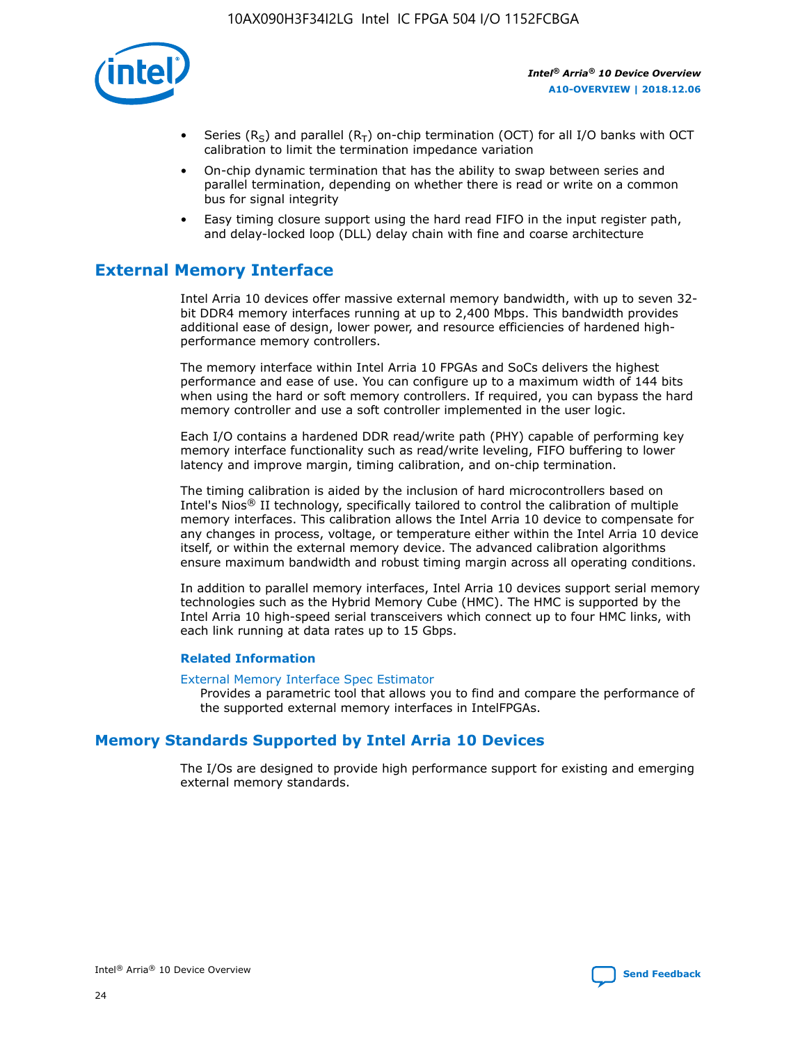- Series ($R_S$) and parallel ($R_T$) on-chip termination (OCT) for all I/O banks with OCT calibration to limit the termination impedance variation
- On-chip dynamic termination that has the ability to swap between series and parallel termination, depending on whether there is read or write on a common bus for signal integrity
- Easy timing closure support using the hard read FIFO in the input register path, and delay-locked loop (DLL) delay chain with fine and coarse architecture

## External Memory Interface

Intel Arria 10 devices offer massive external memory bandwidth, with up to seven 32-bit DDR4 memory interfaces running at up to 2,400 Mbps. This bandwidth provides additional ease of design, lower power, and resource efficiencies of hardened high-performance memory controllers.

The memory interface within Intel Arria 10 FPGAs and SoCs delivers the highest performance and ease of use. You can configure up to a maximum width of 144 bits when using the hard or soft memory controllers. If required, you can bypass the hard memory controller and use a soft controller implemented in the user logic.

Each I/O contains a hardened DDR read/write path (PHY) capable of performing key memory interface functionality such as read/write leveling, FIFO buffering to lower latency and improve margin, timing calibration, and on-chip termination.

The timing calibration is aided by the inclusion of hard microcontrollers based on Intel's Nios® II technology, specifically tailored to control the calibration of multiple memory interfaces. This calibration allows the Intel Arria 10 device to compensate for any changes in process, voltage, or temperature either within the Intel Arria 10 device itself, or within the external memory device. The advanced calibration algorithms ensure maximum bandwidth and robust timing margin across all operating conditions.

In addition to parallel memory interfaces, Intel Arria 10 devices support serial memory technologies such as the Hybrid Memory Cube (HMC). The HMC is supported by the Intel Arria 10 high-speed serial transceivers which connect up to four HMC links, with each link running at data rates up to 15 Gbps.

### Related Information

External Memory Interface Spec Estimator
Provides a parametric tool that allows you to find and compare the performance of the supported external memory interfaces in IntelFPGAs.

## Memory Standards Supported by Intel Arria 10 Devices

The I/Os are designed to provide high performance support for existing and emerging external memory standards.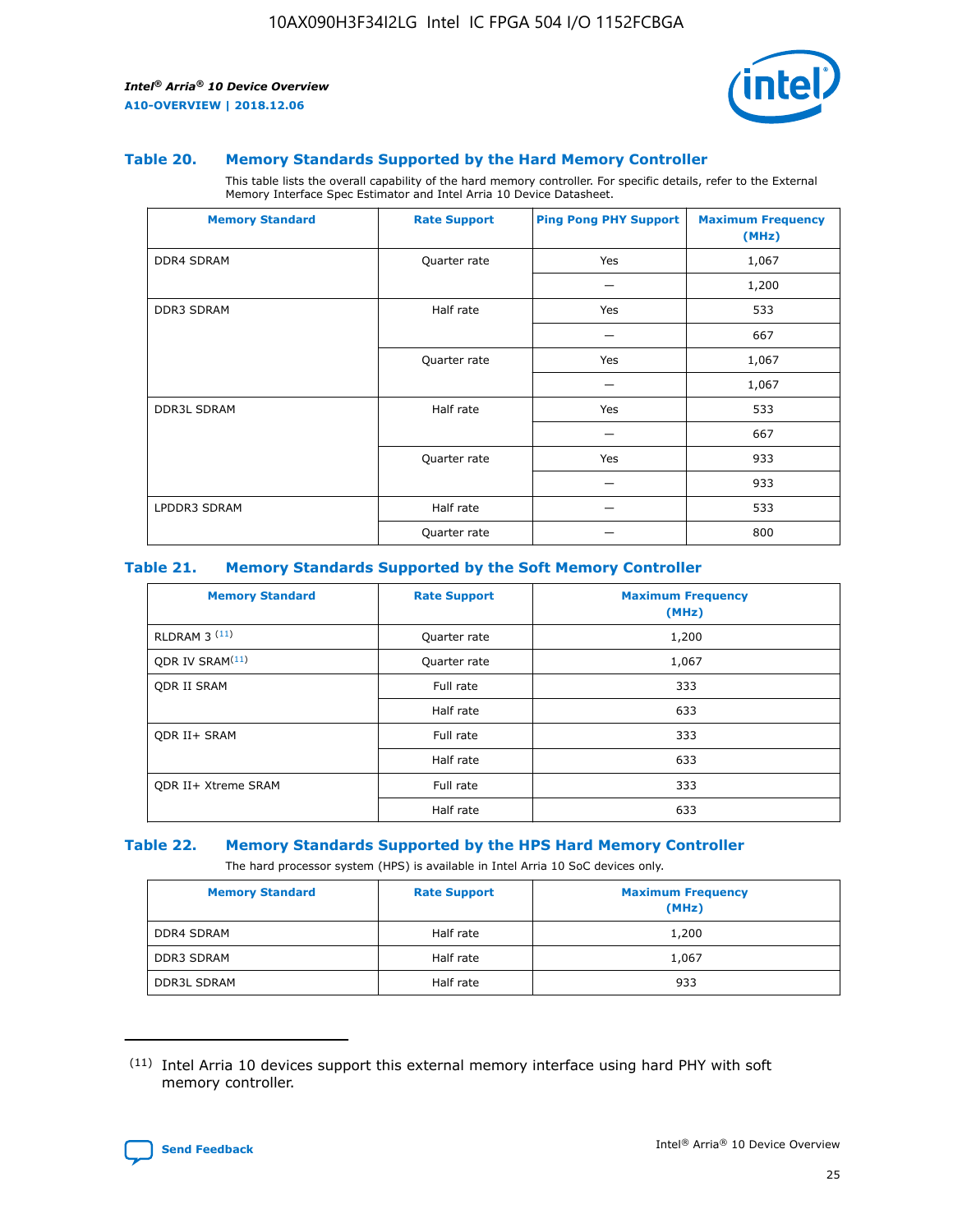### Table 20. Memory Standards Supported by the Hard Memory Controller

This table lists the overall capability of the hard memory controller. For specific details, refer to the External Memory Interface Spec Estimator and Intel Arria 10 Device Datasheet.

| Memory Standard | Rate Support | Ping Pong PHY Support | Maximum Frequency (MHz) |
|---|---|---|---|
| DDR4 SDRAM | Quarter rate | Yes | 1,067 |
| | | — | 1,200 |
| DDR3 SDRAM | Half rate | Yes | 533 |
| | | — | 667 |
| | Quarter rate | Yes | 1,067 |
| | | — | 1,067 |
| DDR3L SDRAM | Half rate | Yes | 533 |
| | | — | 667 |
| | Quarter rate | Yes | 933 |
| | | — | 933 |
| LPDDR3 SDRAM | Half rate | — | 533 |
| | Quarter rate | — | 800 |

### Table 21. Memory Standards Supported by the Soft Memory Controller

| Memory Standard | Rate Support | Maximum Frequency (MHz) |
|---|---|---|
| RLDRAM 3 [11] | Quarter rate | 1,200 |
| QDR IV SRAM[11] | Quarter rate | 1,067 |
| QDR II SRAM | Full rate | 333 |
| | Half rate | 633 |
| QDR II+ SRAM | Full rate | 333 |
| | Half rate | 633 |
| QDR II+ Xtreme SRAM | Full rate | 333 |
| | Half rate | 633 |

### Table 22. Memory Standards Supported by the HPS Hard Memory Controller

The hard processor system (HPS) is available in Intel Arria 10 SoC devices only.

| Memory Standard | Rate Support | Maximum Frequency (MHz) |
|---|---|---|
| DDR4 SDRAM | Half rate | 1,200 |
| DDR3 SDRAM | Half rate | 1,067 |
| DDR3L SDRAM | Half rate | 933 |

[11] Intel Arria 10 devices support this external memory interface using hard PHY with soft memory controller.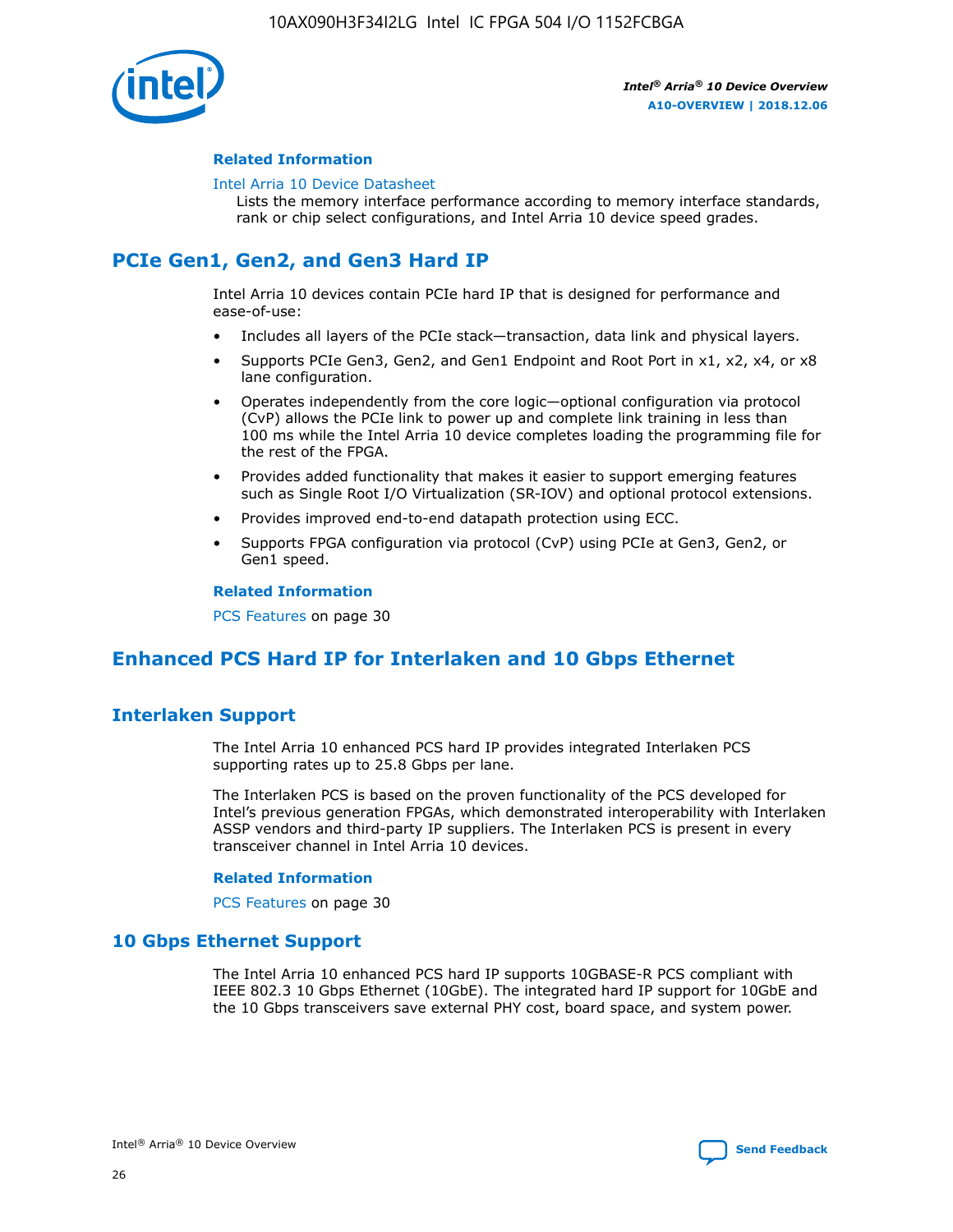#### Related Information

Intel Arria 10 Device Datasheet
Lists the memory interface performance according to memory interface standards, rank or chip select configurations, and Intel Arria 10 device speed grades.

## PCIe Gen1, Gen2, and Gen3 Hard IP

Intel Arria 10 devices contain PCIe hard IP that is designed for performance and ease-of-use:

- Includes all layers of the PCIe stack—transaction, data link and physical layers.
- Supports PCIe Gen3, Gen2, and Gen1 Endpoint and Root Port in x1, x2, x4, or x8 lane configuration.
- Operates independently from the core logic—optional configuration via protocol (CvP) allows the PCIe link to power up and complete link training in less than 100 ms while the Intel Arria 10 device completes loading the programming file for the rest of the FPGA.
- Provides added functionality that makes it easier to support emerging features such as Single Root I/O Virtualization (SR-IOV) and optional protocol extensions.
- Provides improved end-to-end datapath protection using ECC.
- Supports FPGA configuration via protocol (CvP) using PCIe at Gen3, Gen2, or Gen1 speed.

#### Related Information

PCS Features on page 30

## Enhanced PCS Hard IP for Interlaken and 10 Gbps Ethernet

### Interlaken Support

The Intel Arria 10 enhanced PCS hard IP provides integrated Interlaken PCS supporting rates up to 25.8 Gbps per lane.

The Interlaken PCS is based on the proven functionality of the PCS developed for Intel's previous generation FPGAs, which demonstrated interoperability with Interlaken ASSP vendors and third-party IP suppliers. The Interlaken PCS is present in every transceiver channel in Intel Arria 10 devices.

#### Related Information

PCS Features on page 30

### 10 Gbps Ethernet Support

The Intel Arria 10 enhanced PCS hard IP supports 10GBASE-R PCS compliant with IEEE 802.3 10 Gbps Ethernet (10GbE). The integrated hard IP support for 10GbE and the 10 Gbps transceivers save external PHY cost, board space, and system power.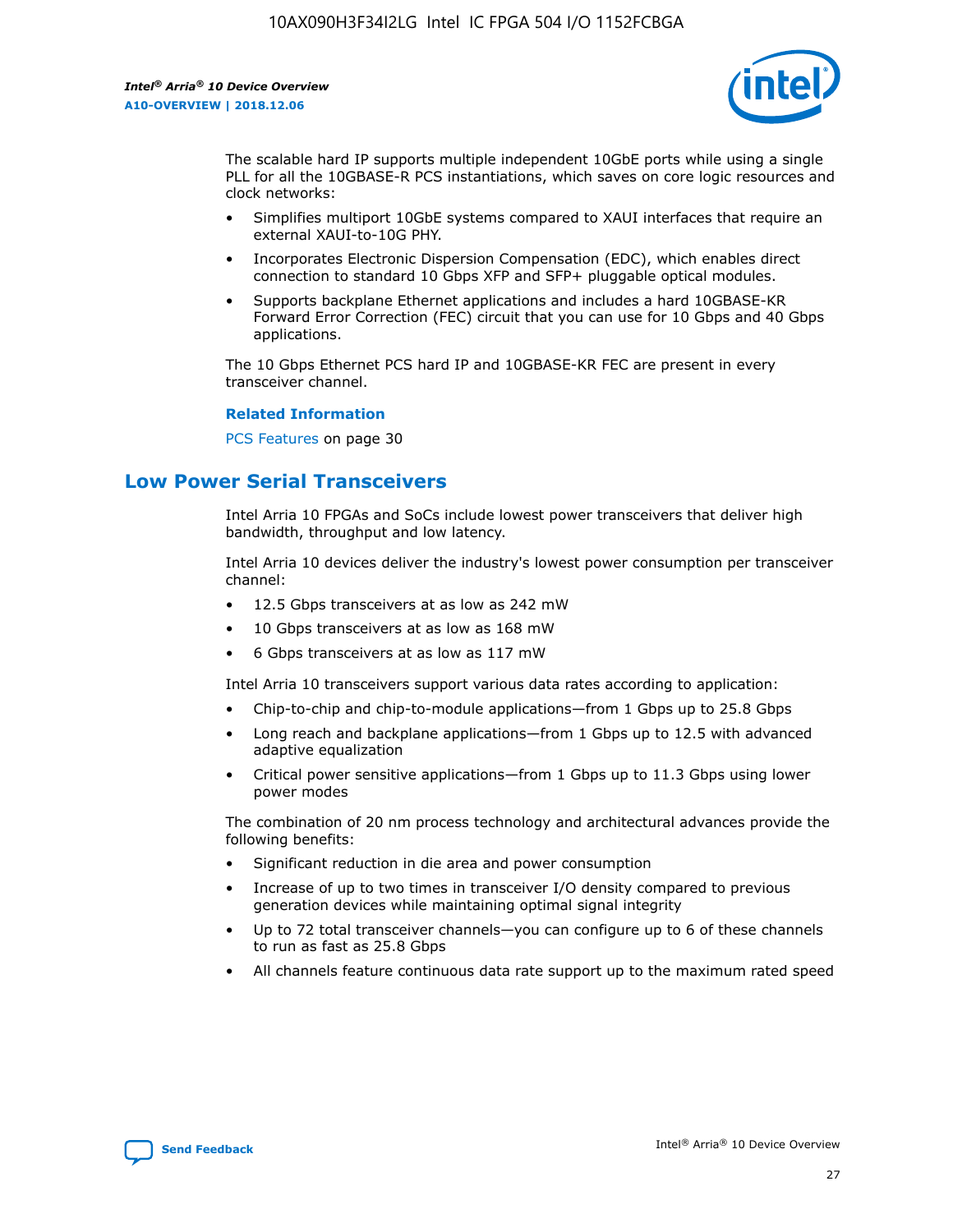The scalable hard IP supports multiple independent 10GbE ports while using a single PLL for all the 10GBASE-R PCS instantiations, which saves on core logic resources and clock networks:

- Simplifies multiport 10GbE systems compared to XAUI interfaces that require an external XAUI-to-10G PHY.
- Incorporates Electronic Dispersion Compensation (EDC), which enables direct connection to standard 10 Gbps XFP and SFP+ pluggable optical modules.
- Supports backplane Ethernet applications and includes a hard 10GBASE-KR Forward Error Correction (FEC) circuit that you can use for 10 Gbps and 40 Gbps applications.

The 10 Gbps Ethernet PCS hard IP and 10GBASE-KR FEC are present in every transceiver channel.

**Related Information**

PCS Features on page 30

## Low Power Serial Transceivers

Intel Arria 10 FPGAs and SoCs include lowest power transceivers that deliver high bandwidth, throughput and low latency.

Intel Arria 10 devices deliver the industry's lowest power consumption per transceiver channel:

- 12.5 Gbps transceivers at as low as 242 mW
- 10 Gbps transceivers at as low as 168 mW
- 6 Gbps transceivers at as low as 117 mW

Intel Arria 10 transceivers support various data rates according to application:

- Chip-to-chip and chip-to-module applications—from 1 Gbps up to 25.8 Gbps
- Long reach and backplane applications—from 1 Gbps up to 12.5 with advanced adaptive equalization
- Critical power sensitive applications—from 1 Gbps up to 11.3 Gbps using lower power modes

The combination of 20 nm process technology and architectural advances provide the following benefits:

- Significant reduction in die area and power consumption
- Increase of up to two times in transceiver I/O density compared to previous generation devices while maintaining optimal signal integrity
- Up to 72 total transceiver channels—you can configure up to 6 of these channels to run as fast as 25.8 Gbps
- All channels feature continuous data rate support up to the maximum rated speed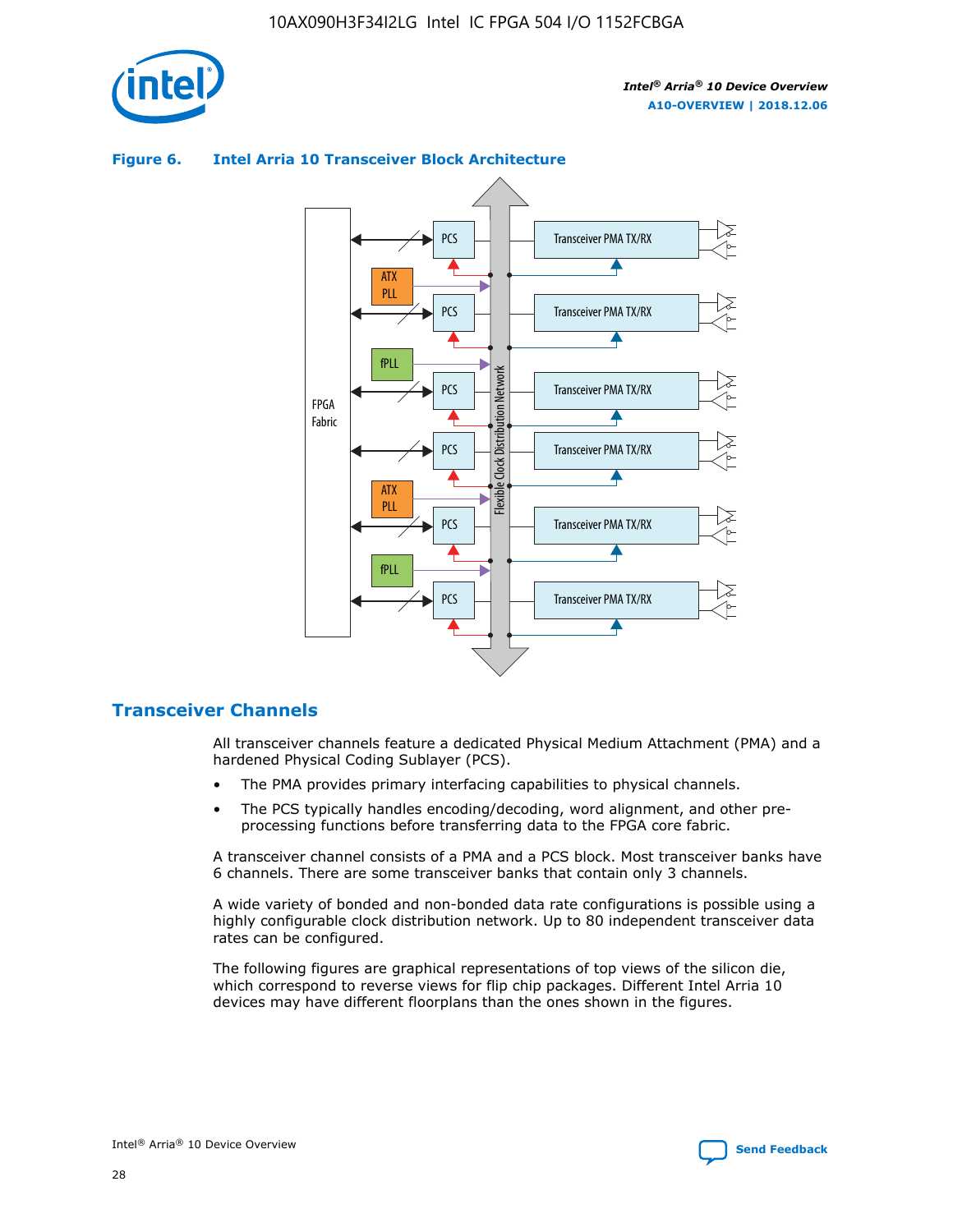**Figure 6. Intel Arria 10 Transceiver Block Architecture**

## Transceiver Channels

All transceiver channels feature a dedicated Physical Medium Attachment (PMA) and a hardened Physical Coding Sublayer (PCS).

- The PMA provides primary interfacing capabilities to physical channels.
- The PCS typically handles encoding/decoding, word alignment, and other pre-processing functions before transferring data to the FPGA core fabric.

A transceiver channel consists of a PMA and a PCS block. Most transceiver banks have 6 channels. There are some transceiver banks that contain only 3 channels.

A wide variety of bonded and non-bonded data rate configurations is possible using a highly configurable clock distribution network. Up to 80 independent transceiver data rates can be configured.

The following figures are graphical representations of top views of the silicon die, which correspond to reverse views for flip chip packages. Different Intel Arria 10 devices may have different floorplans than the ones shown in the figures.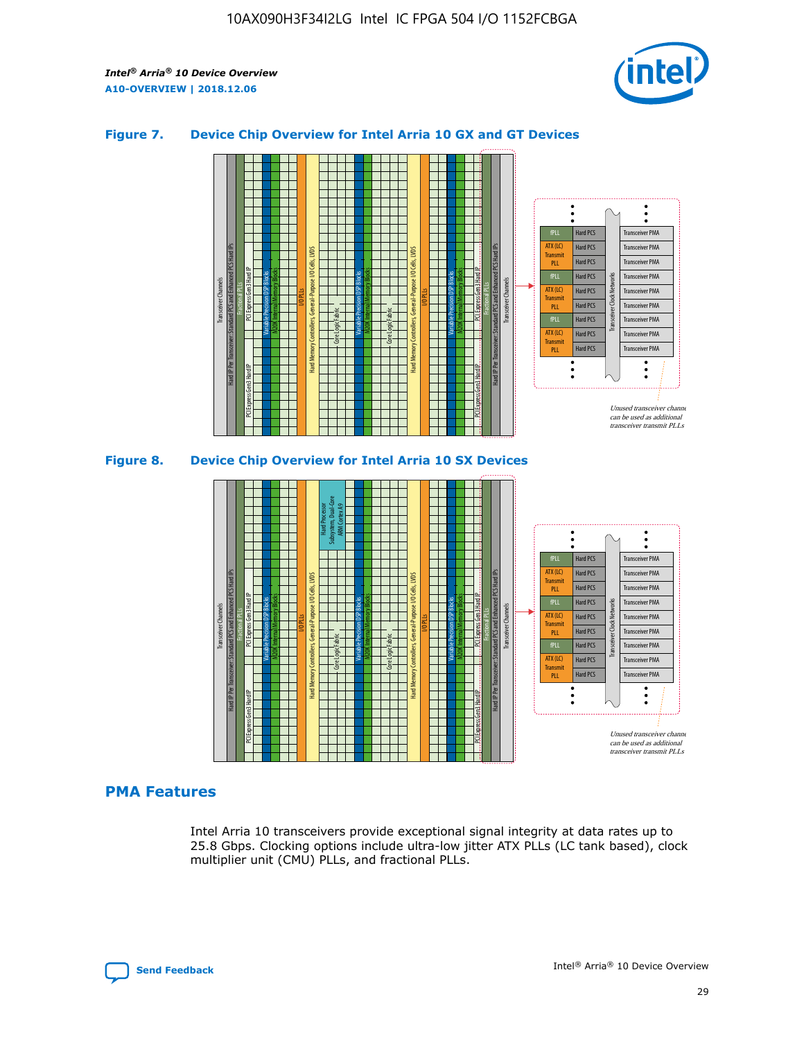### Figure 7. Device Chip Overview for Intel Arria 10 GX and GT Devices

### Figure 8. Device Chip Overview for Intel Arria 10 SX Devices

## PMA Features

Intel Arria 10 transceivers provide exceptional signal integrity at data rates up to 25.8 Gbps. Clocking options include ultra-low jitter ATX PLLs (LC tank based), clock multiplier unit (CMU) PLLs, and fractional PLLs.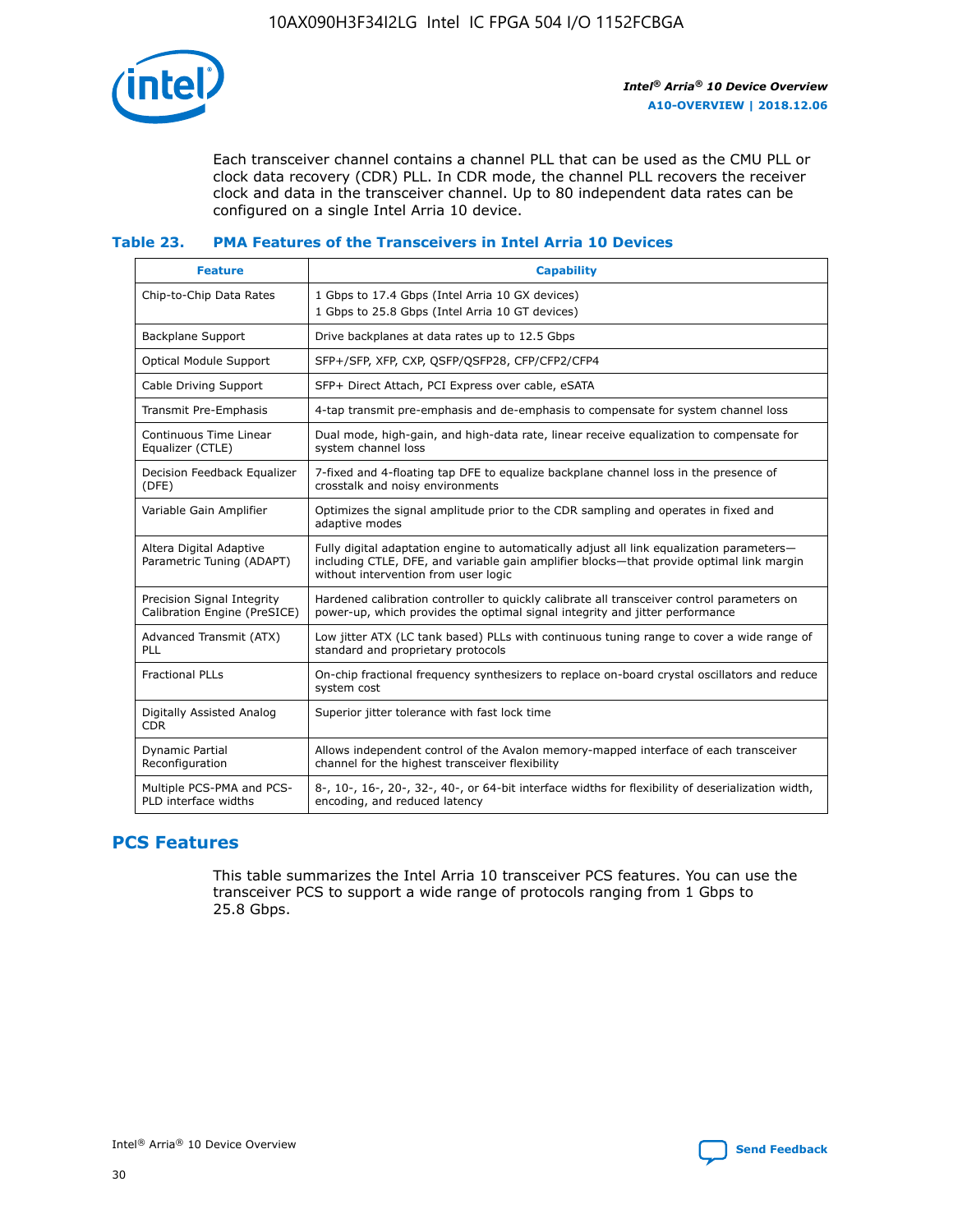Each transceiver channel contains a channel PLL that can be used as the CMU PLL or clock data recovery (CDR) PLL. In CDR mode, the channel PLL recovers the receiver clock and data in the transceiver channel. Up to 80 independent data rates can be configured on a single Intel Arria 10 device.

### Table 23. PMA Features of the Transceivers in Intel Arria 10 Devices

| Feature | Capability |
| --- | --- |
| Chip-to-Chip Data Rates | 1 Gbps to 17.4 Gbps (Intel Arria 10 GX devices)<br>1 Gbps to 25.8 Gbps (Intel Arria 10 GT devices) |
| Backplane Support | Drive backplanes at data rates up to 12.5 Gbps |
| Optical Module Support | SFP+/SFP, XFP, CXP, QSFP/QSFP28, CFP/CFP2/CFP4 |
| Cable Driving Support | SFP+ Direct Attach, PCI Express over cable, eSATA |
| Transmit Pre-Emphasis | 4-tap transmit pre-emphasis and de-emphasis to compensate for system channel loss |
| Continuous Time Linear Equalizer (CTLE) | Dual mode, high-gain, and high-data rate, linear receive equalization to compensate for system channel loss |
| Decision Feedback Equalizer (DFE) | 7-fixed and 4-floating tap DFE to equalize backplane channel loss in the presence of crosstalk and noisy environments |
| Variable Gain Amplifier | Optimizes the signal amplitude prior to the CDR sampling and operates in fixed and adaptive modes |
| Altera Digital Adaptive Parametric Tuning (ADAPT) | Fully digital adaptation engine to automatically adjust all link equalization parameters—including CTLE, DFE, and variable gain amplifier blocks—that provide optimal link margin without intervention from user logic |
| Precision Signal Integrity Calibration Engine (PreSICE) | Hardened calibration controller to quickly calibrate all transceiver control parameters on power-up, which provides the optimal signal integrity and jitter performance |
| Advanced Transmit (ATX) PLL | Low jitter ATX (LC tank based) PLLs with continuous tuning range to cover a wide range of standard and proprietary protocols |
| Fractional PLLs | On-chip fractional frequency synthesizers to replace on-board crystal oscillators and reduce system cost |
| Digitally Assisted Analog CDR | Superior jitter tolerance with fast lock time |
| Dynamic Partial Reconfiguration | Allows independent control of the Avalon memory-mapped interface of each transceiver channel for the highest transceiver flexibility |
| Multiple PCS-PMA and PCS-PLD interface widths | 8-, 10-, 16-, 20-, 32-, 40-, or 64-bit interface widths for flexibility of deserialization width, encoding, and reduced latency |

## PCS Features

This table summarizes the Intel Arria 10 transceiver PCS features. You can use the transceiver PCS to support a wide range of protocols ranging from 1 Gbps to 25.8 Gbps.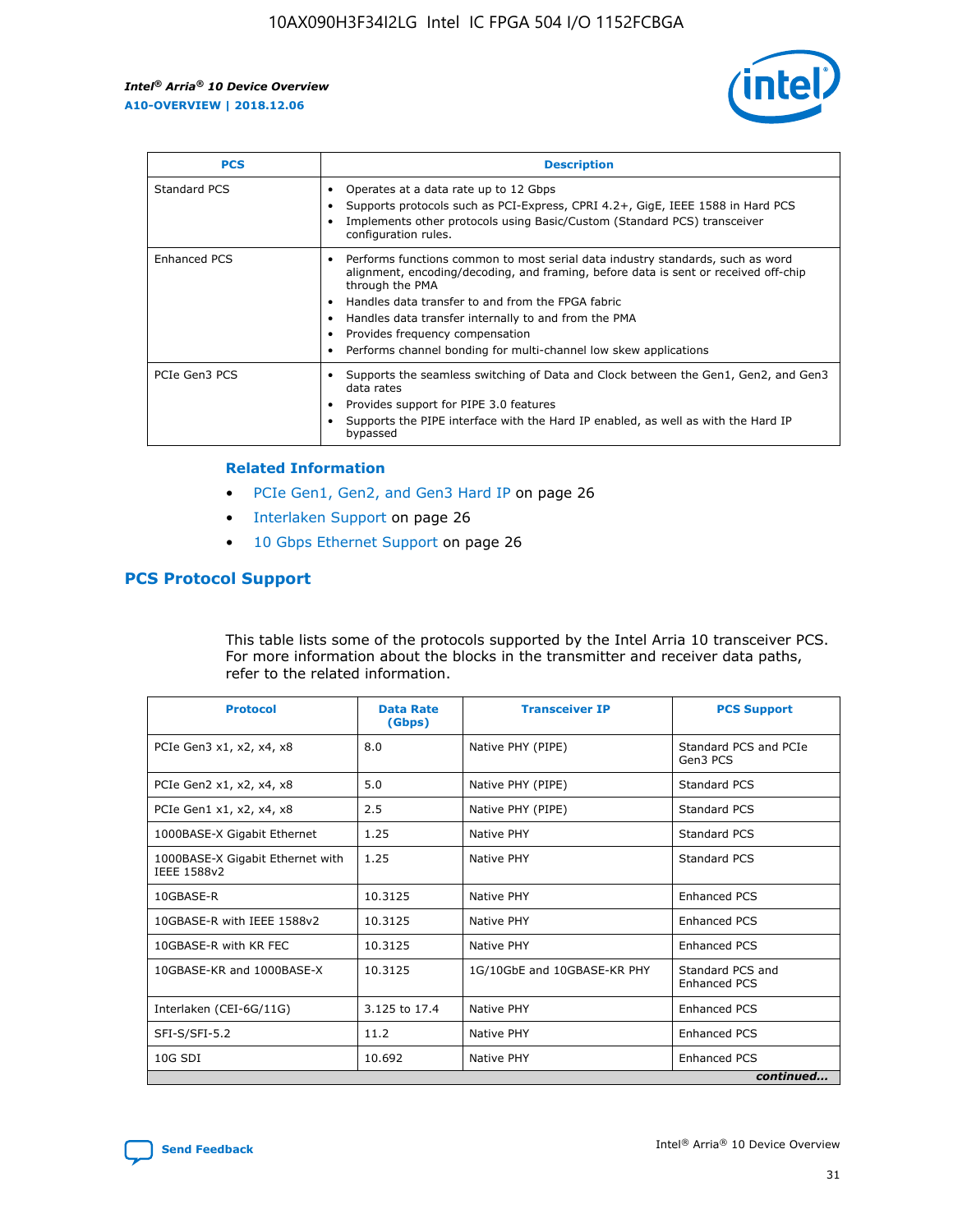| PCS | Description |
| --- | --- |
| Standard PCS | • Operates at a data rate up to 12 Gbps<br>• Supports protocols such as PCI-Express, CPRI 4.2+, GigE, IEEE 1588 in Hard PCS<br>• Implements other protocols using Basic/Custom (Standard PCS) transceiver configuration rules. |
| Enhanced PCS | • Performs functions common to most serial data industry standards, such as word alignment, encoding/decoding, and framing, before data is sent or received off-chip through the PMA<br>• Handles data transfer to and from the FPGA fabric<br>• Handles data transfer internally to and from the PMA<br>• Provides frequency compensation<br>• Performs channel bonding for multi-channel low skew applications |
| PCIe Gen3 PCS | • Supports the seamless switching of Data and Clock between the Gen1, Gen2, and Gen3 data rates<br>• Provides support for PIPE 3.0 features<br>• Supports the PIPE interface with the Hard IP enabled, as well as with the Hard IP bypassed |

### Related Information

- PCIe Gen1, Gen2, and Gen3 Hard IP on page 26
- Interlaken Support on page 26
- 10 Gbps Ethernet Support on page 26

## PCS Protocol Support

This table lists some of the protocols supported by the Intel Arria 10 transceiver PCS. For more information about the blocks in the transmitter and receiver data paths, refer to the related information.

| Protocol | Data Rate (Gbps) | Transceiver IP | PCS Support |
| --- | --- | --- | --- |
| PCIe Gen3 x1, x2, x4, x8 | 8.0 | Native PHY (PIPE) | Standard PCS and PCIe Gen3 PCS |
| PCIe Gen2 x1, x2, x4, x8 | 5.0 | Native PHY (PIPE) | Standard PCS |
| PCIe Gen1 x1, x2, x4, x8 | 2.5 | Native PHY (PIPE) | Standard PCS |
| 1000BASE-X Gigabit Ethernet | 1.25 | Native PHY | Standard PCS |
| 1000BASE-X Gigabit Ethernet with IEEE 1588v2 | 1.25 | Native PHY | Standard PCS |
| 10GBASE-R | 10.3125 | Native PHY | Enhanced PCS |
| 10GBASE-R with IEEE 1588v2 | 10.3125 | Native PHY | Enhanced PCS |
| 10GBASE-R with KR FEC | 10.3125 | Native PHY | Enhanced PCS |
| 10GBASE-KR and 1000BASE-X | 10.3125 | 1G/10GbE and 10GBASE-KR PHY | Standard PCS and Enhanced PCS |
| Interlaken (CEI-6G/11G) | 3.125 to 17.4 | Native PHY | Enhanced PCS |
| SFI-S/SFI-5.2 | 11.2 | Native PHY | Enhanced PCS |
| 10G SDI | 10.692 | Native PHY | Enhanced PCS |

*continued...*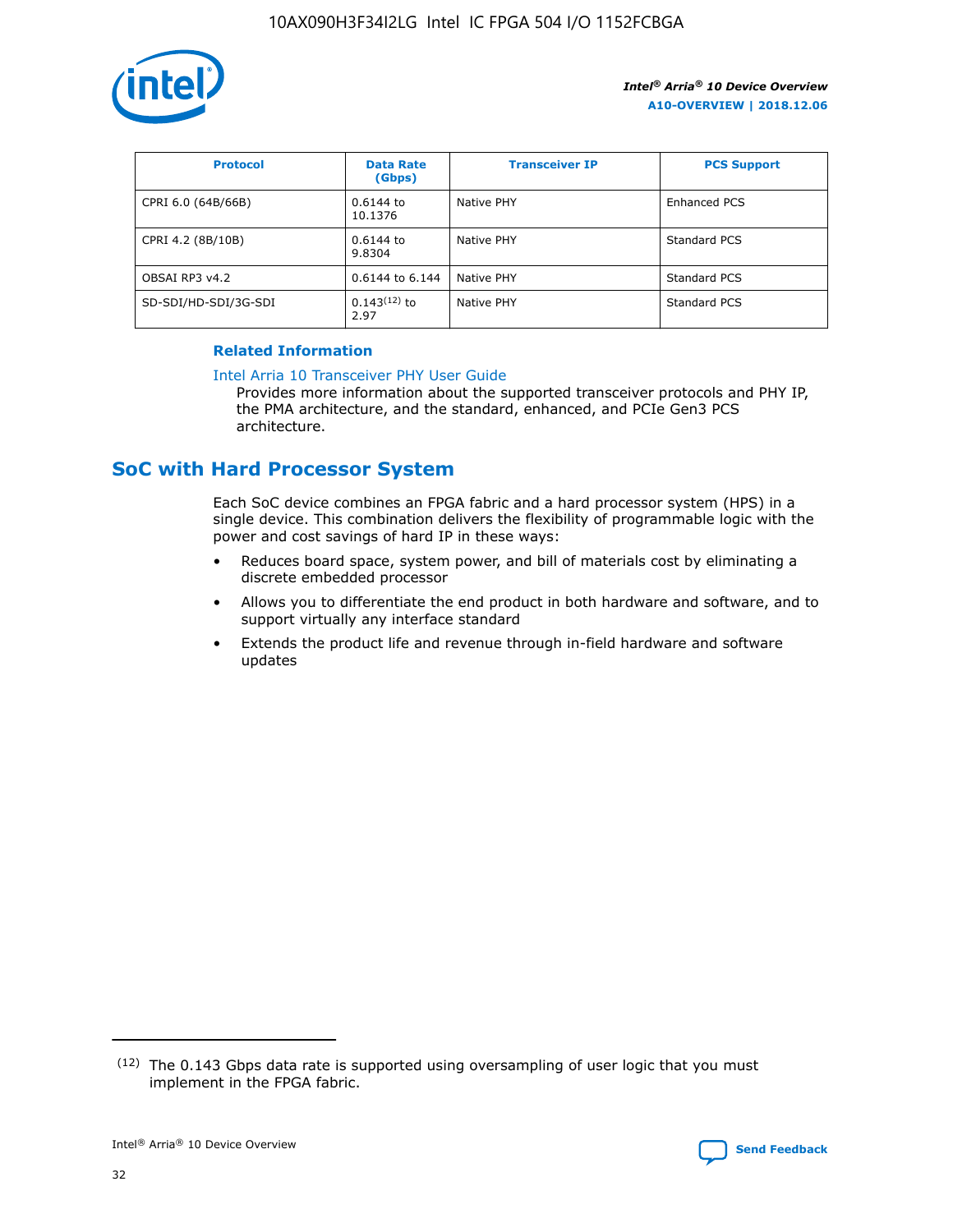| Protocol | Data Rate (Gbps) | Transceiver IP | PCS Support |
| --- | --- | --- | --- |
| CPRI 6.0 (64B/66B) | 0.6144 to 10.1376 | Native PHY | Enhanced PCS |
| CPRI 4.2 (8B/10B) | 0.6144 to 9.8304 | Native PHY | Standard PCS |
| OBSAI RP3 v4.2 | 0.6144 to 6.144 | Native PHY | Standard PCS |
| SD-SDI/HD-SDI/3G-SDI | 0.143[12] to 2.97 | Native PHY | Standard PCS |

**Related Information**

Intel Arria 10 Transceiver PHY User Guide

Provides more information about the supported transceiver protocols and PHY IP, the PMA architecture, and the standard, enhanced, and PCIe Gen3 PCS architecture.

## SoC with Hard Processor System

Each SoC device combines an FPGA fabric and a hard processor system (HPS) in a single device. This combination delivers the flexibility of programmable logic with the power and cost savings of hard IP in these ways:

- Reduces board space, system power, and bill of materials cost by eliminating a discrete embedded processor
- Allows you to differentiate the end product in both hardware and software, and to support virtually any interface standard
- Extends the product life and revenue through in-field hardware and software updates

(12) The 0.143 Gbps data rate is supported using oversampling of user logic that you must implement in the FPGA fabric.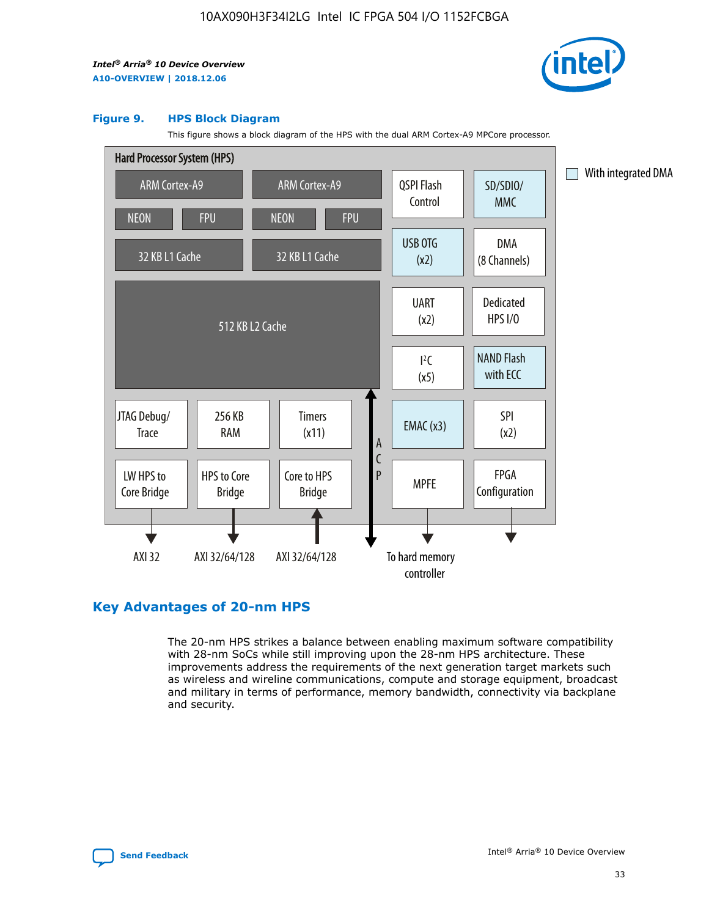### Figure 9. HPS Block Diagram

This figure shows a block diagram of the HPS with the dual ARM Cortex-A9 MPCore processor.

Hard Processor System (HPS)

- ARM Cortex-A9 (NEON, FPU, 32 KB L1 Cache)
- ARM Cortex-A9 (NEON, FPU, 32 KB L1 Cache)
- 512 KB L2 Cache
- QSPI Flash Control
- SD/SDIO/MMC
- USB OTG (x2)
- DMA (8 Channels)
- UART (x2)
- Dedicated HPS I/O
- I²C (x5)
- NAND Flash with ECC
- JTAG Debug/Trace
- 256 KB RAM
- Timers (x11)
- EMAC (x3)
- SPI (x2)
- LW HPS to Core Bridge — AXI 32
- HPS to Core Bridge — AXI 32/64/128
- Core to HPS Bridge — AXI 32/64/128
- ACP
- MPFE — To hard memory controller
- FPGA Configuration

With integrated DMA: SD/SDIO/MMC, USB OTG (x2), NAND Flash with ECC, EMAC (x3)

## Key Advantages of 20-nm HPS

The 20-nm HPS strikes a balance between enabling maximum software compatibility with 28-nm SoCs while still improving upon the 28-nm HPS architecture. These improvements address the requirements of the next generation target markets such as wireless and wireline communications, compute and storage equipment, broadcast and military in terms of performance, memory bandwidth, connectivity via backplane and security.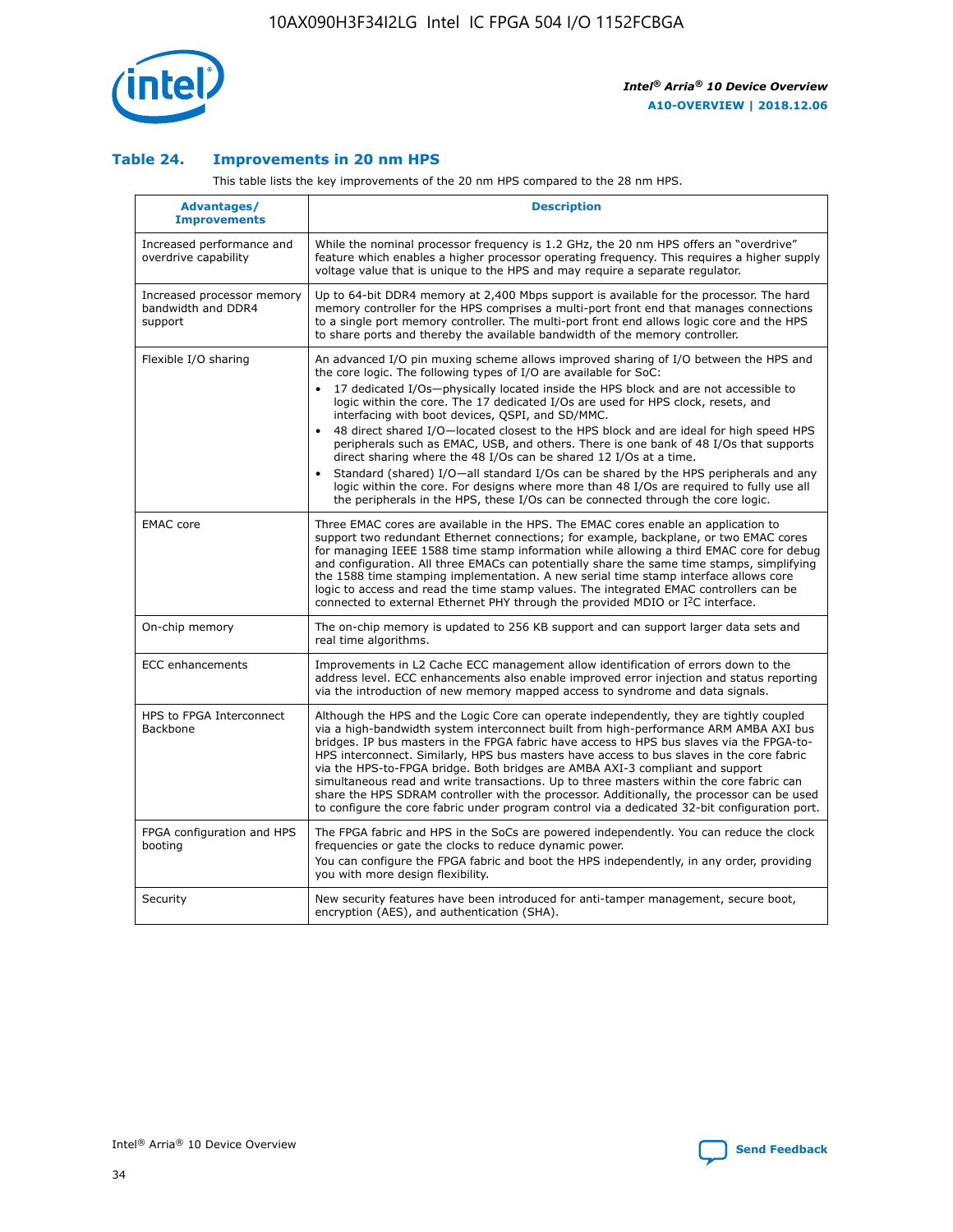## Table 24. Improvements in 20 nm HPS

This table lists the key improvements of the 20 nm HPS compared to the 28 nm HPS.

| Advantages/ Improvements | Description |
|---|---|
| Increased performance and overdrive capability | While the nominal processor frequency is 1.2 GHz, the 20 nm HPS offers an "overdrive" feature which enables a higher processor operating frequency. This requires a higher supply voltage value that is unique to the HPS and may require a separate regulator. |
| Increased processor memory bandwidth and DDR4 support | Up to 64-bit DDR4 memory at 2,400 Mbps support is available for the processor. The hard memory controller for the HPS comprises a multi-port front end that manages connections to a single port memory controller. The multi-port front end allows logic core and the HPS to share ports and thereby the available bandwidth of the memory controller. |
| Flexible I/O sharing | An advanced I/O pin muxing scheme allows improved sharing of I/O between the HPS and the core logic. The following types of I/O are available for SoC:<br>• 17 dedicated I/Os—physically located inside the HPS block and are not accessible to logic within the core. The 17 dedicated I/Os are used for HPS clock, resets, and interfacing with boot devices, QSPI, and SD/MMC.<br>• 48 direct shared I/O—located closest to the HPS block and are ideal for high speed HPS peripherals such as EMAC, USB, and others. There is one bank of 48 I/Os that supports direct sharing where the 48 I/Os can be shared 12 I/Os at a time.<br>• Standard (shared) I/O—all standard I/Os can be shared by the HPS peripherals and any logic within the core. For designs where more than 48 I/Os are required to fully use all the peripherals in the HPS, these I/Os can be connected through the core logic. |
| EMAC core | Three EMAC cores are available in the HPS. The EMAC cores enable an application to support two redundant Ethernet connections; for example, backplane, or two EMAC cores for managing IEEE 1588 time stamp information while allowing a third EMAC core for debug and configuration. All three EMACs can potentially share the same time stamps, simplifying the 1588 time stamping implementation. A new serial time stamp interface allows core logic to access and read the time stamp values. The integrated EMAC controllers can be connected to external Ethernet PHY through the provided MDIO or I²C interface. |
| On-chip memory | The on-chip memory is updated to 256 KB support and can support larger data sets and real time algorithms. |
| ECC enhancements | Improvements in L2 Cache ECC management allow identification of errors down to the address level. ECC enhancements also enable improved error injection and status reporting via the introduction of new memory mapped access to syndrome and data signals. |
| HPS to FPGA Interconnect Backbone | Although the HPS and the Logic Core can operate independently, they are tightly coupled via a high-bandwidth system interconnect built from high-performance ARM AMBA AXI bus bridges. IP bus masters in the FPGA fabric have access to HPS bus slaves via the FPGA-to-HPS interconnect. Similarly, HPS bus masters have access to bus slaves in the core fabric via the HPS-to-FPGA bridge. Both bridges are AMBA AXI-3 compliant and support simultaneous read and write transactions. Up to three masters within the core fabric can share the HPS SDRAM controller with the processor. Additionally, the processor can be used to configure the core fabric under program control via a dedicated 32-bit configuration port. |
| FPGA configuration and HPS booting | The FPGA fabric and HPS in the SoCs are powered independently. You can reduce the clock frequencies or gate the clocks to reduce dynamic power.<br>You can configure the FPGA fabric and boot the HPS independently, in any order, providing you with more design flexibility. |
| Security | New security features have been introduced for anti-tamper management, secure boot, encryption (AES), and authentication (SHA). |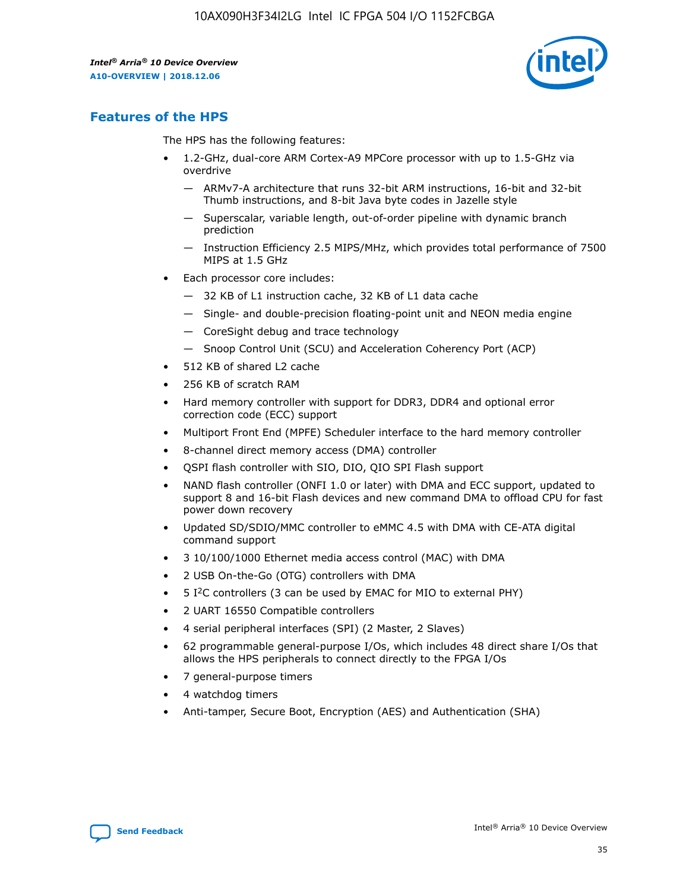## Features of the HPS

The HPS has the following features:

- 1.2-GHz, dual-core ARM Cortex-A9 MPCore processor with up to 1.5-GHz via overdrive
  - — ARMv7-A architecture that runs 32-bit ARM instructions, 16-bit and 32-bit Thumb instructions, and 8-bit Java byte codes in Jazelle style
  - — Superscalar, variable length, out-of-order pipeline with dynamic branch prediction
  - — Instruction Efficiency 2.5 MIPS/MHz, which provides total performance of 7500 MIPS at 1.5 GHz
- Each processor core includes:
  - — 32 KB of L1 instruction cache, 32 KB of L1 data cache
  - — Single- and double-precision floating-point unit and NEON media engine
  - — CoreSight debug and trace technology
  - — Snoop Control Unit (SCU) and Acceleration Coherency Port (ACP)
- 512 KB of shared L2 cache
- 256 KB of scratch RAM
- Hard memory controller with support for DDR3, DDR4 and optional error correction code (ECC) support
- Multiport Front End (MPFE) Scheduler interface to the hard memory controller
- 8-channel direct memory access (DMA) controller
- QSPI flash controller with SIO, DIO, QIO SPI Flash support
- NAND flash controller (ONFI 1.0 or later) with DMA and ECC support, updated to support 8 and 16-bit Flash devices and new command DMA to offload CPU for fast power down recovery
- Updated SD/SDIO/MMC controller to eMMC 4.5 with DMA with CE-ATA digital command support
- 3 10/100/1000 Ethernet media access control (MAC) with DMA
- 2 USB On-the-Go (OTG) controllers with DMA
- 5 I²C controllers (3 can be used by EMAC for MIO to external PHY)
- 2 UART 16550 Compatible controllers
- 4 serial peripheral interfaces (SPI) (2 Master, 2 Slaves)
- 62 programmable general-purpose I/Os, which includes 48 direct share I/Os that allows the HPS peripherals to connect directly to the FPGA I/Os
- 7 general-purpose timers
- 4 watchdog timers
- Anti-tamper, Secure Boot, Encryption (AES) and Authentication (SHA)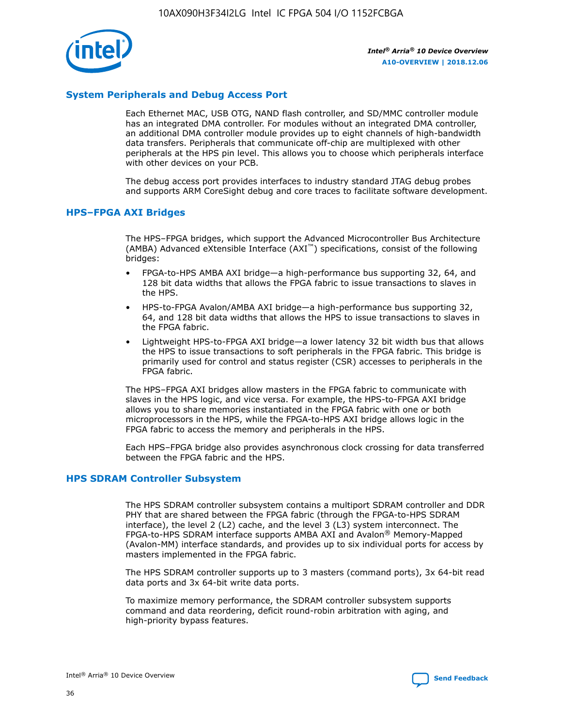## System Peripherals and Debug Access Port

Each Ethernet MAC, USB OTG, NAND flash controller, and SD/MMC controller module has an integrated DMA controller. For modules without an integrated DMA controller, an additional DMA controller module provides up to eight channels of high-bandwidth data transfers. Peripherals that communicate off-chip are multiplexed with other peripherals at the HPS pin level. This allows you to choose which peripherals interface with other devices on your PCB.

The debug access port provides interfaces to industry standard JTAG debug probes and supports ARM CoreSight debug and core traces to facilitate software development.

## HPS–FPGA AXI Bridges

The HPS–FPGA bridges, which support the Advanced Microcontroller Bus Architecture (AMBA) Advanced eXtensible Interface (AXI™) specifications, consist of the following bridges:

- FPGA-to-HPS AMBA AXI bridge—a high-performance bus supporting 32, 64, and 128 bit data widths that allows the FPGA fabric to issue transactions to slaves in the HPS.
- HPS-to-FPGA Avalon/AMBA AXI bridge—a high-performance bus supporting 32, 64, and 128 bit data widths that allows the HPS to issue transactions to slaves in the FPGA fabric.
- Lightweight HPS-to-FPGA AXI bridge—a lower latency 32 bit width bus that allows the HPS to issue transactions to soft peripherals in the FPGA fabric. This bridge is primarily used for control and status register (CSR) accesses to peripherals in the FPGA fabric.

The HPS–FPGA AXI bridges allow masters in the FPGA fabric to communicate with slaves in the HPS logic, and vice versa. For example, the HPS-to-FPGA AXI bridge allows you to share memories instantiated in the FPGA fabric with one or both microprocessors in the HPS, while the FPGA-to-HPS AXI bridge allows logic in the FPGA fabric to access the memory and peripherals in the HPS.

Each HPS–FPGA bridge also provides asynchronous clock crossing for data transferred between the FPGA fabric and the HPS.

## HPS SDRAM Controller Subsystem

The HPS SDRAM controller subsystem contains a multiport SDRAM controller and DDR PHY that are shared between the FPGA fabric (through the FPGA-to-HPS SDRAM interface), the level 2 (L2) cache, and the level 3 (L3) system interconnect. The FPGA-to-HPS SDRAM interface supports AMBA AXI and Avalon® Memory-Mapped (Avalon-MM) interface standards, and provides up to six individual ports for access by masters implemented in the FPGA fabric.

The HPS SDRAM controller supports up to 3 masters (command ports), 3x 64-bit read data ports and 3x 64-bit write data ports.

To maximize memory performance, the SDRAM controller subsystem supports command and data reordering, deficit round-robin arbitration with aging, and high-priority bypass features.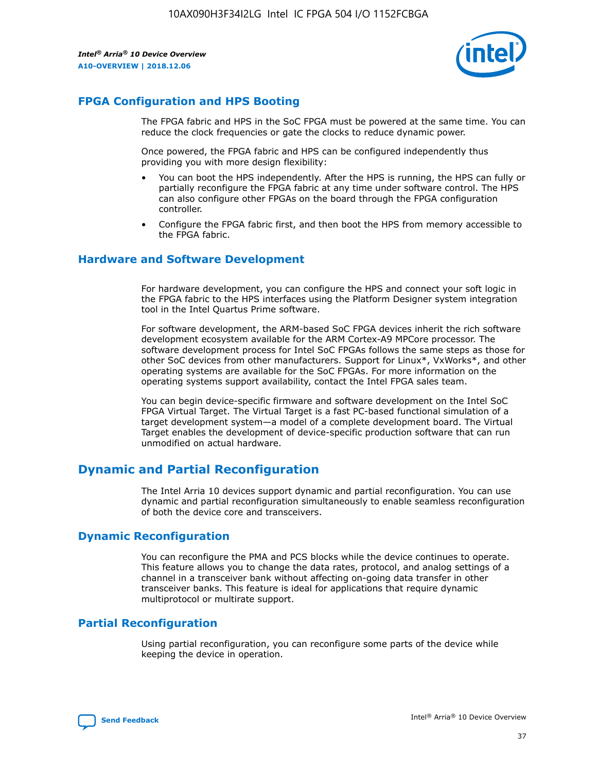## FPGA Configuration and HPS Booting

The FPGA fabric and HPS in the SoC FPGA must be powered at the same time. You can reduce the clock frequencies or gate the clocks to reduce dynamic power.

Once powered, the FPGA fabric and HPS can be configured independently thus providing you with more design flexibility:

- You can boot the HPS independently. After the HPS is running, the HPS can fully or partially reconfigure the FPGA fabric at any time under software control. The HPS can also configure other FPGAs on the board through the FPGA configuration controller.
- Configure the FPGA fabric first, and then boot the HPS from memory accessible to the FPGA fabric.

## Hardware and Software Development

For hardware development, you can configure the HPS and connect your soft logic in the FPGA fabric to the HPS interfaces using the Platform Designer system integration tool in the Intel Quartus Prime software.

For software development, the ARM-based SoC FPGA devices inherit the rich software development ecosystem available for the ARM Cortex-A9 MPCore processor. The software development process for Intel SoC FPGAs follows the same steps as those for other SoC devices from other manufacturers. Support for Linux*, VxWorks*, and other operating systems are available for the SoC FPGAs. For more information on the operating systems support availability, contact the Intel FPGA sales team.

You can begin device-specific firmware and software development on the Intel SoC FPGA Virtual Target. The Virtual Target is a fast PC-based functional simulation of a target development system—a model of a complete development board. The Virtual Target enables the development of device-specific production software that can run unmodified on actual hardware.

# Dynamic and Partial Reconfiguration

The Intel Arria 10 devices support dynamic and partial reconfiguration. You can use dynamic and partial reconfiguration simultaneously to enable seamless reconfiguration of both the device core and transceivers.

## Dynamic Reconfiguration

You can reconfigure the PMA and PCS blocks while the device continues to operate. This feature allows you to change the data rates, protocol, and analog settings of a channel in a transceiver bank without affecting on-going data transfer in other transceiver banks. This feature is ideal for applications that require dynamic multiprotocol or multirate support.

## Partial Reconfiguration

Using partial reconfiguration, you can reconfigure some parts of the device while keeping the device in operation.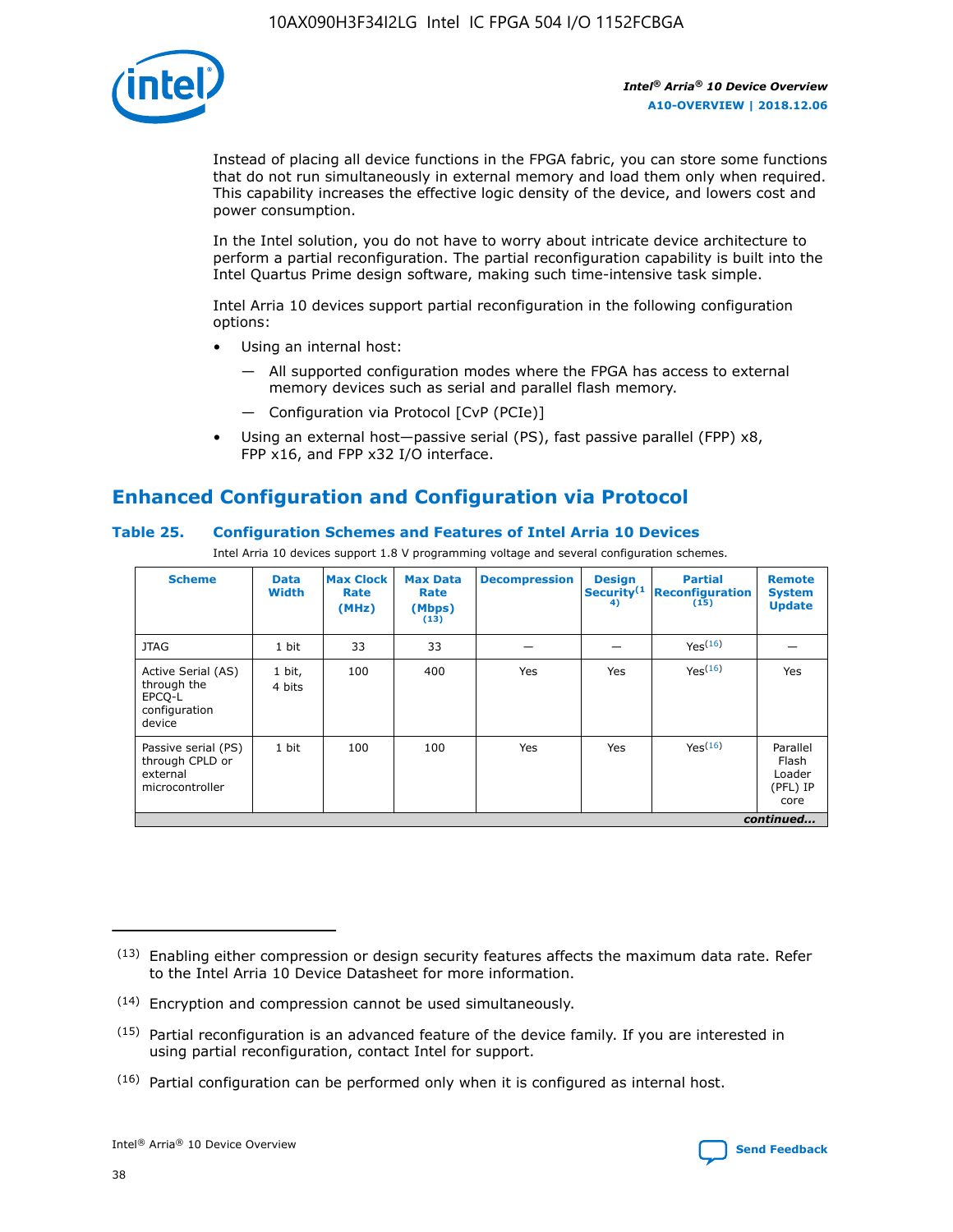Instead of placing all device functions in the FPGA fabric, you can store some functions that do not run simultaneously in external memory and load them only when required. This capability increases the effective logic density of the device, and lowers cost and power consumption.

In the Intel solution, you do not have to worry about intricate device architecture to perform a partial reconfiguration. The partial reconfiguration capability is built into the Intel Quartus Prime design software, making such time-intensive task simple.

Intel Arria 10 devices support partial reconfiguration in the following configuration options:

- Using an internal host:
  - — All supported configuration modes where the FPGA has access to external memory devices such as serial and parallel flash memory.
  - — Configuration via Protocol [CvP (PCIe)]
- Using an external host—passive serial (PS), fast passive parallel (FPP) x8, FPP x16, and FPP x32 I/O interface.

## Enhanced Configuration and Configuration via Protocol

### Table 25. Configuration Schemes and Features of Intel Arria 10 Devices

Intel Arria 10 devices support 1.8 V programming voltage and several configuration schemes.

| Scheme | Data Width | Max Clock Rate (MHz) | Max Data Rate (Mbps) (13) | Decompression | Design Security(14) | Partial Reconfiguration (15) | Remote System Update |
|---|---|---|---|---|---|---|---|
| JTAG | 1 bit | 33 | 33 | — | — | Yes(16) | — |
| Active Serial (AS) through the EPCQ-L configuration device | 1 bit, 4 bits | 100 | 400 | Yes | Yes | Yes(16) | Yes |
| Passive serial (PS) through CPLD or external microcontroller | 1 bit | 100 | 100 | Yes | Yes | Yes(16) | Parallel Flash Loader (PFL) IP core |

*continued...*

(13) Enabling either compression or design security features affects the maximum data rate. Refer to the Intel Arria 10 Device Datasheet for more information.

(14) Encryption and compression cannot be used simultaneously.

(15) Partial reconfiguration is an advanced feature of the device family. If you are interested in using partial reconfiguration, contact Intel for support.

(16) Partial configuration can be performed only when it is configured as internal host.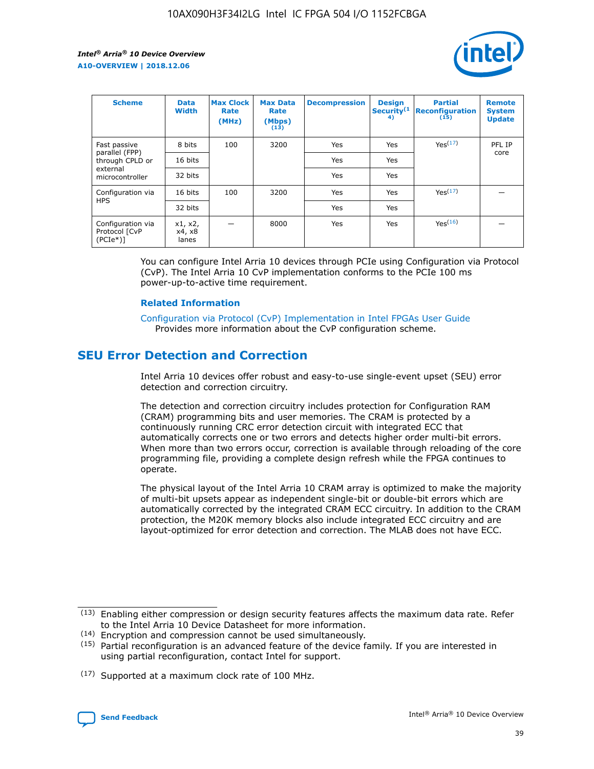| Scheme | Data Width | Max Clock Rate (MHz) | Max Data Rate (Mbps) (13) | Decompression | Design Security(14) | Partial Reconfiguration (15) | Remote System Update |
|---|---|---|---|---|---|---|---|
| Fast passive parallel (FPP) through CPLD or external microcontroller | 8 bits | 100 | 3200 | Yes | Yes | Yes(17) | PFL IP core |
| | 16 bits | | | Yes | Yes | | |
| | 32 bits | | | Yes | Yes | | |
| Configuration via HPS | 16 bits | 100 | 3200 | Yes | Yes | Yes(17) | — |
| | 32 bits | | | Yes | Yes | | |
| Configuration via Protocol [CvP (PCIe*)] | x1, x2, x4, x8 lanes | — | 8000 | Yes | Yes | Yes(16) | — |

You can configure Intel Arria 10 devices through PCIe using Configuration via Protocol (CvP). The Intel Arria 10 CvP implementation conforms to the PCIe 100 ms power-up-to-active time requirement.

**Related Information**

Configuration via Protocol (CvP) Implementation in Intel FPGAs User Guide
Provides more information about the CvP configuration scheme.

## SEU Error Detection and Correction

Intel Arria 10 devices offer robust and easy-to-use single-event upset (SEU) error detection and correction circuitry.

The detection and correction circuitry includes protection for Configuration RAM (CRAM) programming bits and user memories. The CRAM is protected by a continuously running CRC error detection circuit with integrated ECC that automatically corrects one or two errors and detects higher order multi-bit errors. When more than two errors occur, correction is available through reloading of the core programming file, providing a complete design refresh while the FPGA continues to operate.

The physical layout of the Intel Arria 10 CRAM array is optimized to make the majority of multi-bit upsets appear as independent single-bit or double-bit errors which are automatically corrected by the integrated CRAM ECC circuitry. In addition to the CRAM protection, the M20K memory blocks also include integrated ECC circuitry and are layout-optimized for error detection and correction. The MLAB does not have ECC.

(13) Enabling either compression or design security features affects the maximum data rate. Refer to the Intel Arria 10 Device Datasheet for more information.

(14) Encryption and compression cannot be used simultaneously.

(15) Partial reconfiguration is an advanced feature of the device family. If you are interested in using partial reconfiguration, contact Intel for support.

(17) Supported at a maximum clock rate of 100 MHz.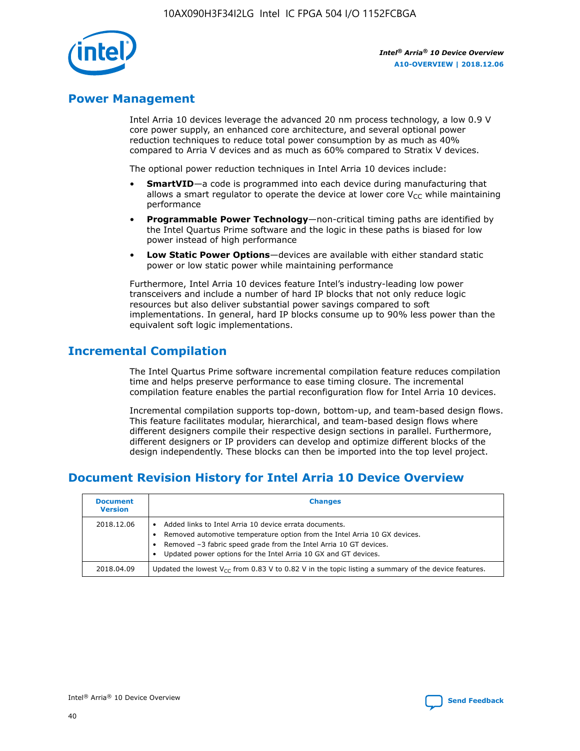## Power Management

Intel Arria 10 devices leverage the advanced 20 nm process technology, a low 0.9 V core power supply, an enhanced core architecture, and several optional power reduction techniques to reduce total power consumption by as much as 40% compared to Arria V devices and as much as 60% compared to Stratix V devices.

The optional power reduction techniques in Intel Arria 10 devices include:

- **SmartVID**—a code is programmed into each device during manufacturing that allows a smart regulator to operate the device at lower core $V_{CC}$ while maintaining performance
- **Programmable Power Technology**—non-critical timing paths are identified by the Intel Quartus Prime software and the logic in these paths is biased for low power instead of high performance
- **Low Static Power Options**—devices are available with either standard static power or low static power while maintaining performance

Furthermore, Intel Arria 10 devices feature Intel's industry-leading low power transceivers and include a number of hard IP blocks that not only reduce logic resources but also deliver substantial power savings compared to soft implementations. In general, hard IP blocks consume up to 90% less power than the equivalent soft logic implementations.

## Incremental Compilation

The Intel Quartus Prime software incremental compilation feature reduces compilation time and helps preserve performance to ease timing closure. The incremental compilation feature enables the partial reconfiguration flow for Intel Arria 10 devices.

Incremental compilation supports top-down, bottom-up, and team-based design flows. This feature facilitates modular, hierarchical, and team-based design flows where different designers compile their respective design sections in parallel. Furthermore, different designers or IP providers can develop and optimize different blocks of the design independently. These blocks can then be imported into the top level project.

## Document Revision History for Intel Arria 10 Device Overview

| Document Version | Changes |
| --- | --- |
| 2018.12.06 | • Added links to Intel Arria 10 device errata documents.<br>• Removed automotive temperature option from the Intel Arria 10 GX devices.<br>• Removed –3 fabric speed grade from the Intel Arria 10 GT devices.<br>• Updated power options for the Intel Arria 10 GX and GT devices. |
| 2018.04.09 | Updated the lowest $V_{CC}$ from 0.83 V to 0.82 V in the topic listing a summary of the device features. |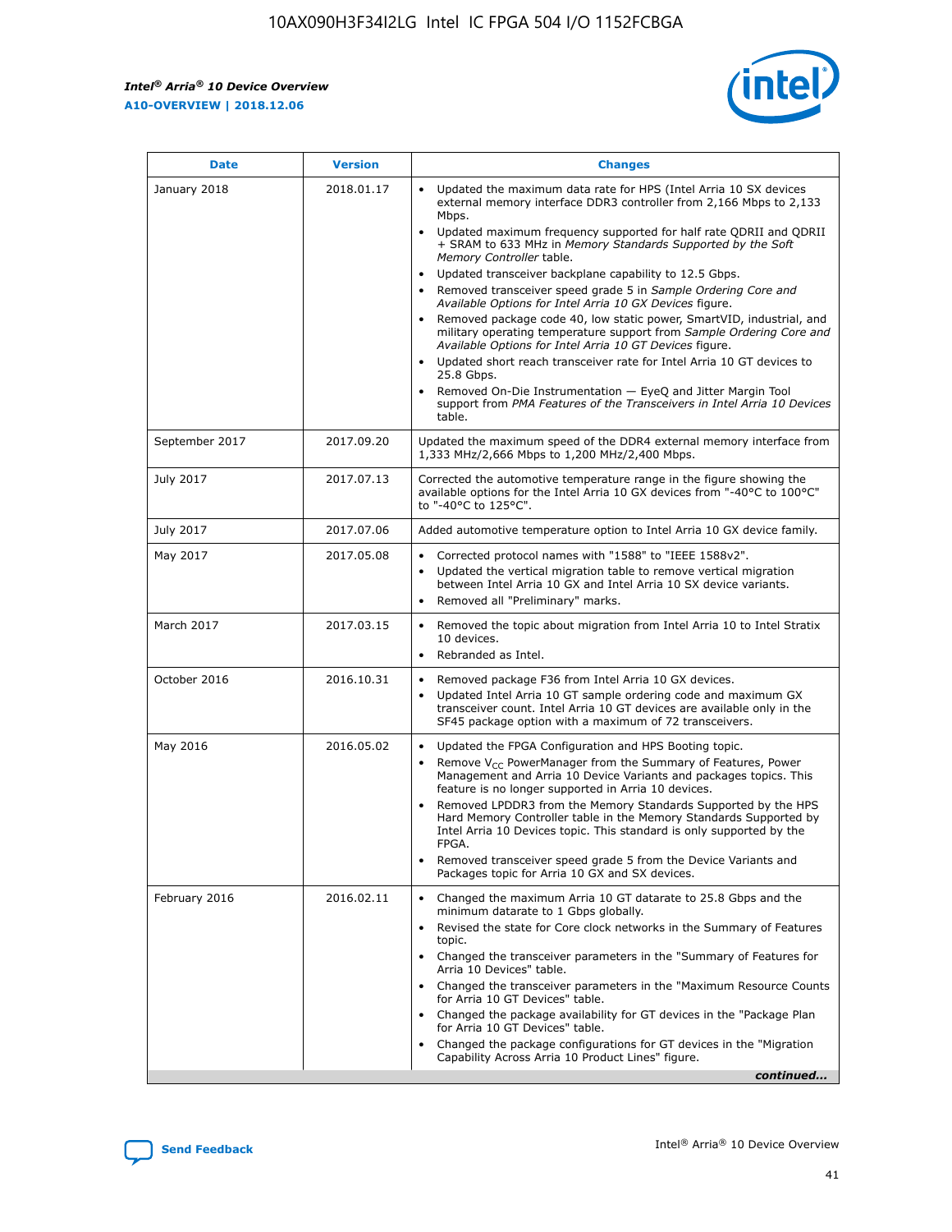| Date | Version | Changes |
| --- | --- | --- |
| January 2018 | 2018.01.17 | • Updated the maximum data rate for HPS (Intel Arria 10 SX devices external memory interface DDR3 controller from 2,166 Mbps to 2,133 Mbps.<br>• Updated maximum frequency supported for half rate QDRII and QDRII + SRAM to 633 MHz in *Memory Standards Supported by the Soft Memory Controller* table.<br>• Updated transceiver backplane capability to 12.5 Gbps.<br>• Removed transceiver speed grade 5 in *Sample Ordering Core and Available Options for Intel Arria 10 GX Devices* figure.<br>• Removed package code 40, low static power, SmartVID, industrial, and military operating temperature support from *Sample Ordering Core and Available Options for Intel Arria 10 GT Devices* figure.<br>• Updated short reach transceiver rate for Intel Arria 10 GT devices to 25.8 Gbps.<br>• Removed On-Die Instrumentation — EyeQ and Jitter Margin Tool support from *PMA Features of the Transceivers in Intel Arria 10 Devices* table. |
| September 2017 | 2017.09.20 | Updated the maximum speed of the DDR4 external memory interface from 1,333 MHz/2,666 Mbps to 1,200 MHz/2,400 Mbps. |
| July 2017 | 2017.07.13 | Corrected the automotive temperature range in the figure showing the available options for the Intel Arria 10 GX devices from "-40°C to 100°C" to "-40°C to 125°C". |
| July 2017 | 2017.07.06 | Added automotive temperature option to Intel Arria 10 GX device family. |
| May 2017 | 2017.05.08 | • Corrected protocol names with "1588" to "IEEE 1588v2".<br>• Updated the vertical migration table to remove vertical migration between Intel Arria 10 GX and Intel Arria 10 SX device variants.<br>• Removed all "Preliminary" marks. |
| March 2017 | 2017.03.15 | • Removed the topic about migration from Intel Arria 10 to Intel Stratix 10 devices.<br>• Rebranded as Intel. |
| October 2016 | 2016.10.31 | • Removed package F36 from Intel Arria 10 GX devices.<br>• Updated Intel Arria 10 GT sample ordering code and maximum GX transceiver count. Intel Arria 10 GT devices are available only in the SF45 package option with a maximum of 72 transceivers. |
| May 2016 | 2016.05.02 | • Updated the FPGA Configuration and HPS Booting topic.<br>• Remove $V_{CC}$ PowerManager from the Summary of Features, Power Management and Arria 10 Device Variants and packages topics. This feature is no longer supported in Arria 10 devices.<br>• Removed LPDDR3 from the Memory Standards Supported by the HPS Hard Memory Controller table in the Memory Standards Supported by Intel Arria 10 Devices topic. This standard is only supported by the FPGA.<br>• Removed transceiver speed grade 5 from the Device Variants and Packages topic for Arria 10 GX and SX devices. |
| February 2016 | 2016.02.11 | • Changed the maximum Arria 10 GT datarate to 25.8 Gbps and the minimum datarate to 1 Gbps globally.<br>• Revised the state for Core clock networks in the Summary of Features topic.<br>• Changed the transceiver parameters in the "Summary of Features for Arria 10 Devices" table.<br>• Changed the transceiver parameters in the "Maximum Resource Counts for Arria 10 GT Devices" table.<br>• Changed the package availability for GT devices in the "Package Plan for Arria 10 GT Devices" table.<br>• Changed the package configurations for GT devices in the "Migration Capability Across Arria 10 Product Lines" figure. |

*continued...*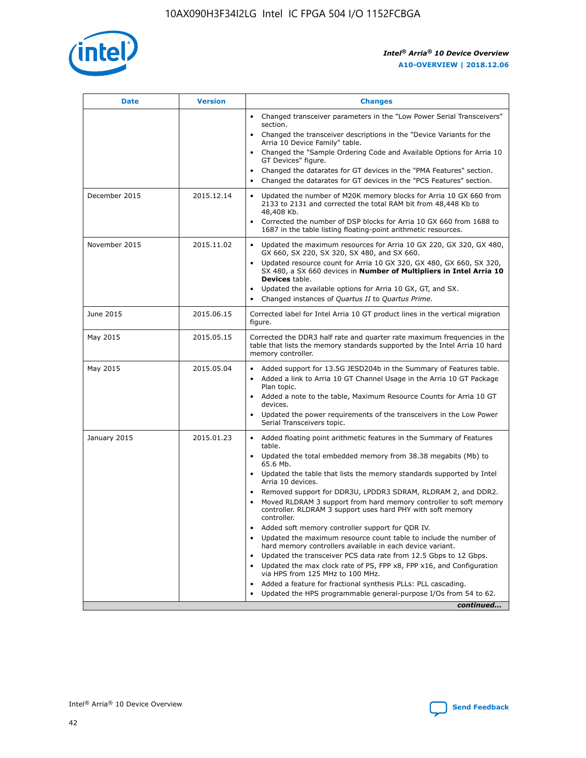| Date | Version | Changes |
| --- | --- | --- |
| | | • Changed transceiver parameters in the "Low Power Serial Transceivers" section. • Changed the transceiver descriptions in the "Device Variants for the Arria 10 Device Family" table. • Changed the "Sample Ordering Code and Available Options for Arria 10 GT Devices" figure. • Changed the datarates for GT devices in the "PMA Features" section. • Changed the datarates for GT devices in the "PCS Features" section. |
| December 2015 | 2015.12.14 | • Updated the number of M20K memory blocks for Arria 10 GX 660 from 2133 to 2131 and corrected the total RAM bit from 48,448 Kb to 48,408 Kb. • Corrected the number of DSP blocks for Arria 10 GX 660 from 1688 to 1687 in the table listing floating-point arithmetic resources. |
| November 2015 | 2015.11.02 | • Updated the maximum resources for Arria 10 GX 220, GX 320, GX 480, GX 660, SX 220, SX 320, SX 480, and SX 660. • Updated resource count for Arria 10 GX 320, GX 480, GX 660, SX 320, SX 480, a SX 660 devices in **Number of Multipliers in Intel Arria 10 Devices** table. • Updated the available options for Arria 10 GX, GT, and SX. • Changed instances of *Quartus II* to *Quartus Prime*. |
| June 2015 | 2015.06.15 | Corrected label for Intel Arria 10 GT product lines in the vertical migration figure. |
| May 2015 | 2015.05.15 | Corrected the DDR3 half rate and quarter rate maximum frequencies in the table that lists the memory standards supported by the Intel Arria 10 hard memory controller. |
| May 2015 | 2015.05.04 | • Added support for 13.5G JESD204b in the Summary of Features table. • Added a link to Arria 10 GT Channel Usage in the Arria 10 GT Package Plan topic. • Added a note to the table, Maximum Resource Counts for Arria 10 GT devices. • Updated the power requirements of the transceivers in the Low Power Serial Transceivers topic. |
| January 2015 | 2015.01.23 | • Added floating point arithmetic features in the Summary of Features table. • Updated the total embedded memory from 38.38 megabits (Mb) to 65.6 Mb. • Updated the table that lists the memory standards supported by Intel Arria 10 devices. • Removed support for DDR3U, LPDDR3 SDRAM, RLDRAM 2, and DDR2. • Moved RLDRAM 3 support from hard memory controller to soft memory controller. RLDRAM 3 support uses hard PHY with soft memory controller. • Added soft memory controller support for QDR IV. • Updated the maximum resource count table to include the number of hard memory controllers available in each device variant. • Updated the transceiver PCS data rate from 12.5 Gbps to 12 Gbps. • Updated the max clock rate of PS, FPP x8, FPP x16, and Configuration via HPS from 125 MHz to 100 MHz. • Added a feature for fractional synthesis PLLs: PLL cascading. • Updated the HPS programmable general-purpose I/Os from 54 to 62. |

*continued...*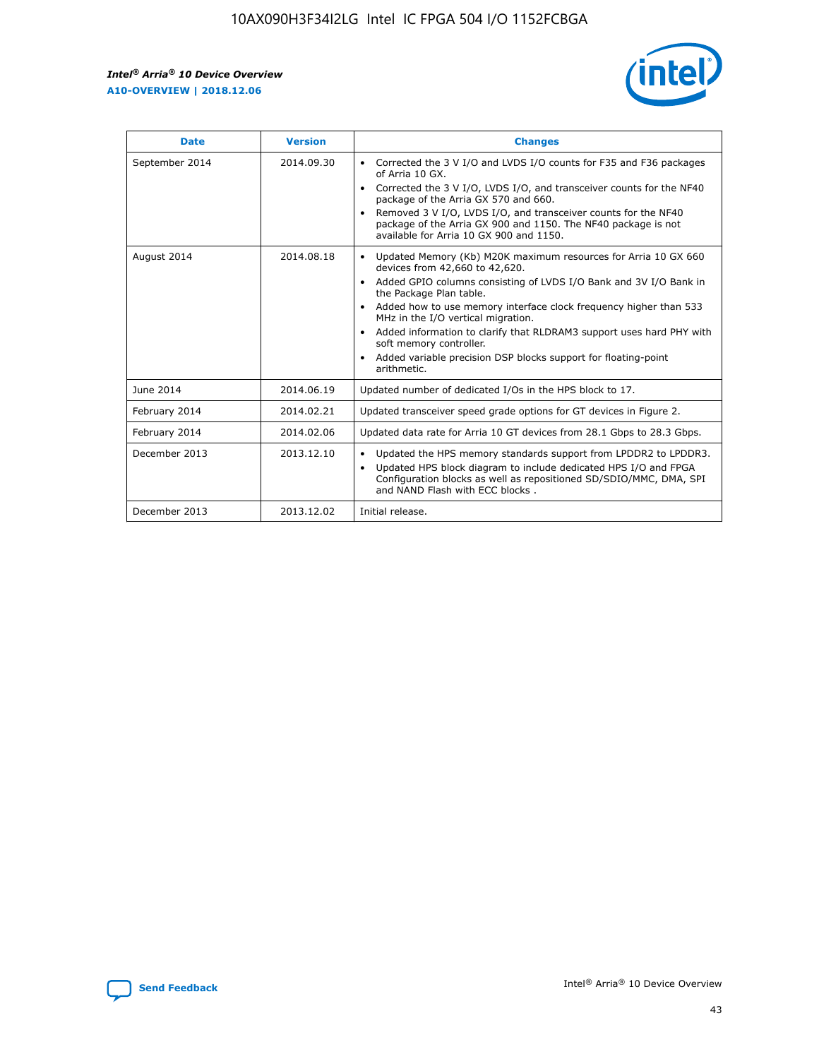| Date | Version | Changes |
| --- | --- | --- |
| September 2014 | 2014.09.30 | • Corrected the 3 V I/O and LVDS I/O counts for F35 and F36 packages of Arria 10 GX.<br>• Corrected the 3 V I/O, LVDS I/O, and transceiver counts for the NF40 package of the Arria GX 570 and 660.<br>• Removed 3 V I/O, LVDS I/O, and transceiver counts for the NF40 package of the Arria GX 900 and 1150. The NF40 package is not available for Arria 10 GX 900 and 1150. |
| August 2014 | 2014.08.18 | • Updated Memory (Kb) M20K maximum resources for Arria 10 GX 660 devices from 42,660 to 42,620.<br>• Added GPIO columns consisting of LVDS I/O Bank and 3V I/O Bank in the Package Plan table.<br>• Added how to use memory interface clock frequency higher than 533 MHz in the I/O vertical migration.<br>• Added information to clarify that RLDRAM3 support uses hard PHY with soft memory controller.<br>• Added variable precision DSP blocks support for floating-point arithmetic. |
| June 2014 | 2014.06.19 | Updated number of dedicated I/Os in the HPS block to 17. |
| February 2014 | 2014.02.21 | Updated transceiver speed grade options for GT devices in Figure 2. |
| February 2014 | 2014.02.06 | Updated data rate for Arria 10 GT devices from 28.1 Gbps to 28.3 Gbps. |
| December 2013 | 2013.12.10 | • Updated the HPS memory standards support from LPDDR2 to LPDDR3.<br>• Updated HPS block diagram to include dedicated HPS I/O and FPGA Configuration blocks as well as repositioned SD/SDIO/MMC, DMA, SPI and NAND Flash with ECC blocks . |
| December 2013 | 2013.12.02 | Initial release. |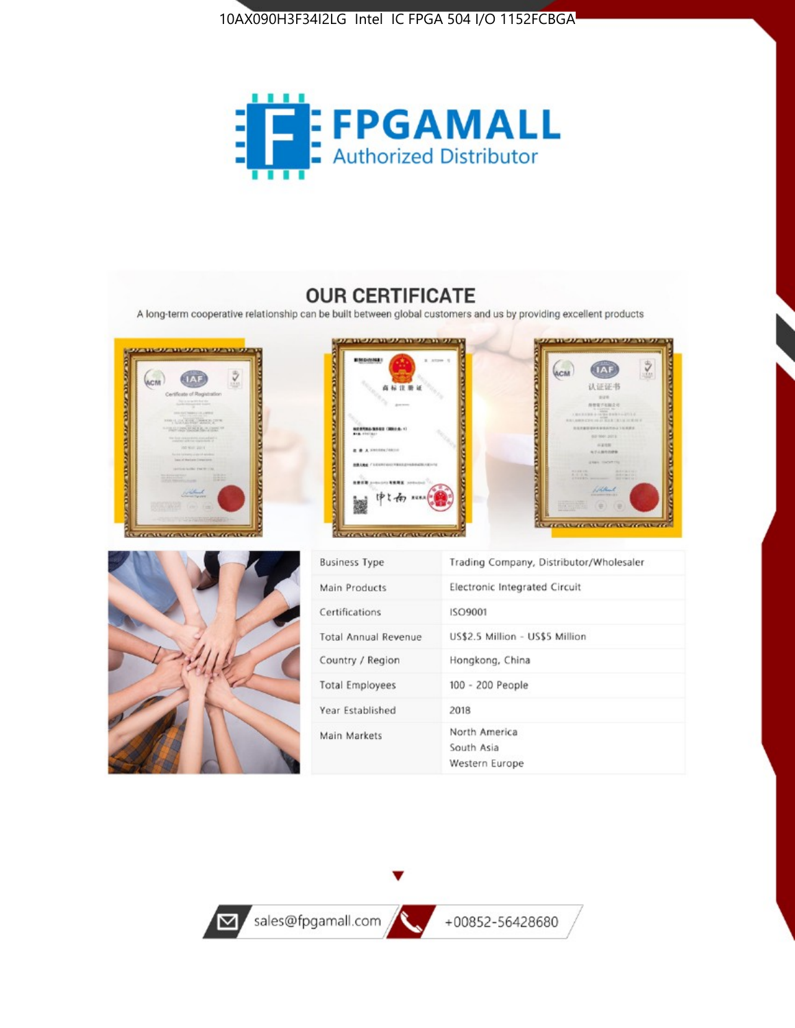# FPGAMALL
Authorized Distributor

## OUR CERTIFICATE

A long-term cooperative relationship can be built between global customers and us by providing excellent products

| | |
|---|---|
| Business Type | Trading Company, Distributor/Wholesaler |
| Main Products | Electronic Integrated Circuit |
| Certifications | ISO9001 |
| Total Annual Revenue | US$2.5 Million - US$5 Million |
| Country / Region | Hongkong, China |
| Total Employees | 100 - 200 People |
| Year Established | 2018 |
| Main Markets | North America<br>South Asia<br>Western Europe |

sales@fpgamall.com

+00852-56428680